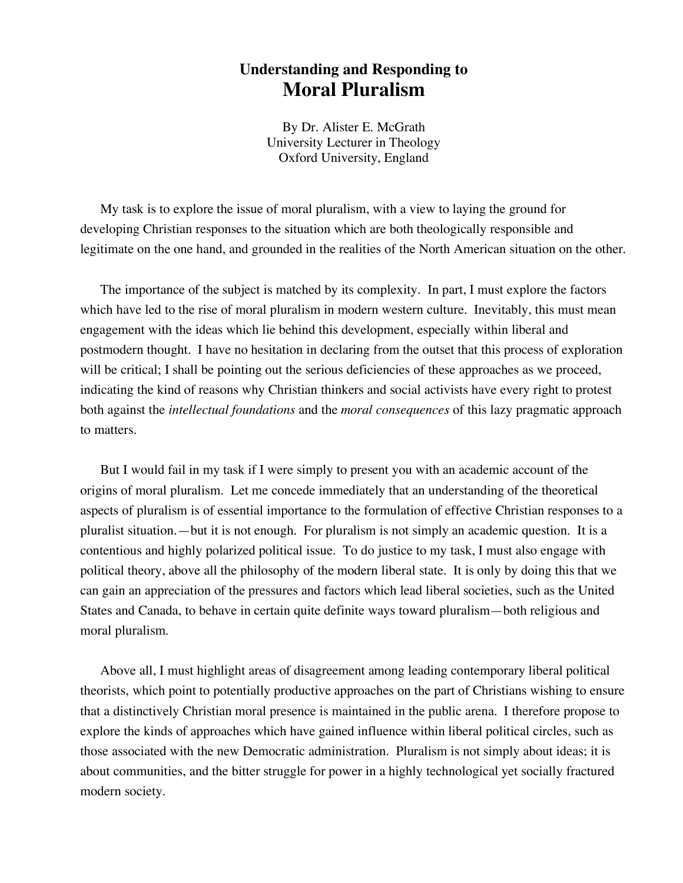# Understanding and Responding to
# Moral Pluralism

By Dr. Alister E. McGrath
University Lecturer in Theology
Oxford University, England

My task is to explore the issue of moral pluralism, with a view to laying the ground for developing Christian responses to the situation which are both theologically responsible and legitimate on the one hand, and grounded in the realities of the North American situation on the other.

The importance of the subject is matched by its complexity. In part, I must explore the factors which have led to the rise of moral pluralism in modern western culture. Inevitably, this must mean engagement with the ideas which lie behind this development, especially within liberal and postmodern thought. I have no hesitation in declaring from the outset that this process of exploration will be critical; I shall be pointing out the serious deficiencies of these approaches as we proceed, indicating the kind of reasons why Christian thinkers and social activists have every right to protest both against the *intellectual foundations* and the *moral consequences* of this lazy pragmatic approach to matters.

But I would fail in my task if I were simply to present you with an academic account of the origins of moral pluralism. Let me concede immediately that an understanding of the theoretical aspects of pluralism is of essential importance to the formulation of effective Christian responses to a pluralist situation.—but it is not enough. For pluralism is not simply an academic question. It is a contentious and highly polarized political issue. To do justice to my task, I must also engage with political theory, above all the philosophy of the modern liberal state. It is only by doing this that we can gain an appreciation of the pressures and factors which lead liberal societies, such as the United States and Canada, to behave in certain quite definite ways toward pluralism—both religious and moral pluralism.

Above all, I must highlight areas of disagreement among leading contemporary liberal political theorists, which point to potentially productive approaches on the part of Christians wishing to ensure that a distinctively Christian moral presence is maintained in the public arena. I therefore propose to explore the kinds of approaches which have gained influence within liberal political circles, such as those associated with the new Democratic administration. Pluralism is not simply about ideas; it is about communities, and the bitter struggle for power in a highly technological yet socially fractured modern society.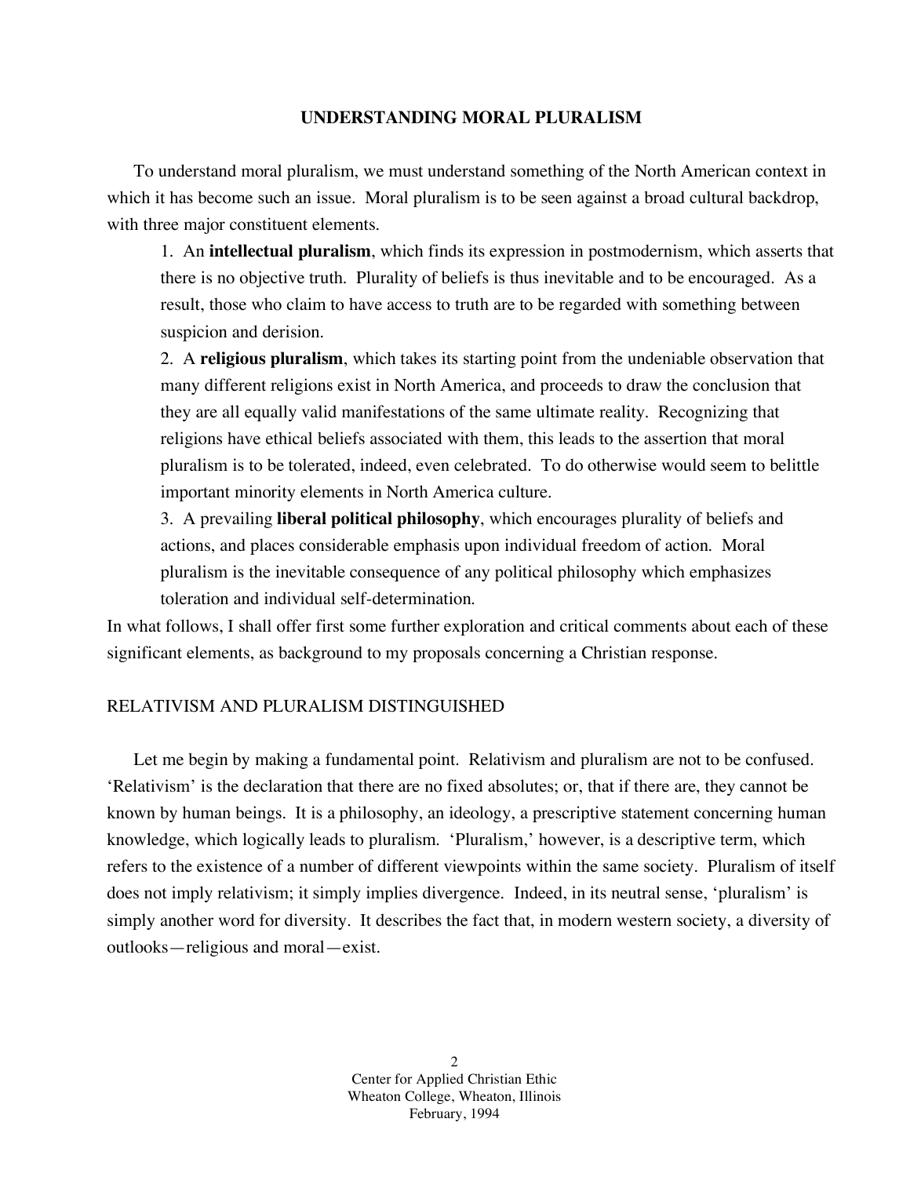## UNDERSTANDING MORAL PLURALISM

To understand moral pluralism, we must understand something of the North American context in which it has become such an issue. Moral pluralism is to be seen against a broad cultural backdrop, with three major constituent elements.

1. An **intellectual pluralism**, which finds its expression in postmodernism, which asserts that there is no objective truth. Plurality of beliefs is thus inevitable and to be encouraged. As a result, those who claim to have access to truth are to be regarded with something between suspicion and derision.
2. A **religious pluralism**, which takes its starting point from the undeniable observation that many different religions exist in North America, and proceeds to draw the conclusion that they are all equally valid manifestations of the same ultimate reality. Recognizing that religions have ethical beliefs associated with them, this leads to the assertion that moral pluralism is to be tolerated, indeed, even celebrated. To do otherwise would seem to belittle important minority elements in North America culture.
3. A prevailing **liberal political philosophy**, which encourages plurality of beliefs and actions, and places considerable emphasis upon individual freedom of action. Moral pluralism is the inevitable consequence of any political philosophy which emphasizes toleration and individual self-determination.

In what follows, I shall offer first some further exploration and critical comments about each of these significant elements, as background to my proposals concerning a Christian response.

### RELATIVISM AND PLURALISM DISTINGUISHED

Let me begin by making a fundamental point. Relativism and pluralism are not to be confused. 'Relativism' is the declaration that there are no fixed absolutes; or, that if there are, they cannot be known by human beings. It is a philosophy, an ideology, a prescriptive statement concerning human knowledge, which logically leads to pluralism. 'Pluralism,' however, is a descriptive term, which refers to the existence of a number of different viewpoints within the same society. Pluralism of itself does not imply relativism; it simply implies divergence. Indeed, in its neutral sense, 'pluralism' is simply another word for diversity. It describes the fact that, in modern western society, a diversity of outlooks—religious and moral—exist.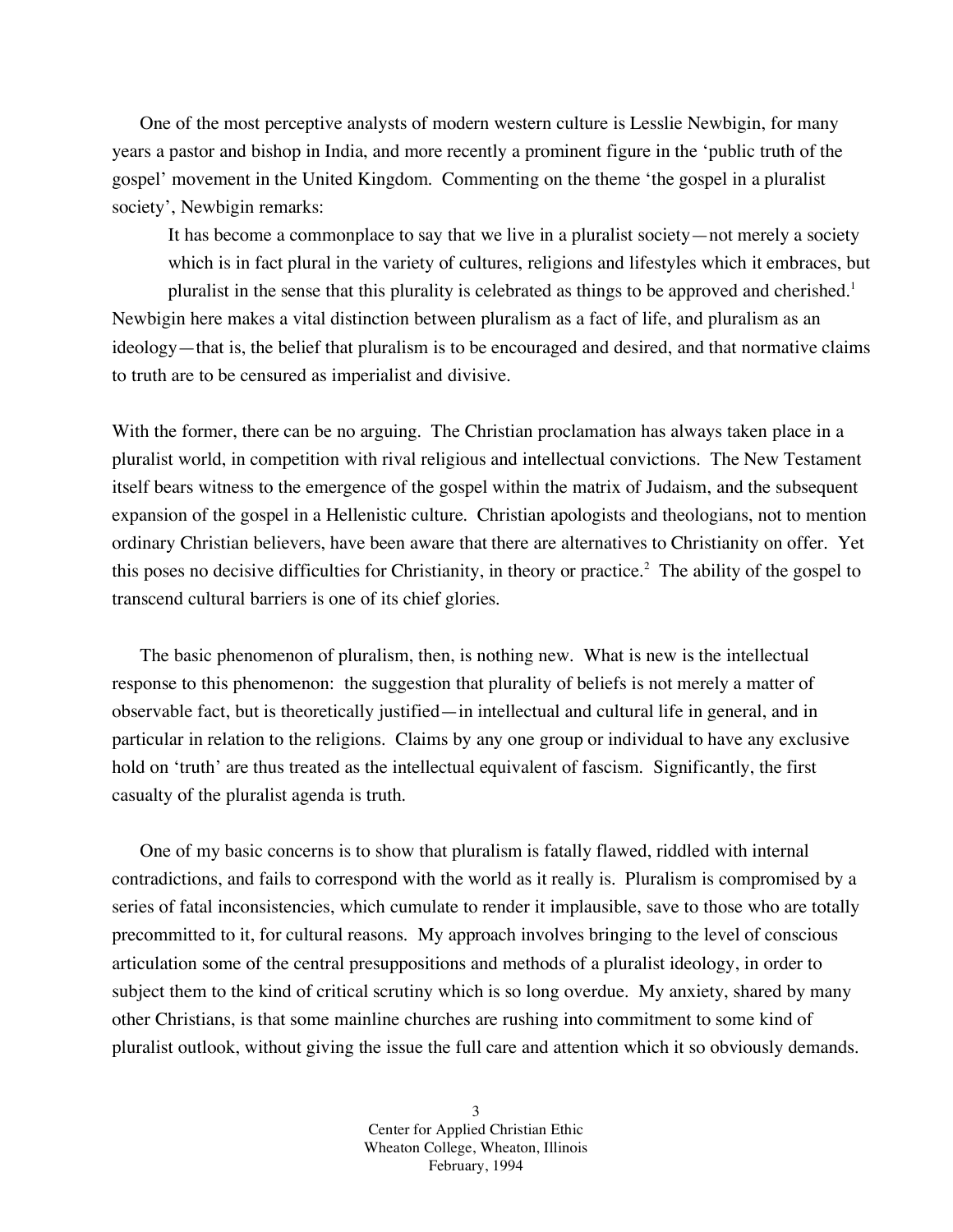One of the most perceptive analysts of modern western culture is Lesslie Newbigin, for many years a pastor and bishop in India, and more recently a prominent figure in the 'public truth of the gospel' movement in the United Kingdom. Commenting on the theme 'the gospel in a pluralist society', Newbigin remarks:

> It has become a commonplace to say that we live in a pluralist society—not merely a society which is in fact plural in the variety of cultures, religions and lifestyles which it embraces, but pluralist in the sense that this plurality is celebrated as things to be approved and cherished.[1]

Newbigin here makes a vital distinction between pluralism as a fact of life, and pluralism as an ideology—that is, the belief that pluralism is to be encouraged and desired, and that normative claims to truth are to be censured as imperialist and divisive.

With the former, there can be no arguing. The Christian proclamation has always taken place in a pluralist world, in competition with rival religious and intellectual convictions. The New Testament itself bears witness to the emergence of the gospel within the matrix of Judaism, and the subsequent expansion of the gospel in a Hellenistic culture. Christian apologists and theologians, not to mention ordinary Christian believers, have been aware that there are alternatives to Christianity on offer. Yet this poses no decisive difficulties for Christianity, in theory or practice.[2] The ability of the gospel to transcend cultural barriers is one of its chief glories.

The basic phenomenon of pluralism, then, is nothing new. What is new is the intellectual response to this phenomenon: the suggestion that plurality of beliefs is not merely a matter of observable fact, but is theoretically justified—in intellectual and cultural life in general, and in particular in relation to the religions. Claims by any one group or individual to have any exclusive hold on 'truth' are thus treated as the intellectual equivalent of fascism. Significantly, the first casualty of the pluralist agenda is truth.

One of my basic concerns is to show that pluralism is fatally flawed, riddled with internal contradictions, and fails to correspond with the world as it really is. Pluralism is compromised by a series of fatal inconsistencies, which cumulate to render it implausible, save to those who are totally precommitted to it, for cultural reasons. My approach involves bringing to the level of conscious articulation some of the central presuppositions and methods of a pluralist ideology, in order to subject them to the kind of critical scrutiny which is so long overdue. My anxiety, shared by many other Christians, is that some mainline churches are rushing into commitment to some kind of pluralist outlook, without giving the issue the full care and attention which it so obviously demands.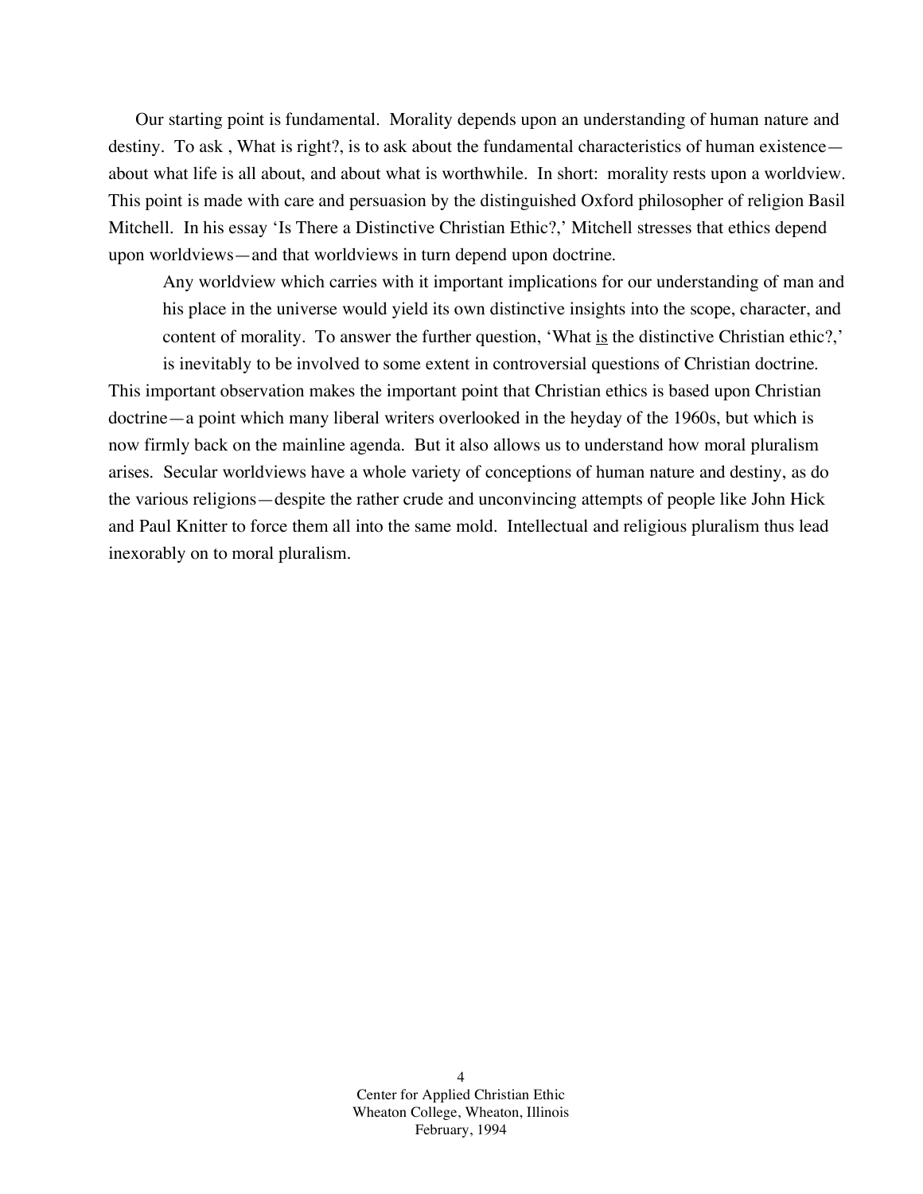Our starting point is fundamental. Morality depends upon an understanding of human nature and destiny. To ask , What is right?, is to ask about the fundamental characteristics of human existence—about what life is all about, and about what is worthwhile. In short: morality rests upon a worldview. This point is made with care and persuasion by the distinguished Oxford philosopher of religion Basil Mitchell. In his essay 'Is There a Distinctive Christian Ethic?,' Mitchell stresses that ethics depend upon worldviews—and that worldviews in turn depend upon doctrine.

> Any worldview which carries with it important implications for our understanding of man and his place in the universe would yield its own distinctive insights into the scope, character, and content of morality. To answer the further question, 'What <u>is</u> the distinctive Christian ethic?,' is inevitably to be involved to some extent in controversial questions of Christian doctrine.

This important observation makes the important point that Christian ethics is based upon Christian doctrine—a point which many liberal writers overlooked in the heyday of the 1960s, but which is now firmly back on the mainline agenda. But it also allows us to understand how moral pluralism arises. Secular worldviews have a whole variety of conceptions of human nature and destiny, as do the various religions—despite the rather crude and unconvincing attempts of people like John Hick and Paul Knitter to force them all into the same mold. Intellectual and religious pluralism thus lead inexorably on to moral pluralism.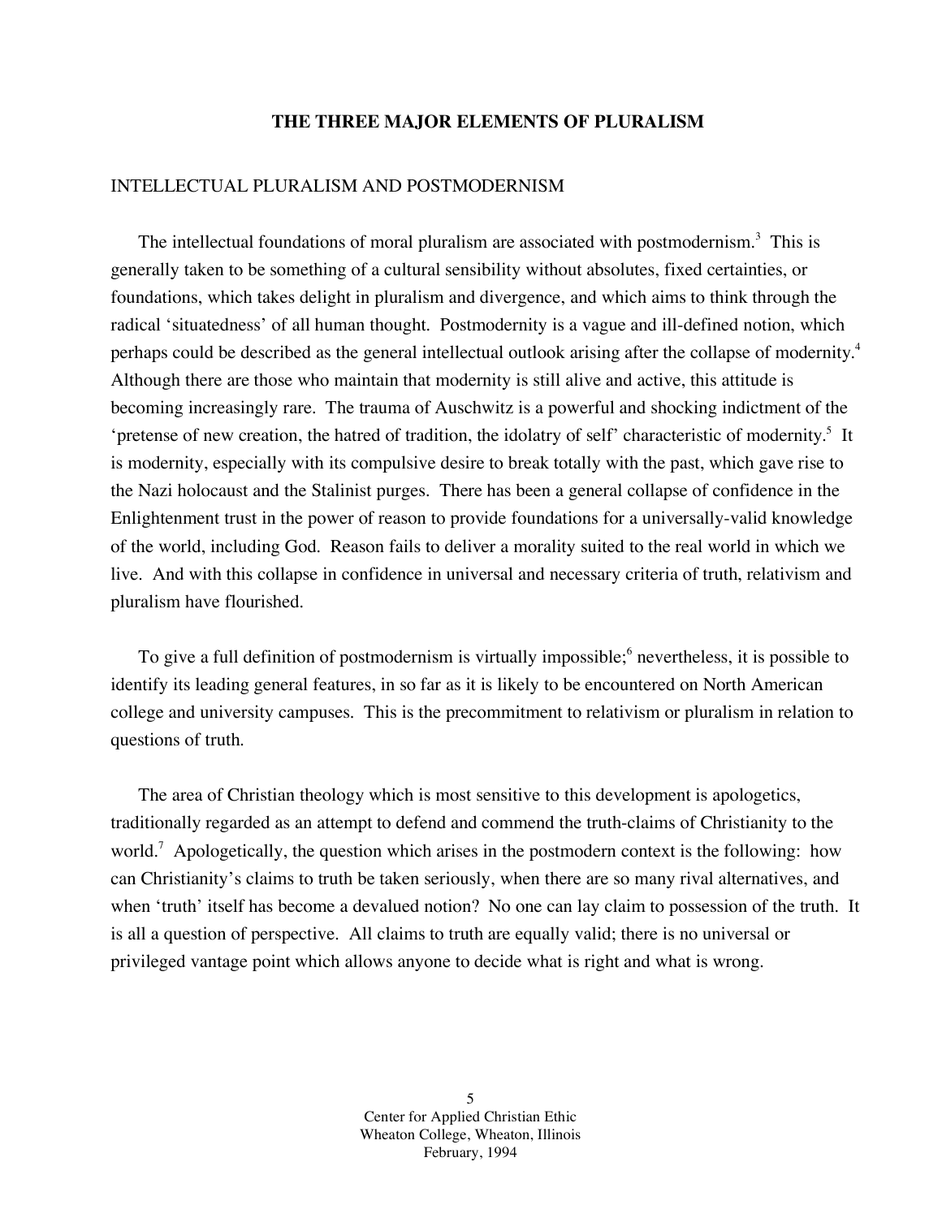## THE THREE MAJOR ELEMENTS OF PLURALISM

### INTELLECTUAL PLURALISM AND POSTMODERNISM

The intellectual foundations of moral pluralism are associated with postmodernism.[3] This is generally taken to be something of a cultural sensibility without absolutes, fixed certainties, or foundations, which takes delight in pluralism and divergence, and which aims to think through the radical 'situatedness' of all human thought. Postmodernity is a vague and ill-defined notion, which perhaps could be described as the general intellectual outlook arising after the collapse of modernity.[4] Although there are those who maintain that modernity is still alive and active, this attitude is becoming increasingly rare. The trauma of Auschwitz is a powerful and shocking indictment of the 'pretense of new creation, the hatred of tradition, the idolatry of self' characteristic of modernity.[5] It is modernity, especially with its compulsive desire to break totally with the past, which gave rise to the Nazi holocaust and the Stalinist purges. There has been a general collapse of confidence in the Enlightenment trust in the power of reason to provide foundations for a universally-valid knowledge of the world, including God. Reason fails to deliver a morality suited to the real world in which we live. And with this collapse in confidence in universal and necessary criteria of truth, relativism and pluralism have flourished.

To give a full definition of postmodernism is virtually impossible;[6] nevertheless, it is possible to identify its leading general features, in so far as it is likely to be encountered on North American college and university campuses. This is the precommitment to relativism or pluralism in relation to questions of truth.

The area of Christian theology which is most sensitive to this development is apologetics, traditionally regarded as an attempt to defend and commend the truth-claims of Christianity to the world.[7] Apologetically, the question which arises in the postmodern context is the following: how can Christianity's claims to truth be taken seriously, when there are so many rival alternatives, and when 'truth' itself has become a devalued notion? No one can lay claim to possession of the truth. It is all a question of perspective. All claims to truth are equally valid; there is no universal or privileged vantage point which allows anyone to decide what is right and what is wrong.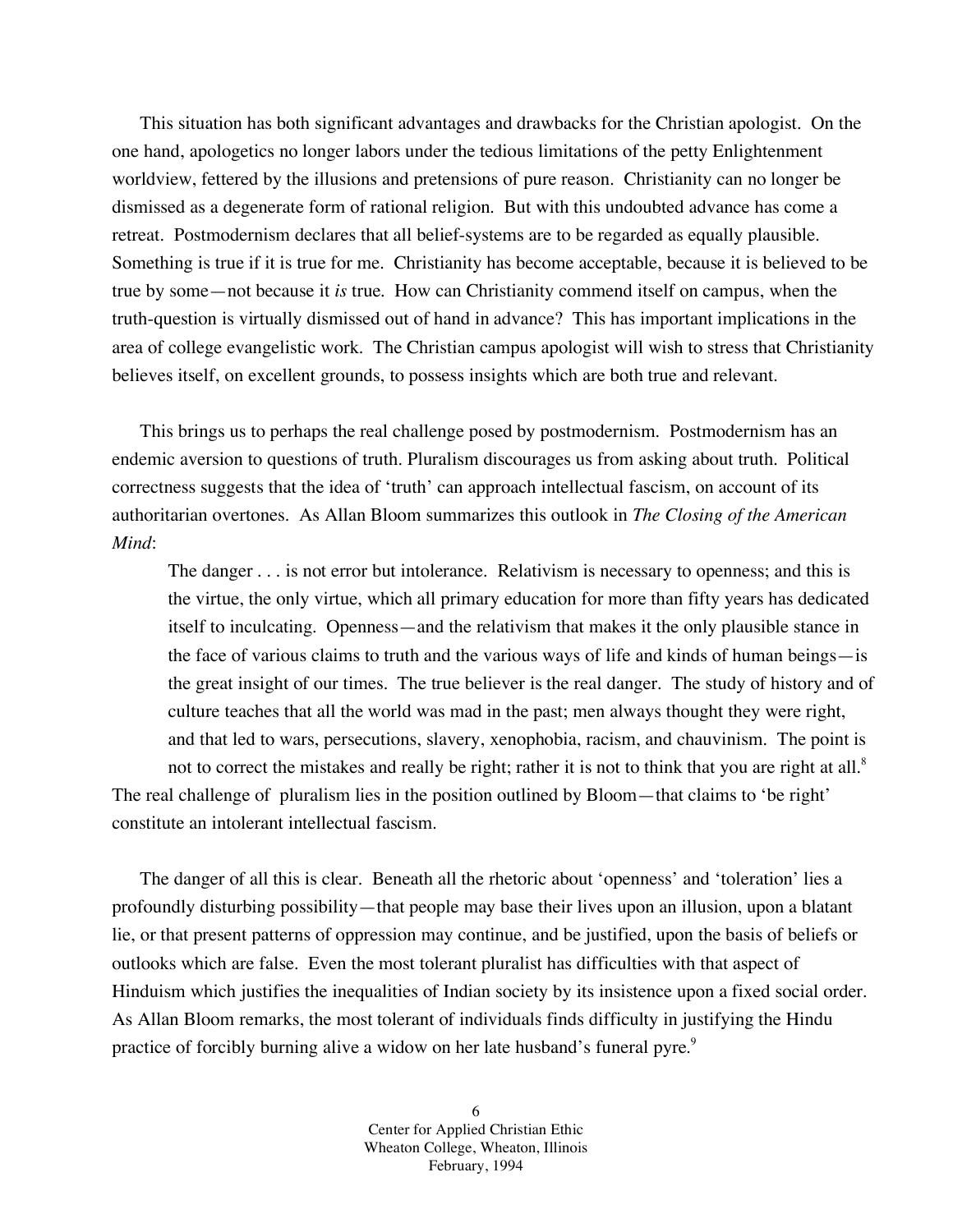This situation has both significant advantages and drawbacks for the Christian apologist. On the one hand, apologetics no longer labors under the tedious limitations of the petty Enlightenment worldview, fettered by the illusions and pretensions of pure reason. Christianity can no longer be dismissed as a degenerate form of rational religion. But with this undoubted advance has come a retreat. Postmodernism declares that all belief-systems are to be regarded as equally plausible. Something is true if it is true for me. Christianity has become acceptable, because it is believed to be true by some—not because it *is* true. How can Christianity commend itself on campus, when the truth-question is virtually dismissed out of hand in advance? This has important implications in the area of college evangelistic work. The Christian campus apologist will wish to stress that Christianity believes itself, on excellent grounds, to possess insights which are both true and relevant.

This brings us to perhaps the real challenge posed by postmodernism. Postmodernism has an endemic aversion to questions of truth. Pluralism discourages us from asking about truth. Political correctness suggests that the idea of 'truth' can approach intellectual fascism, on account of its authoritarian overtones. As Allan Bloom summarizes this outlook in *The Closing of the American Mind*:

> The danger . . . is not error but intolerance. Relativism is necessary to openness; and this is the virtue, the only virtue, which all primary education for more than fifty years has dedicated itself to inculcating. Openness—and the relativism that makes it the only plausible stance in the face of various claims to truth and the various ways of life and kinds of human beings—is the great insight of our times. The true believer is the real danger. The study of history and of culture teaches that all the world was mad in the past; men always thought they were right, and that led to wars, persecutions, slavery, xenophobia, racism, and chauvinism. The point is not to correct the mistakes and really be right; rather it is not to think that you are right at all.[8]

The real challenge of pluralism lies in the position outlined by Bloom—that claims to 'be right' constitute an intolerant intellectual fascism.

The danger of all this is clear. Beneath all the rhetoric about 'openness' and 'toleration' lies a profoundly disturbing possibility—that people may base their lives upon an illusion, upon a blatant lie, or that present patterns of oppression may continue, and be justified, upon the basis of beliefs or outlooks which are false. Even the most tolerant pluralist has difficulties with that aspect of Hinduism which justifies the inequalities of Indian society by its insistence upon a fixed social order. As Allan Bloom remarks, the most tolerant of individuals finds difficulty in justifying the Hindu practice of forcibly burning alive a widow on her late husband's funeral pyre.[9]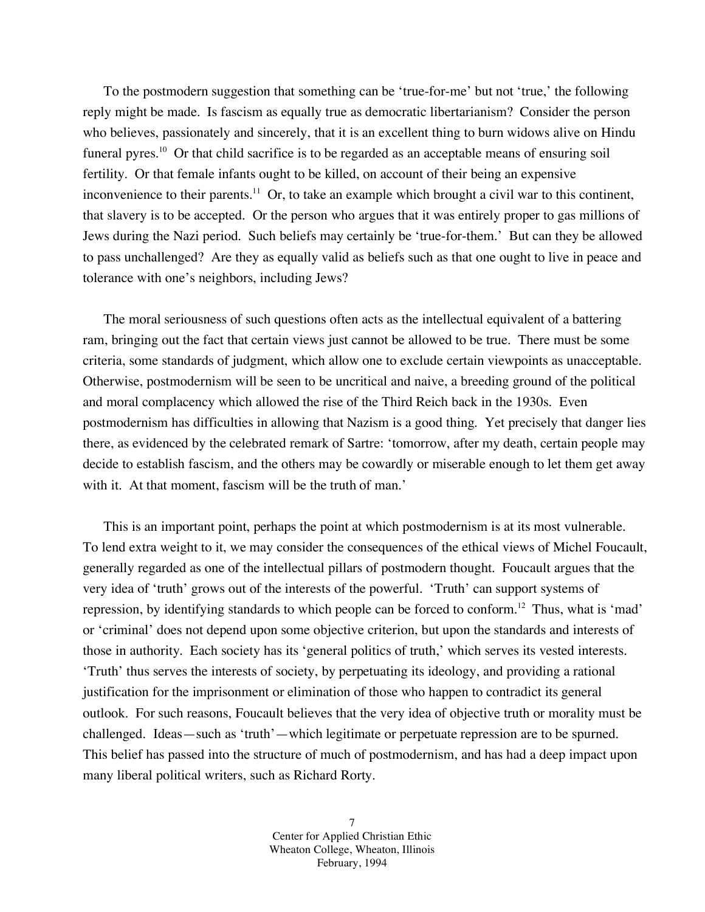To the postmodern suggestion that something can be 'true-for-me' but not 'true,' the following reply might be made. Is fascism as equally true as democratic libertarianism? Consider the person who believes, passionately and sincerely, that it is an excellent thing to burn widows alive on Hindu funeral pyres.[10] Or that child sacrifice is to be regarded as an acceptable means of ensuring soil fertility. Or that female infants ought to be killed, on account of their being an expensive inconvenience to their parents.[11] Or, to take an example which brought a civil war to this continent, that slavery is to be accepted. Or the person who argues that it was entirely proper to gas millions of Jews during the Nazi period. Such beliefs may certainly be 'true-for-them.' But can they be allowed to pass unchallenged? Are they as equally valid as beliefs such as that one ought to live in peace and tolerance with one's neighbors, including Jews?

The moral seriousness of such questions often acts as the intellectual equivalent of a battering ram, bringing out the fact that certain views just cannot be allowed to be true. There must be some criteria, some standards of judgment, which allow one to exclude certain viewpoints as unacceptable. Otherwise, postmodernism will be seen to be uncritical and naive, a breeding ground of the political and moral complacency which allowed the rise of the Third Reich back in the 1930s. Even postmodernism has difficulties in allowing that Nazism is a good thing. Yet precisely that danger lies there, as evidenced by the celebrated remark of Sartre: 'tomorrow, after my death, certain people may decide to establish fascism, and the others may be cowardly or miserable enough to let them get away with it. At that moment, fascism will be the truth of man.'

This is an important point, perhaps the point at which postmodernism is at its most vulnerable. To lend extra weight to it, we may consider the consequences of the ethical views of Michel Foucault, generally regarded as one of the intellectual pillars of postmodern thought. Foucault argues that the very idea of 'truth' grows out of the interests of the powerful. 'Truth' can support systems of repression, by identifying standards to which people can be forced to conform.[12] Thus, what is 'mad' or 'criminal' does not depend upon some objective criterion, but upon the standards and interests of those in authority. Each society has its 'general politics of truth,' which serves its vested interests. 'Truth' thus serves the interests of society, by perpetuating its ideology, and providing a rational justification for the imprisonment or elimination of those who happen to contradict its general outlook. For such reasons, Foucault believes that the very idea of objective truth or morality must be challenged. Ideas—such as 'truth'—which legitimate or perpetuate repression are to be spurned. This belief has passed into the structure of much of postmodernism, and has had a deep impact upon many liberal political writers, such as Richard Rorty.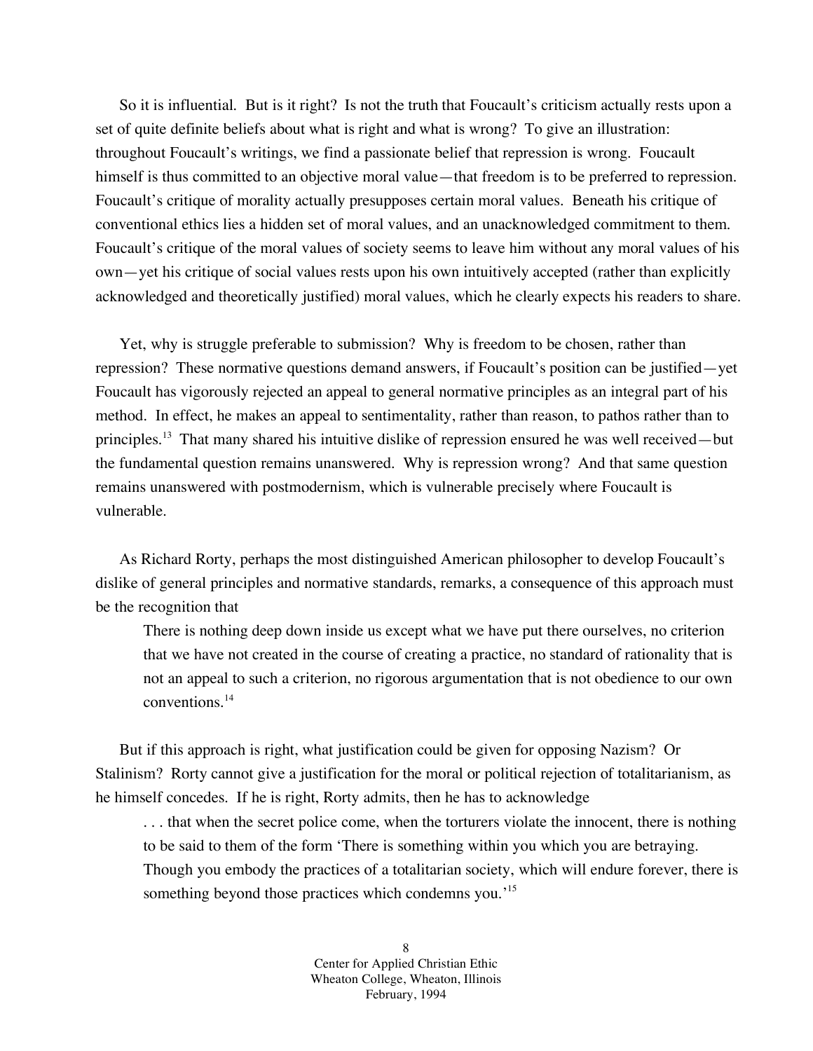So it is influential. But is it right? Is not the truth that Foucault's criticism actually rests upon a set of quite definite beliefs about what is right and what is wrong? To give an illustration: throughout Foucault's writings, we find a passionate belief that repression is wrong. Foucault himself is thus committed to an objective moral value—that freedom is to be preferred to repression. Foucault's critique of morality actually presupposes certain moral values. Beneath his critique of conventional ethics lies a hidden set of moral values, and an unacknowledged commitment to them. Foucault's critique of the moral values of society seems to leave him without any moral values of his own—yet his critique of social values rests upon his own intuitively accepted (rather than explicitly acknowledged and theoretically justified) moral values, which he clearly expects his readers to share.

Yet, why is struggle preferable to submission? Why is freedom to be chosen, rather than repression? These normative questions demand answers, if Foucault's position can be justified—yet Foucault has vigorously rejected an appeal to general normative principles as an integral part of his method. In effect, he makes an appeal to sentimentality, rather than reason, to pathos rather than to principles.[13] That many shared his intuitive dislike of repression ensured he was well received—but the fundamental question remains unanswered. Why is repression wrong? And that same question remains unanswered with postmodernism, which is vulnerable precisely where Foucault is vulnerable.

As Richard Rorty, perhaps the most distinguished American philosopher to develop Foucault's dislike of general principles and normative standards, remarks, a consequence of this approach must be the recognition that

> There is nothing deep down inside us except what we have put there ourselves, no criterion that we have not created in the course of creating a practice, no standard of rationality that is not an appeal to such a criterion, no rigorous argumentation that is not obedience to our own conventions.[14]

But if this approach is right, what justification could be given for opposing Nazism? Or Stalinism? Rorty cannot give a justification for the moral or political rejection of totalitarianism, as he himself concedes. If he is right, Rorty admits, then he has to acknowledge

> . . . that when the secret police come, when the torturers violate the innocent, there is nothing to be said to them of the form 'There is something within you which you are betraying. Though you embody the practices of a totalitarian society, which will endure forever, there is something beyond those practices which condemns you.'[15]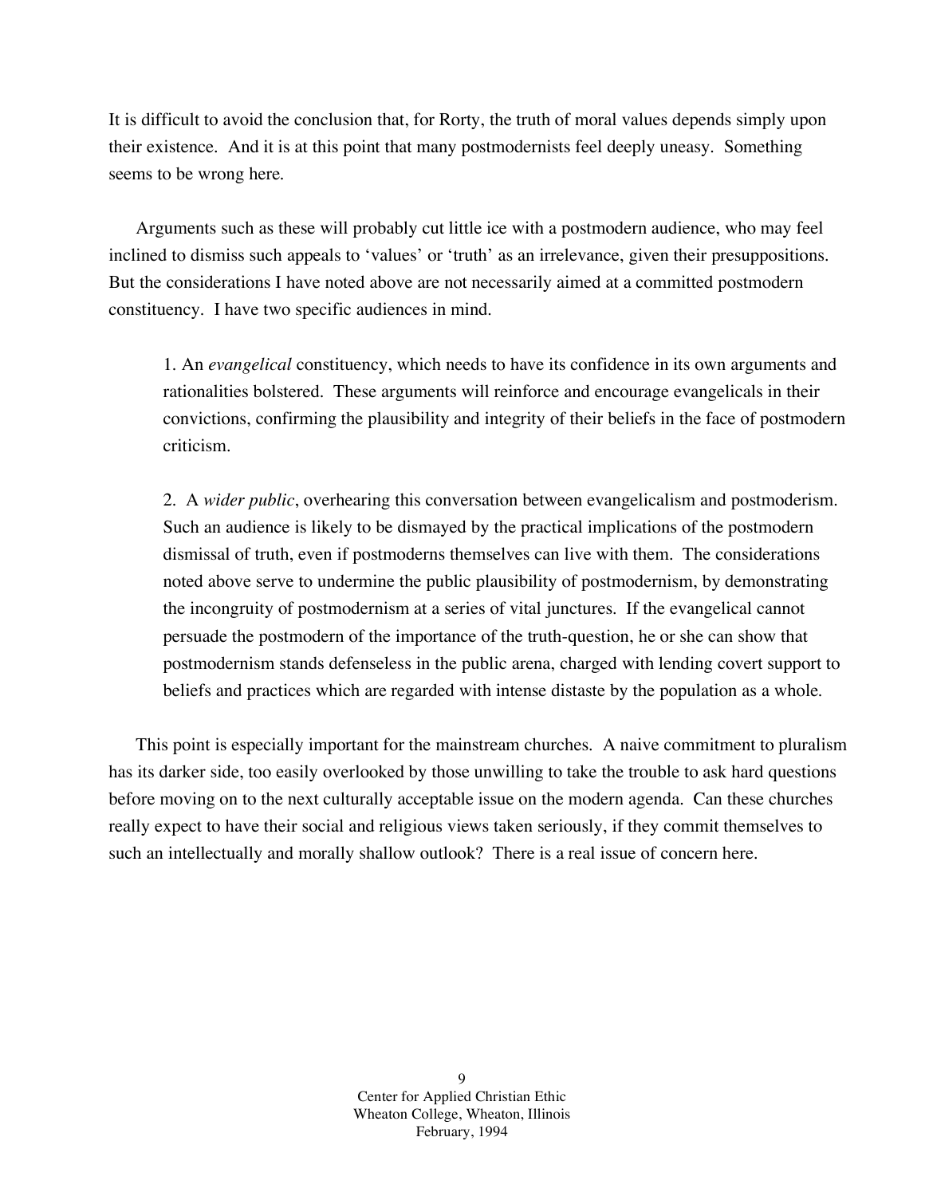It is difficult to avoid the conclusion that, for Rorty, the truth of moral values depends simply upon their existence. And it is at this point that many postmodernists feel deeply uneasy. Something seems to be wrong here.

Arguments such as these will probably cut little ice with a postmodern audience, who may feel inclined to dismiss such appeals to 'values' or 'truth' as an irrelevance, given their presuppositions. But the considerations I have noted above are not necessarily aimed at a committed postmodern constituency. I have two specific audiences in mind.

> 1. An *evangelical* constituency, which needs to have its confidence in its own arguments and rationalities bolstered. These arguments will reinforce and encourage evangelicals in their convictions, confirming the plausibility and integrity of their beliefs in the face of postmodern criticism.
>
> 2. A *wider public*, overhearing this conversation between evangelicalism and postmoderism. Such an audience is likely to be dismayed by the practical implications of the postmodern dismissal of truth, even if postmoderns themselves can live with them. The considerations noted above serve to undermine the public plausibility of postmodernism, by demonstrating the incongruity of postmodernism at a series of vital junctures. If the evangelical cannot persuade the postmodern of the importance of the truth-question, he or she can show that postmodernism stands defenseless in the public arena, charged with lending covert support to beliefs and practices which are regarded with intense distaste by the population as a whole.

This point is especially important for the mainstream churches. A naive commitment to pluralism has its darker side, too easily overlooked by those unwilling to take the trouble to ask hard questions before moving on to the next culturally acceptable issue on the modern agenda. Can these churches really expect to have their social and religious views taken seriously, if they commit themselves to such an intellectually and morally shallow outlook? There is a real issue of concern here.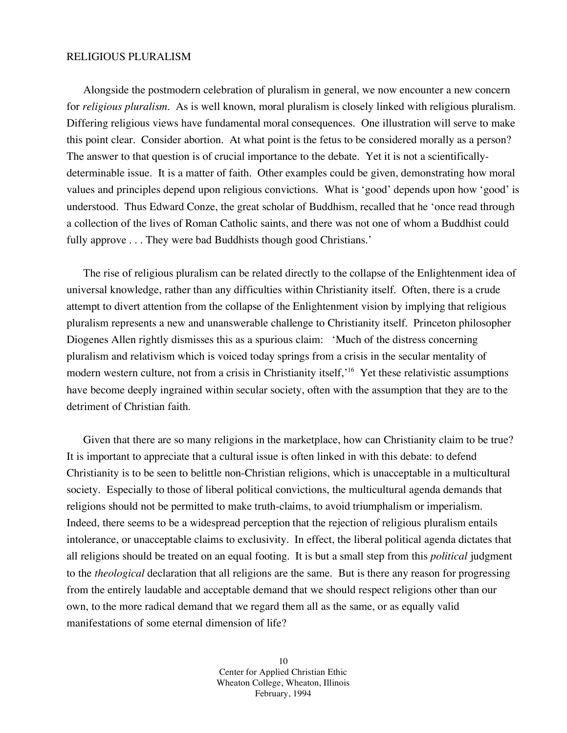## RELIGIOUS PLURALISM

Alongside the postmodern celebration of pluralism in general, we now encounter a new concern for *religious pluralism*. As is well known, moral pluralism is closely linked with religious pluralism. Differing religious views have fundamental moral consequences. One illustration will serve to make this point clear. Consider abortion. At what point is the fetus to be considered morally as a person? The answer to that question is of crucial importance to the debate. Yet it is not a scientifically-determinable issue. It is a matter of faith. Other examples could be given, demonstrating how moral values and principles depend upon religious convictions. What is 'good' depends upon how 'good' is understood. Thus Edward Conze, the great scholar of Buddhism, recalled that he 'once read through a collection of the lives of Roman Catholic saints, and there was not one of whom a Buddhist could fully approve . . . They were bad Buddhists though good Christians.'

The rise of religious pluralism can be related directly to the collapse of the Enlightenment idea of universal knowledge, rather than any difficulties within Christianity itself. Often, there is a crude attempt to divert attention from the collapse of the Enlightenment vision by implying that religious pluralism represents a new and unanswerable challenge to Christianity itself. Princeton philosopher Diogenes Allen rightly dismisses this as a spurious claim: 'Much of the distress concerning pluralism and relativism which is voiced today springs from a crisis in the secular mentality of modern western culture, not from a crisis in Christianity itself,'[16] Yet these relativistic assumptions have become deeply ingrained within secular society, often with the assumption that they are to the detriment of Christian faith.

Given that there are so many religions in the marketplace, how can Christianity claim to be true? It is important to appreciate that a cultural issue is often linked in with this debate: to defend Christianity is to be seen to belittle non-Christian religions, which is unacceptable in a multicultural society. Especially to those of liberal political convictions, the multicultural agenda demands that religions should not be permitted to make truth-claims, to avoid triumphalism or imperialism. Indeed, there seems to be a widespread perception that the rejection of religious pluralism entails intolerance, or unacceptable claims to exclusivity. In effect, the liberal political agenda dictates that all religions should be treated on an equal footing. It is but a small step from this *political* judgment to the *theological* declaration that all religions are the same. But is there any reason for progressing from the entirely laudable and acceptable demand that we should respect religions other than our own, to the more radical demand that we regard them all as the same, or as equally valid manifestations of some eternal dimension of life?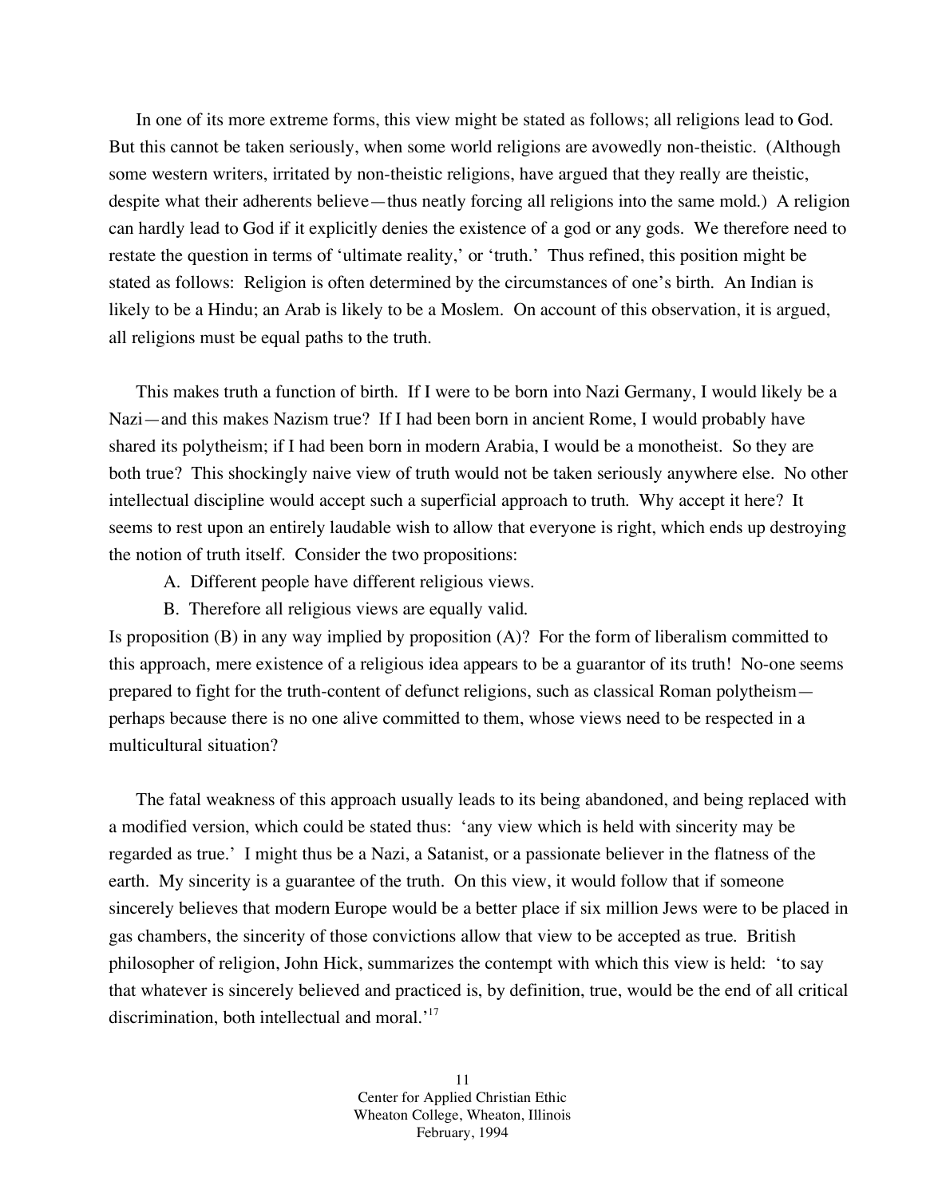In one of its more extreme forms, this view might be stated as follows; all religions lead to God. But this cannot be taken seriously, when some world religions are avowedly non-theistic. (Although some western writers, irritated by non-theistic religions, have argued that they really are theistic, despite what their adherents believe—thus neatly forcing all religions into the same mold.) A religion can hardly lead to God if it explicitly denies the existence of a god or any gods. We therefore need to restate the question in terms of 'ultimate reality,' or 'truth.' Thus refined, this position might be stated as follows: Religion is often determined by the circumstances of one's birth. An Indian is likely to be a Hindu; an Arab is likely to be a Moslem. On account of this observation, it is argued, all religions must be equal paths to the truth.

This makes truth a function of birth. If I were to be born into Nazi Germany, I would likely be a Nazi—and this makes Nazism true? If I had been born in ancient Rome, I would probably have shared its polytheism; if I had been born in modern Arabia, I would be a monotheist. So they are both true? This shockingly naive view of truth would not be taken seriously anywhere else. No other intellectual discipline would accept such a superficial approach to truth. Why accept it here? It seems to rest upon an entirely laudable wish to allow that everyone is right, which ends up destroying the notion of truth itself. Consider the two propositions:

A. Different people have different religious views.
B. Therefore all religious views are equally valid.

Is proposition (B) in any way implied by proposition (A)? For the form of liberalism committed to this approach, mere existence of a religious idea appears to be a guarantor of its truth! No-one seems prepared to fight for the truth-content of defunct religions, such as classical Roman polytheism—perhaps because there is no one alive committed to them, whose views need to be respected in a multicultural situation?

The fatal weakness of this approach usually leads to its being abandoned, and being replaced with a modified version, which could be stated thus: 'any view which is held with sincerity may be regarded as true.' I might thus be a Nazi, a Satanist, or a passionate believer in the flatness of the earth. My sincerity is a guarantee of the truth. On this view, it would follow that if someone sincerely believes that modern Europe would be a better place if six million Jews were to be placed in gas chambers, the sincerity of those convictions allow that view to be accepted as true. British philosopher of religion, John Hick, summarizes the contempt with which this view is held: 'to say that whatever is sincerely believed and practiced is, by definition, true, would be the end of all critical discrimination, both intellectual and moral.'[17]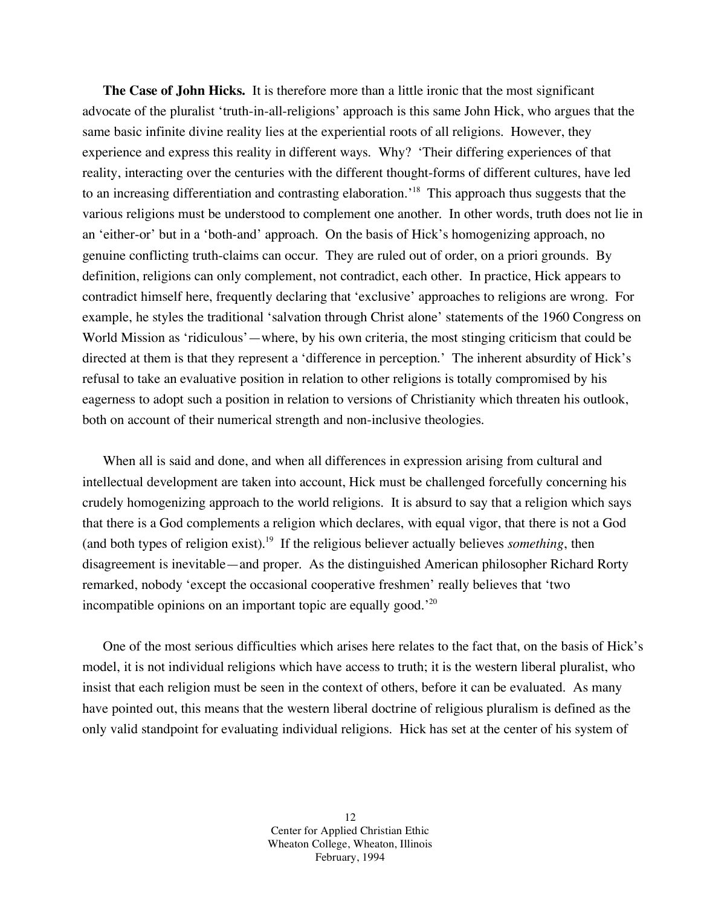**The Case of John Hicks.** It is therefore more than a little ironic that the most significant advocate of the pluralist 'truth-in-all-religions' approach is this same John Hick, who argues that the same basic infinite divine reality lies at the experiential roots of all religions. However, they experience and express this reality in different ways. Why? 'Their differing experiences of that reality, interacting over the centuries with the different thought-forms of different cultures, have led to an increasing differentiation and contrasting elaboration.'[18] This approach thus suggests that the various religions must be understood to complement one another. In other words, truth does not lie in an 'either-or' but in a 'both-and' approach. On the basis of Hick's homogenizing approach, no genuine conflicting truth-claims can occur. They are ruled out of order, on a priori grounds. By definition, religions can only complement, not contradict, each other. In practice, Hick appears to contradict himself here, frequently declaring that 'exclusive' approaches to religions are wrong. For example, he styles the traditional 'salvation through Christ alone' statements of the 1960 Congress on World Mission as 'ridiculous'—where, by his own criteria, the most stinging criticism that could be directed at them is that they represent a 'difference in perception.' The inherent absurdity of Hick's refusal to take an evaluative position in relation to other religions is totally compromised by his eagerness to adopt such a position in relation to versions of Christianity which threaten his outlook, both on account of their numerical strength and non-inclusive theologies.

When all is said and done, and when all differences in expression arising from cultural and intellectual development are taken into account, Hick must be challenged forcefully concerning his crudely homogenizing approach to the world religions. It is absurd to say that a religion which says that there is a God complements a religion which declares, with equal vigor, that there is not a God (and both types of religion exist).[19] If the religious believer actually believes *something*, then disagreement is inevitable—and proper. As the distinguished American philosopher Richard Rorty remarked, nobody 'except the occasional cooperative freshmen' really believes that 'two incompatible opinions on an important topic are equally good.'[20]

One of the most serious difficulties which arises here relates to the fact that, on the basis of Hick's model, it is not individual religions which have access to truth; it is the western liberal pluralist, who insist that each religion must be seen in the context of others, before it can be evaluated. As many have pointed out, this means that the western liberal doctrine of religious pluralism is defined as the only valid standpoint for evaluating individual religions. Hick has set at the center of his system of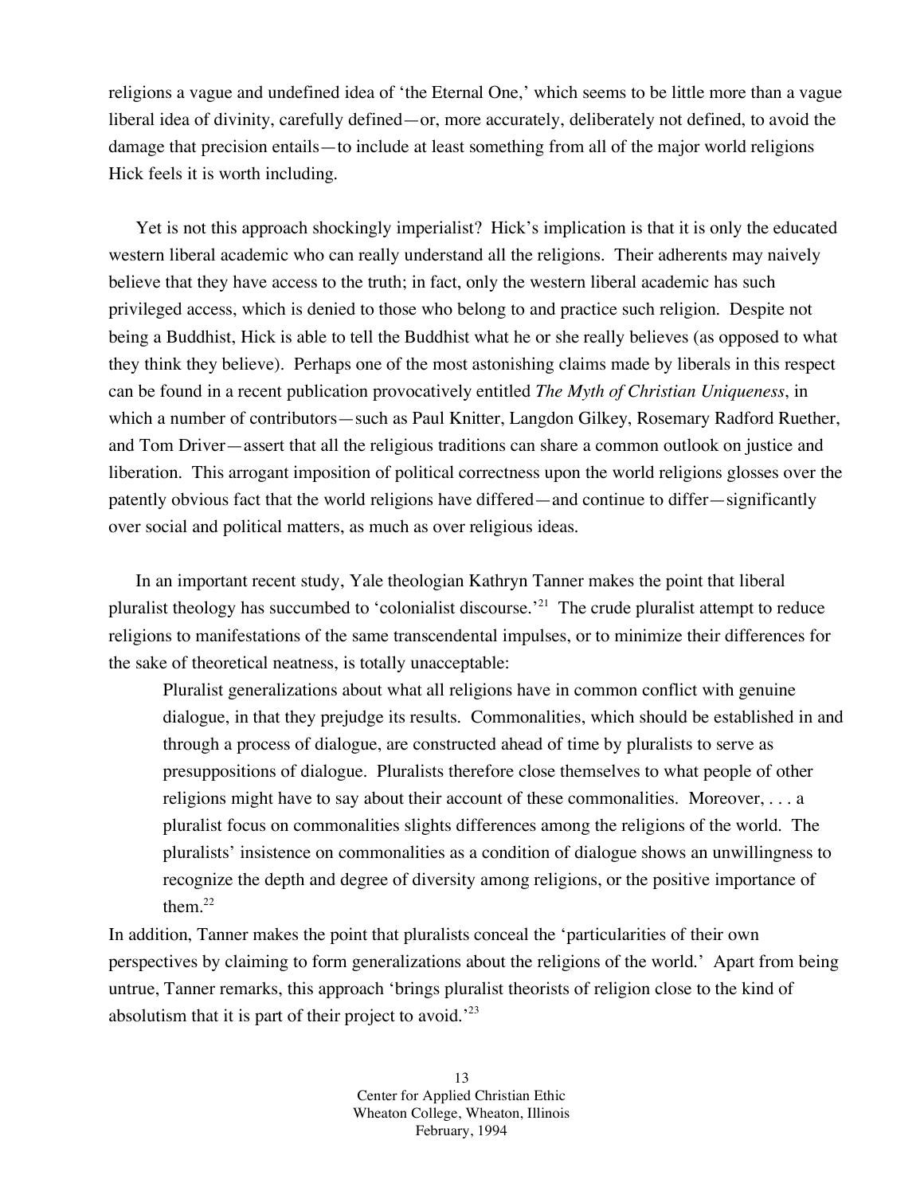religions a vague and undefined idea of 'the Eternal One,' which seems to be little more than a vague liberal idea of divinity, carefully defined—or, more accurately, deliberately not defined, to avoid the damage that precision entails—to include at least something from all of the major world religions Hick feels it is worth including.

Yet is not this approach shockingly imperialist? Hick's implication is that it is only the educated western liberal academic who can really understand all the religions. Their adherents may naively believe that they have access to the truth; in fact, only the western liberal academic has such privileged access, which is denied to those who belong to and practice such religion. Despite not being a Buddhist, Hick is able to tell the Buddhist what he or she really believes (as opposed to what they think they believe). Perhaps one of the most astonishing claims made by liberals in this respect can be found in a recent publication provocatively entitled *The Myth of Christian Uniqueness*, in which a number of contributors—such as Paul Knitter, Langdon Gilkey, Rosemary Radford Ruether, and Tom Driver—assert that all the religious traditions can share a common outlook on justice and liberation. This arrogant imposition of political correctness upon the world religions glosses over the patently obvious fact that the world religions have differed—and continue to differ—significantly over social and political matters, as much as over religious ideas.

In an important recent study, Yale theologian Kathryn Tanner makes the point that liberal pluralist theology has succumbed to 'colonialist discourse.'[21] The crude pluralist attempt to reduce religions to manifestations of the same transcendental impulses, or to minimize their differences for the sake of theoretical neatness, is totally unacceptable:

> Pluralist generalizations about what all religions have in common conflict with genuine dialogue, in that they prejudge its results. Commonalities, which should be established in and through a process of dialogue, are constructed ahead of time by pluralists to serve as presuppositions of dialogue. Pluralists therefore close themselves to what people of other religions might have to say about their account of these commonalities. Moreover, . . . a pluralist focus on commonalities slights differences among the religions of the world. The pluralists' insistence on commonalities as a condition of dialogue shows an unwillingness to recognize the depth and degree of diversity among religions, or the positive importance of them.[22]

In addition, Tanner makes the point that pluralists conceal the 'particularities of their own perspectives by claiming to form generalizations about the religions of the world.' Apart from being untrue, Tanner remarks, this approach 'brings pluralist theorists of religion close to the kind of absolutism that it is part of their project to avoid.'[23]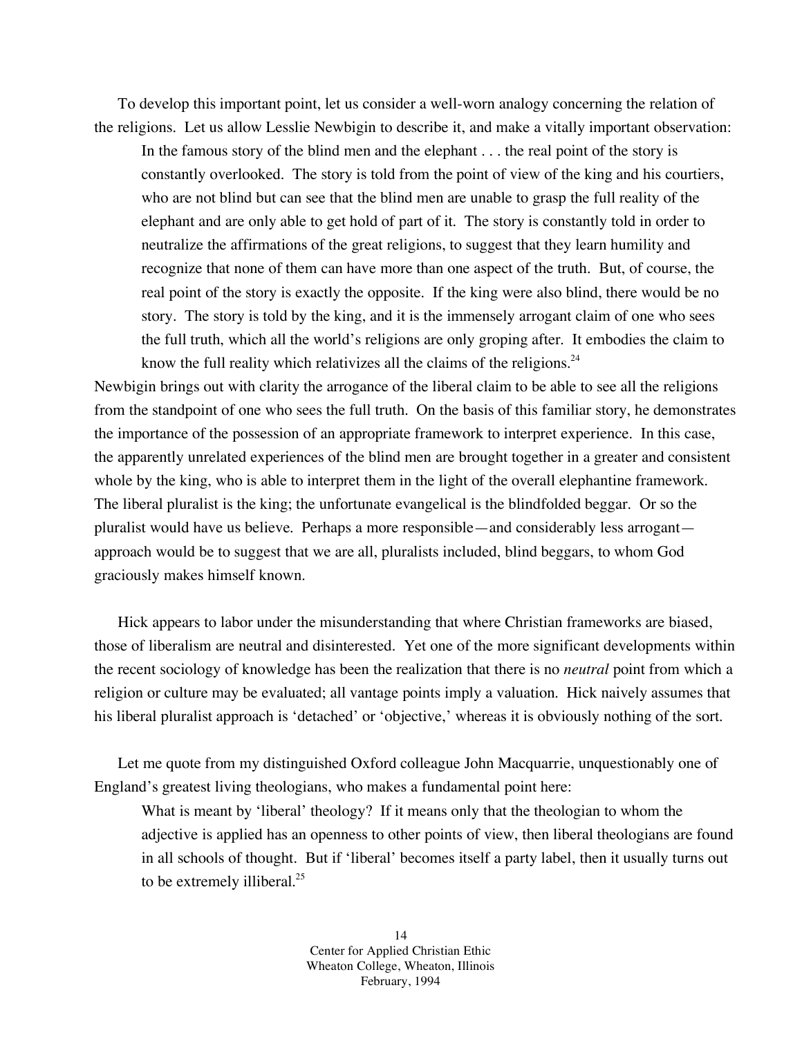To develop this important point, let us consider a well-worn analogy concerning the relation of the religions. Let us allow Lesslie Newbigin to describe it, and make a vitally important observation:

> In the famous story of the blind men and the elephant . . . the real point of the story is constantly overlooked. The story is told from the point of view of the king and his courtiers, who are not blind but can see that the blind men are unable to grasp the full reality of the elephant and are only able to get hold of part of it. The story is constantly told in order to neutralize the affirmations of the great religions, to suggest that they learn humility and recognize that none of them can have more than one aspect of the truth. But, of course, the real point of the story is exactly the opposite. If the king were also blind, there would be no story. The story is told by the king, and it is the immensely arrogant claim of one who sees the full truth, which all the world's religions are only groping after. It embodies the claim to know the full reality which relativizes all the claims of the religions.[24]

Newbigin brings out with clarity the arrogance of the liberal claim to be able to see all the religions from the standpoint of one who sees the full truth. On the basis of this familiar story, he demonstrates the importance of the possession of an appropriate framework to interpret experience. In this case, the apparently unrelated experiences of the blind men are brought together in a greater and consistent whole by the king, who is able to interpret them in the light of the overall elephantine framework. The liberal pluralist is the king; the unfortunate evangelical is the blindfolded beggar. Or so the pluralist would have us believe. Perhaps a more responsible—and considerably less arrogant—approach would be to suggest that we are all, pluralists included, blind beggars, to whom God graciously makes himself known.

Hick appears to labor under the misunderstanding that where Christian frameworks are biased, those of liberalism are neutral and disinterested. Yet one of the more significant developments within the recent sociology of knowledge has been the realization that there is no *neutral* point from which a religion or culture may be evaluated; all vantage points imply a valuation. Hick naively assumes that his liberal pluralist approach is 'detached' or 'objective,' whereas it is obviously nothing of the sort.

Let me quote from my distinguished Oxford colleague John Macquarrie, unquestionably one of England's greatest living theologians, who makes a fundamental point here:

> What is meant by 'liberal' theology? If it means only that the theologian to whom the adjective is applied has an openness to other points of view, then liberal theologians are found in all schools of thought. But if 'liberal' becomes itself a party label, then it usually turns out to be extremely illiberal.[25]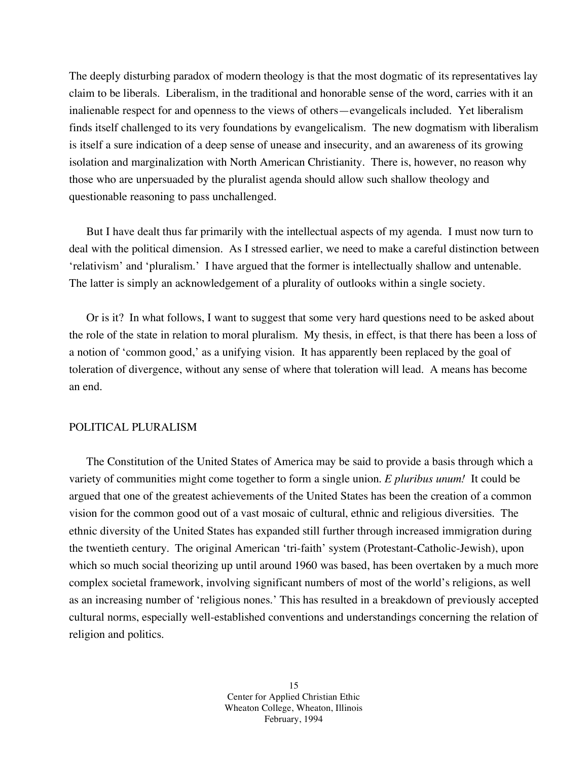The deeply disturbing paradox of modern theology is that the most dogmatic of its representatives lay claim to be liberals. Liberalism, in the traditional and honorable sense of the word, carries with it an inalienable respect for and openness to the views of others—evangelicals included. Yet liberalism finds itself challenged to its very foundations by evangelicalism. The new dogmatism with liberalism is itself a sure indication of a deep sense of unease and insecurity, and an awareness of its growing isolation and marginalization with North American Christianity. There is, however, no reason why those who are unpersuaded by the pluralist agenda should allow such shallow theology and questionable reasoning to pass unchallenged.

But I have dealt thus far primarily with the intellectual aspects of my agenda. I must now turn to deal with the political dimension. As I stressed earlier, we need to make a careful distinction between 'relativism' and 'pluralism.' I have argued that the former is intellectually shallow and untenable. The latter is simply an acknowledgement of a plurality of outlooks within a single society.

Or is it? In what follows, I want to suggest that some very hard questions need to be asked about the role of the state in relation to moral pluralism. My thesis, in effect, is that there has been a loss of a notion of 'common good,' as a unifying vision. It has apparently been replaced by the goal of toleration of divergence, without any sense of where that toleration will lead. A means has become an end.

## POLITICAL PLURALISM

The Constitution of the United States of America may be said to provide a basis through which a variety of communities might come together to form a single union. *E pluribus unum!* It could be argued that one of the greatest achievements of the United States has been the creation of a common vision for the common good out of a vast mosaic of cultural, ethnic and religious diversities. The ethnic diversity of the United States has expanded still further through increased immigration during the twentieth century. The original American 'tri-faith' system (Protestant-Catholic-Jewish), upon which so much social theorizing up until around 1960 was based, has been overtaken by a much more complex societal framework, involving significant numbers of most of the world's religions, as well as an increasing number of 'religious nones.' This has resulted in a breakdown of previously accepted cultural norms, especially well-established conventions and understandings concerning the relation of religion and politics.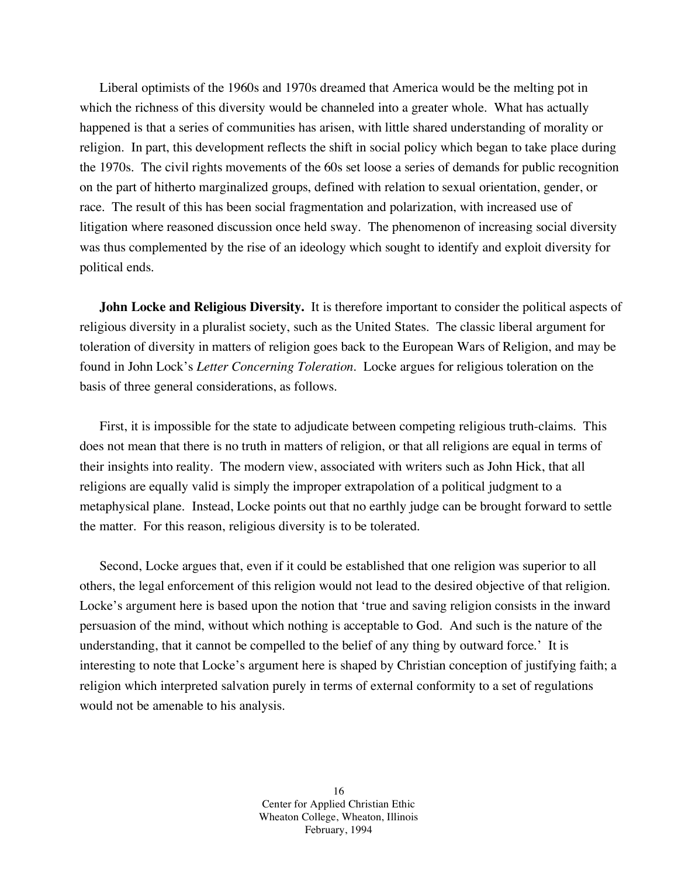Liberal optimists of the 1960s and 1970s dreamed that America would be the melting pot in which the richness of this diversity would be channeled into a greater whole. What has actually happened is that a series of communities has arisen, with little shared understanding of morality or religion. In part, this development reflects the shift in social policy which began to take place during the 1970s. The civil rights movements of the 60s set loose a series of demands for public recognition on the part of hitherto marginalized groups, defined with relation to sexual orientation, gender, or race. The result of this has been social fragmentation and polarization, with increased use of litigation where reasoned discussion once held sway. The phenomenon of increasing social diversity was thus complemented by the rise of an ideology which sought to identify and exploit diversity for political ends.

**John Locke and Religious Diversity.** It is therefore important to consider the political aspects of religious diversity in a pluralist society, such as the United States. The classic liberal argument for toleration of diversity in matters of religion goes back to the European Wars of Religion, and may be found in John Lock's *Letter Concerning Toleration*. Locke argues for religious toleration on the basis of three general considerations, as follows.

First, it is impossible for the state to adjudicate between competing religious truth-claims. This does not mean that there is no truth in matters of religion, or that all religions are equal in terms of their insights into reality. The modern view, associated with writers such as John Hick, that all religions are equally valid is simply the improper extrapolation of a political judgment to a metaphysical plane. Instead, Locke points out that no earthly judge can be brought forward to settle the matter. For this reason, religious diversity is to be tolerated.

Second, Locke argues that, even if it could be established that one religion was superior to all others, the legal enforcement of this religion would not lead to the desired objective of that religion. Locke's argument here is based upon the notion that 'true and saving religion consists in the inward persuasion of the mind, without which nothing is acceptable to God. And such is the nature of the understanding, that it cannot be compelled to the belief of any thing by outward force.' It is interesting to note that Locke's argument here is shaped by Christian conception of justifying faith; a religion which interpreted salvation purely in terms of external conformity to a set of regulations would not be amenable to his analysis.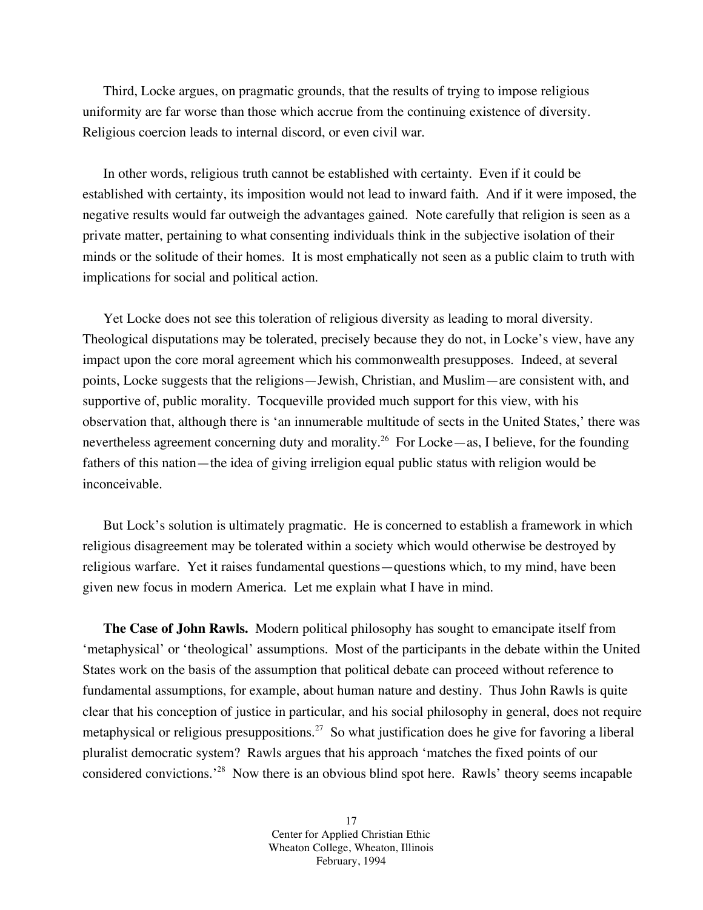Third, Locke argues, on pragmatic grounds, that the results of trying to impose religious uniformity are far worse than those which accrue from the continuing existence of diversity. Religious coercion leads to internal discord, or even civil war.

In other words, religious truth cannot be established with certainty. Even if it could be established with certainty, its imposition would not lead to inward faith. And if it were imposed, the negative results would far outweigh the advantages gained. Note carefully that religion is seen as a private matter, pertaining to what consenting individuals think in the subjective isolation of their minds or the solitude of their homes. It is most emphatically not seen as a public claim to truth with implications for social and political action.

Yet Locke does not see this toleration of religious diversity as leading to moral diversity. Theological disputations may be tolerated, precisely because they do not, in Locke's view, have any impact upon the core moral agreement which his commonwealth presupposes. Indeed, at several points, Locke suggests that the religions—Jewish, Christian, and Muslim—are consistent with, and supportive of, public morality. Tocqueville provided much support for this view, with his observation that, although there is 'an innumerable multitude of sects in the United States,' there was nevertheless agreement concerning duty and morality.[26] For Locke—as, I believe, for the founding fathers of this nation—the idea of giving irreligion equal public status with religion would be inconceivable.

But Lock's solution is ultimately pragmatic. He is concerned to establish a framework in which religious disagreement may be tolerated within a society which would otherwise be destroyed by religious warfare. Yet it raises fundamental questions—questions which, to my mind, have been given new focus in modern America. Let me explain what I have in mind.

**The Case of John Rawls.** Modern political philosophy has sought to emancipate itself from 'metaphysical' or 'theological' assumptions. Most of the participants in the debate within the United States work on the basis of the assumption that political debate can proceed without reference to fundamental assumptions, for example, about human nature and destiny. Thus John Rawls is quite clear that his conception of justice in particular, and his social philosophy in general, does not require metaphysical or religious presuppositions.[27] So what justification does he give for favoring a liberal pluralist democratic system? Rawls argues that his approach 'matches the fixed points of our considered convictions.'[28] Now there is an obvious blind spot here. Rawls' theory seems incapable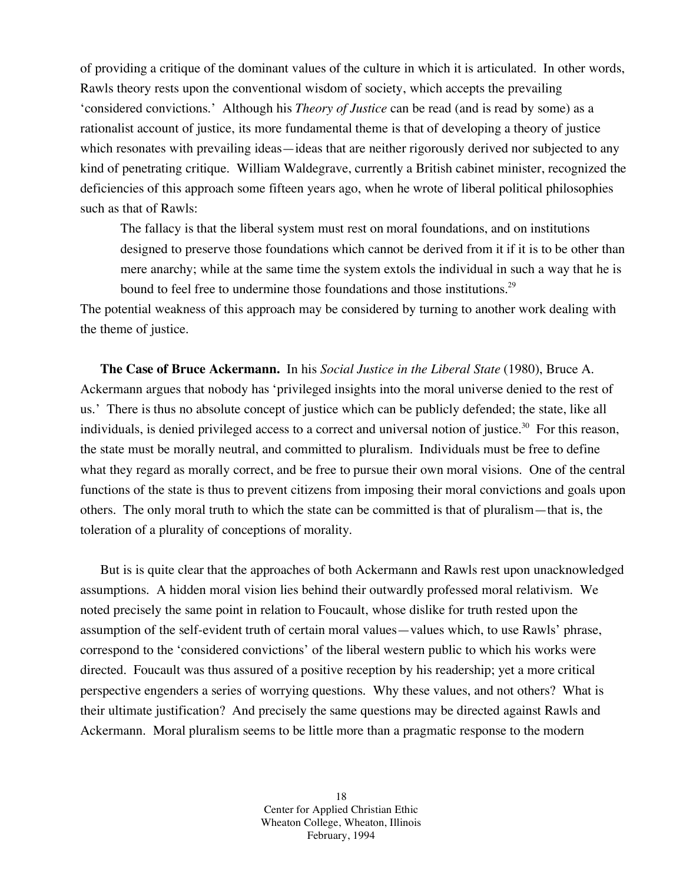of providing a critique of the dominant values of the culture in which it is articulated. In other words, Rawls theory rests upon the conventional wisdom of society, which accepts the prevailing 'considered convictions.' Although his *Theory of Justice* can be read (and is read by some) as a rationalist account of justice, its more fundamental theme is that of developing a theory of justice which resonates with prevailing ideas—ideas that are neither rigorously derived nor subjected to any kind of penetrating critique. William Waldegrave, currently a British cabinet minister, recognized the deficiencies of this approach some fifteen years ago, when he wrote of liberal political philosophies such as that of Rawls:

> The fallacy is that the liberal system must rest on moral foundations, and on institutions designed to preserve those foundations which cannot be derived from it if it is to be other than mere anarchy; while at the same time the system extols the individual in such a way that he is bound to feel free to undermine those foundations and those institutions.[29]

The potential weakness of this approach may be considered by turning to another work dealing with the theme of justice.

**The Case of Bruce Ackermann.** In his *Social Justice in the Liberal State* (1980), Bruce A. Ackermann argues that nobody has 'privileged insights into the moral universe denied to the rest of us.' There is thus no absolute concept of justice which can be publicly defended; the state, like all individuals, is denied privileged access to a correct and universal notion of justice.[30] For this reason, the state must be morally neutral, and committed to pluralism. Individuals must be free to define what they regard as morally correct, and be free to pursue their own moral visions. One of the central functions of the state is thus to prevent citizens from imposing their moral convictions and goals upon others. The only moral truth to which the state can be committed is that of pluralism—that is, the toleration of a plurality of conceptions of morality.

But is is quite clear that the approaches of both Ackermann and Rawls rest upon unacknowledged assumptions. A hidden moral vision lies behind their outwardly professed moral relativism. We noted precisely the same point in relation to Foucault, whose dislike for truth rested upon the assumption of the self-evident truth of certain moral values—values which, to use Rawls' phrase, correspond to the 'considered convictions' of the liberal western public to which his works were directed. Foucault was thus assured of a positive reception by his readership; yet a more critical perspective engenders a series of worrying questions. Why these values, and not others? What is their ultimate justification? And precisely the same questions may be directed against Rawls and Ackermann. Moral pluralism seems to be little more than a pragmatic response to the modern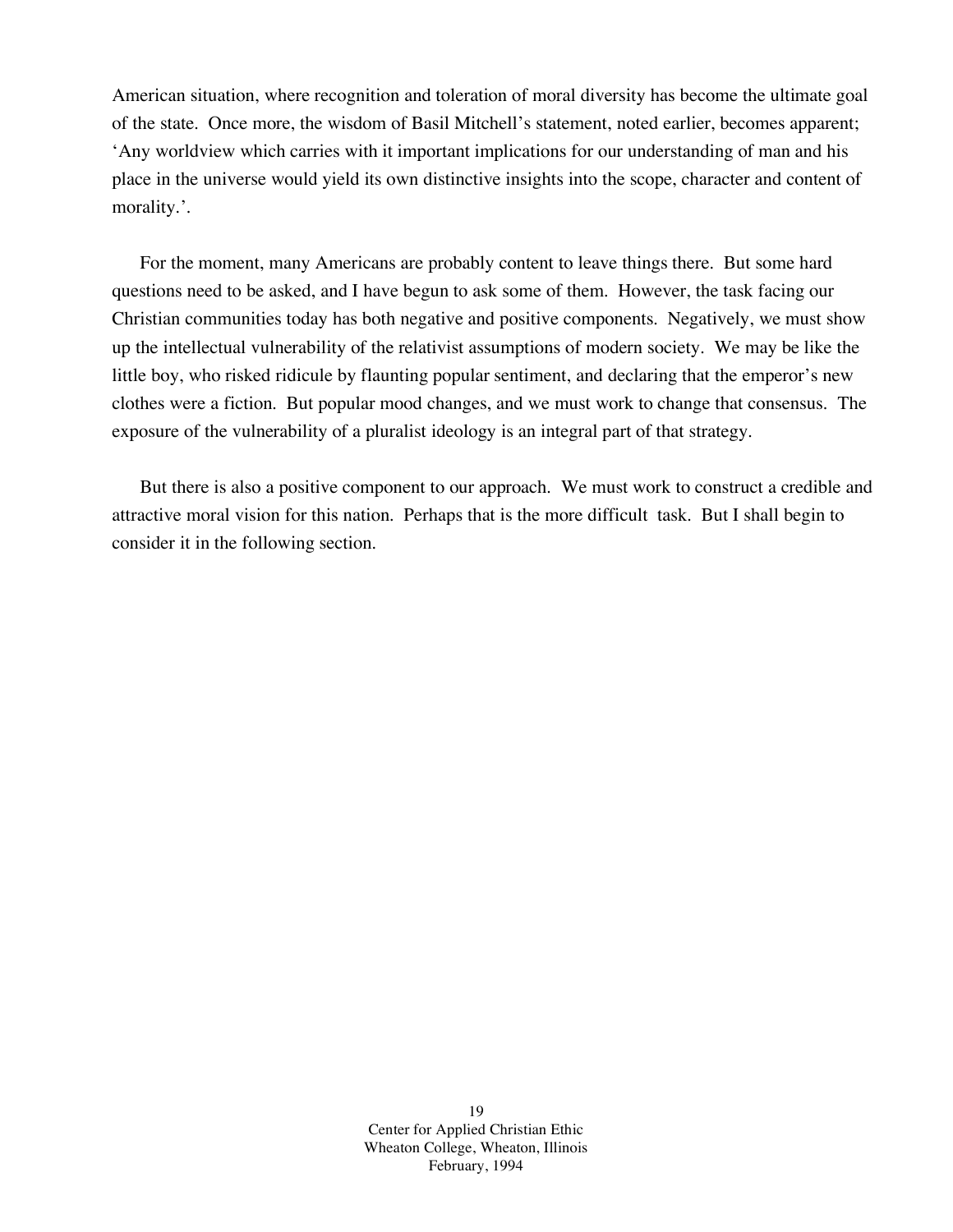American situation, where recognition and toleration of moral diversity has become the ultimate goal of the state. Once more, the wisdom of Basil Mitchell's statement, noted earlier, becomes apparent; 'Any worldview which carries with it important implications for our understanding of man and his place in the universe would yield its own distinctive insights into the scope, character and content of morality.'.

For the moment, many Americans are probably content to leave things there. But some hard questions need to be asked, and I have begun to ask some of them. However, the task facing our Christian communities today has both negative and positive components. Negatively, we must show up the intellectual vulnerability of the relativist assumptions of modern society. We may be like the little boy, who risked ridicule by flaunting popular sentiment, and declaring that the emperor's new clothes were a fiction. But popular mood changes, and we must work to change that consensus. The exposure of the vulnerability of a pluralist ideology is an integral part of that strategy.

But there is also a positive component to our approach. We must work to construct a credible and attractive moral vision for this nation. Perhaps that is the more difficult task. But I shall begin to consider it in the following section.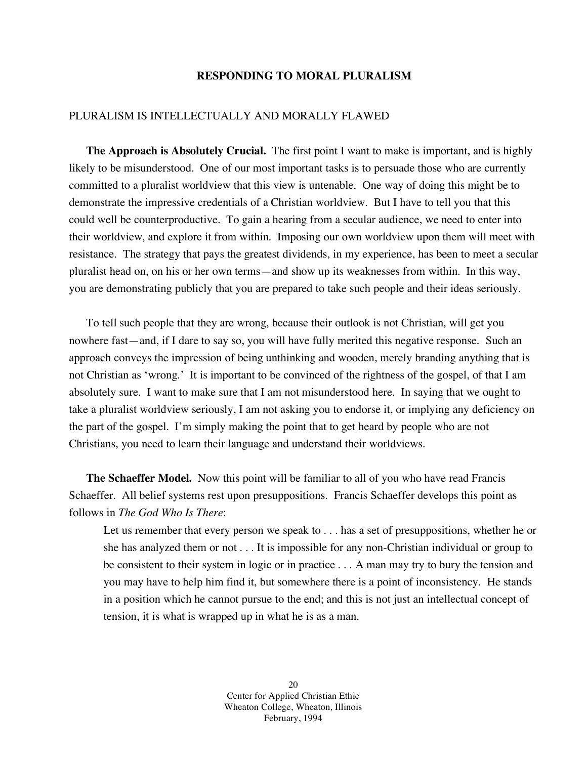## RESPONDING TO MORAL PLURALISM

### PLURALISM IS INTELLECTUALLY AND MORALLY FLAWED

**The Approach is Absolutely Crucial.** The first point I want to make is important, and is highly likely to be misunderstood. One of our most important tasks is to persuade those who are currently committed to a pluralist worldview that this view is untenable. One way of doing this might be to demonstrate the impressive credentials of a Christian worldview. But I have to tell you that this could well be counterproductive. To gain a hearing from a secular audience, we need to enter into their worldview, and explore it from within. Imposing our own worldview upon them will meet with resistance. The strategy that pays the greatest dividends, in my experience, has been to meet a secular pluralist head on, on his or her own terms—and show up its weaknesses from within. In this way, you are demonstrating publicly that you are prepared to take such people and their ideas seriously.

To tell such people that they are wrong, because their outlook is not Christian, will get you nowhere fast—and, if I dare to say so, you will have fully merited this negative response. Such an approach conveys the impression of being unthinking and wooden, merely branding anything that is not Christian as 'wrong.' It is important to be convinced of the rightness of the gospel, of that I am absolutely sure. I want to make sure that I am not misunderstood here. In saying that we ought to take a pluralist worldview seriously, I am not asking you to endorse it, or implying any deficiency on the part of the gospel. I'm simply making the point that to get heard by people who are not Christians, you need to learn their language and understand their worldviews.

**The Schaeffer Model.** Now this point will be familiar to all of you who have read Francis Schaeffer. All belief systems rest upon presuppositions. Francis Schaeffer develops this point as follows in *The God Who Is There*:

> Let us remember that every person we speak to . . . has a set of presuppositions, whether he or she has analyzed them or not . . . It is impossible for any non-Christian individual or group to be consistent to their system in logic or in practice . . . A man may try to bury the tension and you may have to help him find it, but somewhere there is a point of inconsistency. He stands in a position which he cannot pursue to the end; and this is not just an intellectual concept of tension, it is what is wrapped up in what he is as a man.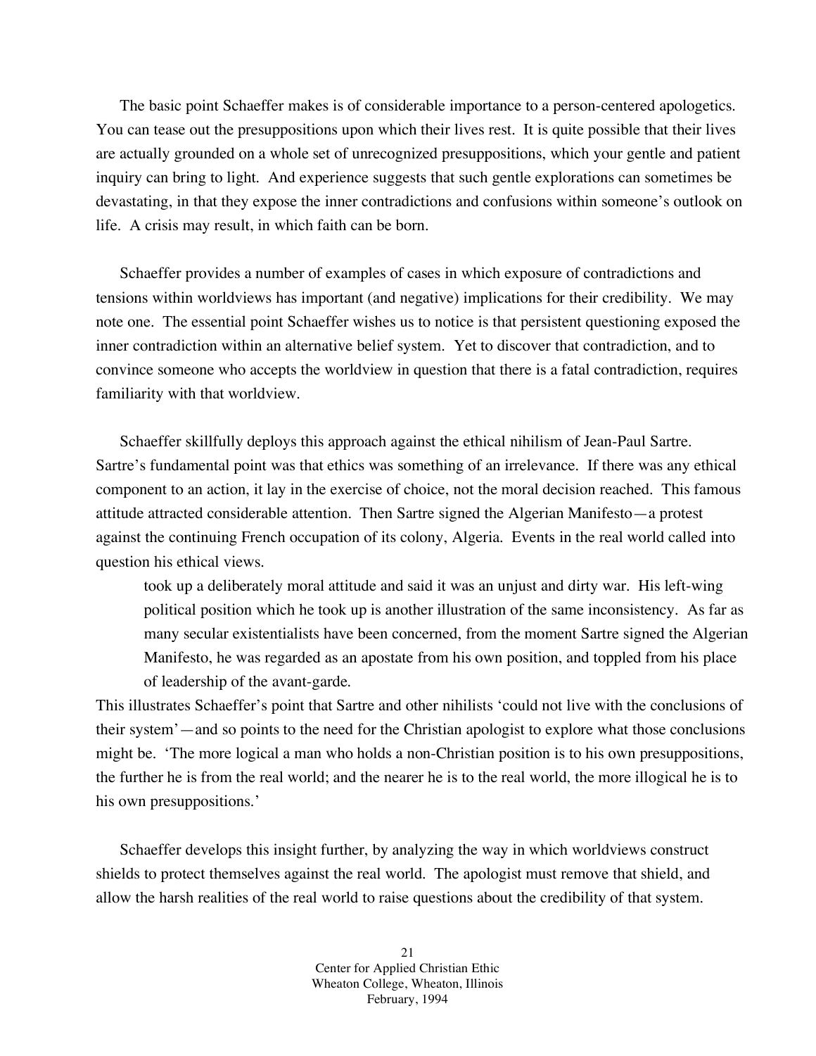The basic point Schaeffer makes is of considerable importance to a person-centered apologetics. You can tease out the presuppositions upon which their lives rest. It is quite possible that their lives are actually grounded on a whole set of unrecognized presuppositions, which your gentle and patient inquiry can bring to light. And experience suggests that such gentle explorations can sometimes be devastating, in that they expose the inner contradictions and confusions within someone's outlook on life. A crisis may result, in which faith can be born.

Schaeffer provides a number of examples of cases in which exposure of contradictions and tensions within worldviews has important (and negative) implications for their credibility. We may note one. The essential point Schaeffer wishes us to notice is that persistent questioning exposed the inner contradiction within an alternative belief system. Yet to discover that contradiction, and to convince someone who accepts the worldview in question that there is a fatal contradiction, requires familiarity with that worldview.

Schaeffer skillfully deploys this approach against the ethical nihilism of Jean-Paul Sartre. Sartre's fundamental point was that ethics was something of an irrelevance. If there was any ethical component to an action, it lay in the exercise of choice, not the moral decision reached. This famous attitude attracted considerable attention. Then Sartre signed the Algerian Manifesto—a protest against the continuing French occupation of its colony, Algeria. Events in the real world called into question his ethical views.

> took up a deliberately moral attitude and said it was an unjust and dirty war. His left-wing political position which he took up is another illustration of the same inconsistency. As far as many secular existentialists have been concerned, from the moment Sartre signed the Algerian Manifesto, he was regarded as an apostate from his own position, and toppled from his place of leadership of the avant-garde.

This illustrates Schaeffer's point that Sartre and other nihilists 'could not live with the conclusions of their system'—and so points to the need for the Christian apologist to explore what those conclusions might be. 'The more logical a man who holds a non-Christian position is to his own presuppositions, the further he is from the real world; and the nearer he is to the real world, the more illogical he is to his own presuppositions.'

Schaeffer develops this insight further, by analyzing the way in which worldviews construct shields to protect themselves against the real world. The apologist must remove that shield, and allow the harsh realities of the real world to raise questions about the credibility of that system.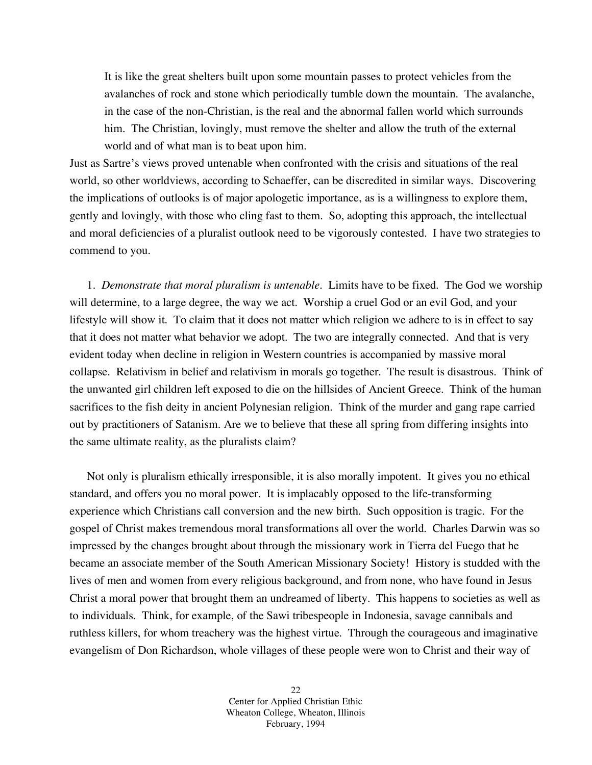> It is like the great shelters built upon some mountain passes to protect vehicles from the avalanches of rock and stone which periodically tumble down the mountain. The avalanche, in the case of the non-Christian, is the real and the abnormal fallen world which surrounds him. The Christian, lovingly, must remove the shelter and allow the truth of the external world and of what man is to beat upon him.

Just as Sartre's views proved untenable when confronted with the crisis and situations of the real world, so other worldviews, according to Schaeffer, can be discredited in similar ways. Discovering the implications of outlooks is of major apologetic importance, as is a willingness to explore them, gently and lovingly, with those who cling fast to them. So, adopting this approach, the intellectual and moral deficiencies of a pluralist outlook need to be vigorously contested. I have two strategies to commend to you.

1. *Demonstrate that moral pluralism is untenable*. Limits have to be fixed. The God we worship will determine, to a large degree, the way we act. Worship a cruel God or an evil God, and your lifestyle will show it. To claim that it does not matter which religion we adhere to is in effect to say that it does not matter what behavior we adopt. The two are integrally connected. And that is very evident today when decline in religion in Western countries is accompanied by massive moral collapse. Relativism in belief and relativism in morals go together. The result is disastrous. Think of the unwanted girl children left exposed to die on the hillsides of Ancient Greece. Think of the human sacrifices to the fish deity in ancient Polynesian religion. Think of the murder and gang rape carried out by practitioners of Satanism. Are we to believe that these all spring from differing insights into the same ultimate reality, as the pluralists claim?

Not only is pluralism ethically irresponsible, it is also morally impotent. It gives you no ethical standard, and offers you no moral power. It is implacably opposed to the life-transforming experience which Christians call conversion and the new birth. Such opposition is tragic. For the gospel of Christ makes tremendous moral transformations all over the world. Charles Darwin was so impressed by the changes brought about through the missionary work in Tierra del Fuego that he became an associate member of the South American Missionary Society! History is studded with the lives of men and women from every religious background, and from none, who have found in Jesus Christ a moral power that brought them an undreamed of liberty. This happens to societies as well as to individuals. Think, for example, of the Sawi tribespeople in Indonesia, savage cannibals and ruthless killers, for whom treachery was the highest virtue. Through the courageous and imaginative evangelism of Don Richardson, whole villages of these people were won to Christ and their way of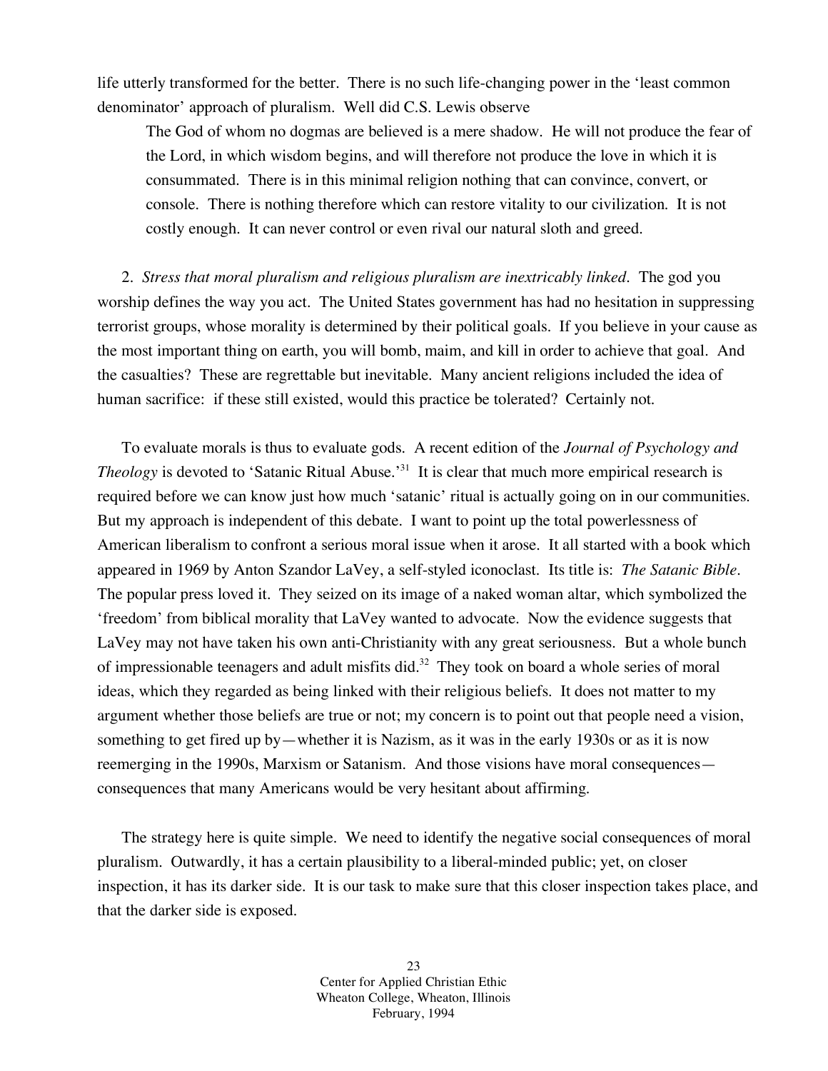life utterly transformed for the better. There is no such life-changing power in the 'least common denominator' approach of pluralism. Well did C.S. Lewis observe

> The God of whom no dogmas are believed is a mere shadow. He will not produce the fear of the Lord, in which wisdom begins, and will therefore not produce the love in which it is consummated. There is in this minimal religion nothing that can convince, convert, or console. There is nothing therefore which can restore vitality to our civilization. It is not costly enough. It can never control or even rival our natural sloth and greed.

2. *Stress that moral pluralism and religious pluralism are inextricably linked*. The god you worship defines the way you act. The United States government has had no hesitation in suppressing terrorist groups, whose morality is determined by their political goals. If you believe in your cause as the most important thing on earth, you will bomb, maim, and kill in order to achieve that goal. And the casualties? These are regrettable but inevitable. Many ancient religions included the idea of human sacrifice: if these still existed, would this practice be tolerated? Certainly not.

To evaluate morals is thus to evaluate gods. A recent edition of the *Journal of Psychology and Theology* is devoted to 'Satanic Ritual Abuse.'[31] It is clear that much more empirical research is required before we can know just how much 'satanic' ritual is actually going on in our communities. But my approach is independent of this debate. I want to point up the total powerlessness of American liberalism to confront a serious moral issue when it arose. It all started with a book which appeared in 1969 by Anton Szandor LaVey, a self-styled iconoclast. Its title is: *The Satanic Bible*. The popular press loved it. They seized on its image of a naked woman altar, which symbolized the 'freedom' from biblical morality that LaVey wanted to advocate. Now the evidence suggests that LaVey may not have taken his own anti-Christianity with any great seriousness. But a whole bunch of impressionable teenagers and adult misfits did.[32] They took on board a whole series of moral ideas, which they regarded as being linked with their religious beliefs. It does not matter to my argument whether those beliefs are true or not; my concern is to point out that people need a vision, something to get fired up by—whether it is Nazism, as it was in the early 1930s or as it is now reemerging in the 1990s, Marxism or Satanism. And those visions have moral consequences—consequences that many Americans would be very hesitant about affirming.

The strategy here is quite simple. We need to identify the negative social consequences of moral pluralism. Outwardly, it has a certain plausibility to a liberal-minded public; yet, on closer inspection, it has its darker side. It is our task to make sure that this closer inspection takes place, and that the darker side is exposed.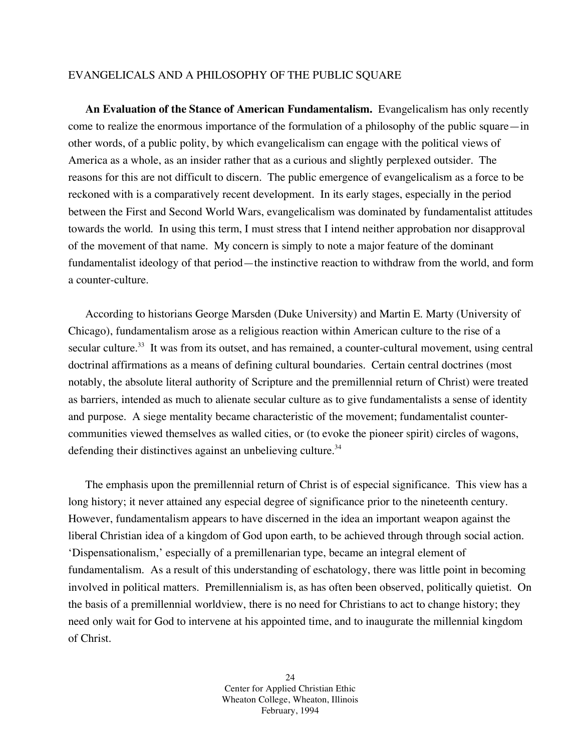EVANGELICALS AND A PHILOSOPHY OF THE PUBLIC SQUARE

**An Evaluation of the Stance of American Fundamentalism.** Evangelicalism has only recently come to realize the enormous importance of the formulation of a philosophy of the public square—in other words, of a public polity, by which evangelicalism can engage with the political views of America as a whole, as an insider rather that as a curious and slightly perplexed outsider. The reasons for this are not difficult to discern. The public emergence of evangelicalism as a force to be reckoned with is a comparatively recent development. In its early stages, especially in the period between the First and Second World Wars, evangelicalism was dominated by fundamentalist attitudes towards the world. In using this term, I must stress that I intend neither approbation nor disapproval of the movement of that name. My concern is simply to note a major feature of the dominant fundamentalist ideology of that period—the instinctive reaction to withdraw from the world, and form a counter-culture.

According to historians George Marsden (Duke University) and Martin E. Marty (University of Chicago), fundamentalism arose as a religious reaction within American culture to the rise of a secular culture.[33] It was from its outset, and has remained, a counter-cultural movement, using central doctrinal affirmations as a means of defining cultural boundaries. Certain central doctrines (most notably, the absolute literal authority of Scripture and the premillennial return of Christ) were treated as barriers, intended as much to alienate secular culture as to give fundamentalists a sense of identity and purpose. A siege mentality became characteristic of the movement; fundamentalist counter-communities viewed themselves as walled cities, or (to evoke the pioneer spirit) circles of wagons, defending their distinctives against an unbelieving culture.[34]

The emphasis upon the premillennial return of Christ is of especial significance. This view has a long history; it never attained any especial degree of significance prior to the nineteenth century. However, fundamentalism appears to have discerned in the idea an important weapon against the liberal Christian idea of a kingdom of God upon earth, to be achieved through through social action. 'Dispensationalism,' especially of a premillenarian type, became an integral element of fundamentalism. As a result of this understanding of eschatology, there was little point in becoming involved in political matters. Premillennialism is, as has often been observed, politically quietist. On the basis of a premillennial worldview, there is no need for Christians to act to change history; they need only wait for God to intervene at his appointed time, and to inaugurate the millennial kingdom of Christ.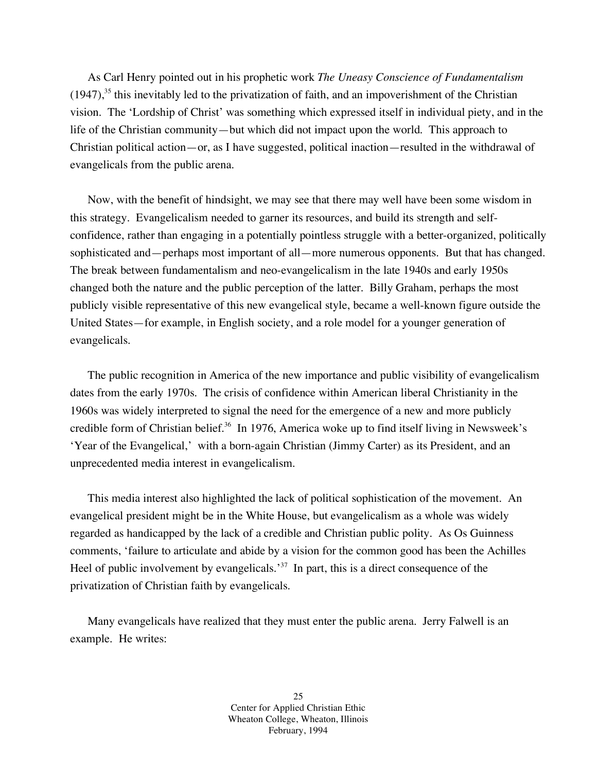As Carl Henry pointed out in his prophetic work *The Uneasy Conscience of Fundamentalism* (1947),[35] this inevitably led to the privatization of faith, and an impoverishment of the Christian vision. The 'Lordship of Christ' was something which expressed itself in individual piety, and in the life of the Christian community—but which did not impact upon the world. This approach to Christian political action—or, as I have suggested, political inaction—resulted in the withdrawal of evangelicals from the public arena.

Now, with the benefit of hindsight, we may see that there may well have been some wisdom in this strategy. Evangelicalism needed to garner its resources, and build its strength and self-confidence, rather than engaging in a potentially pointless struggle with a better-organized, politically sophisticated and—perhaps most important of all—more numerous opponents. But that has changed. The break between fundamentalism and neo-evangelicalism in the late 1940s and early 1950s changed both the nature and the public perception of the latter. Billy Graham, perhaps the most publicly visible representative of this new evangelical style, became a well-known figure outside the United States—for example, in English society, and a role model for a younger generation of evangelicals.

The public recognition in America of the new importance and public visibility of evangelicalism dates from the early 1970s. The crisis of confidence within American liberal Christianity in the 1960s was widely interpreted to signal the need for the emergence of a new and more publicly credible form of Christian belief.[36] In 1976, America woke up to find itself living in Newsweek's 'Year of the Evangelical,' with a born-again Christian (Jimmy Carter) as its President, and an unprecedented media interest in evangelicalism.

This media interest also highlighted the lack of political sophistication of the movement. An evangelical president might be in the White House, but evangelicalism as a whole was widely regarded as handicapped by the lack of a credible and Christian public polity. As Os Guinness comments, 'failure to articulate and abide by a vision for the common good has been the Achilles Heel of public involvement by evangelicals.'[37] In part, this is a direct consequence of the privatization of Christian faith by evangelicals.

Many evangelicals have realized that they must enter the public arena. Jerry Falwell is an example. He writes: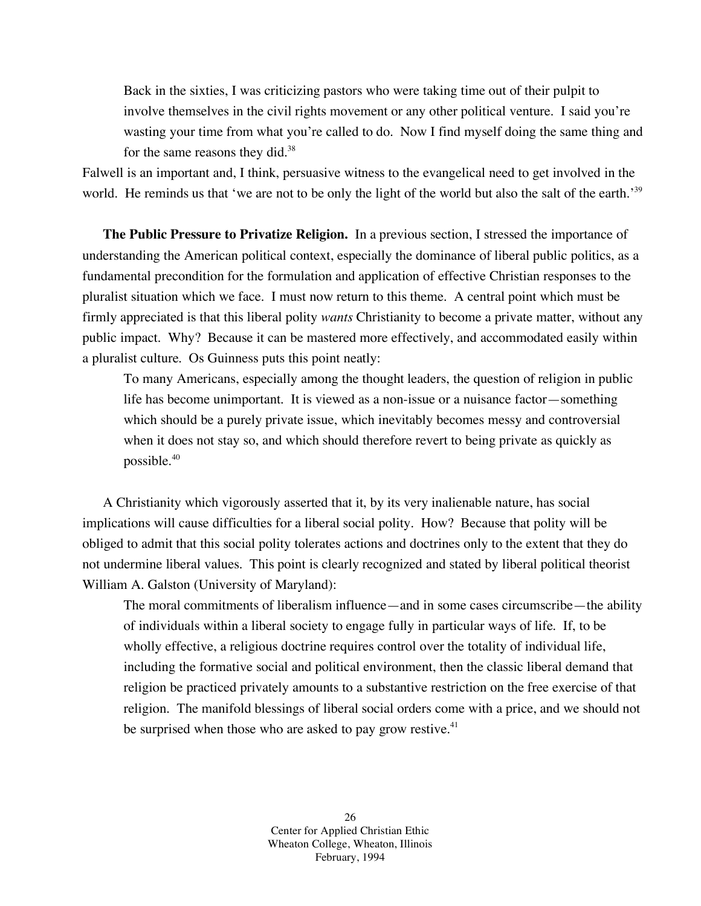> Back in the sixties, I was criticizing pastors who were taking time out of their pulpit to involve themselves in the civil rights movement or any other political venture. I said you're wasting your time from what you're called to do. Now I find myself doing the same thing and for the same reasons they did.[38]

Falwell is an important and, I think, persuasive witness to the evangelical need to get involved in the world. He reminds us that 'we are not to be only the light of the world but also the salt of the earth.'[39]

**The Public Pressure to Privatize Religion.** In a previous section, I stressed the importance of understanding the American political context, especially the dominance of liberal public politics, as a fundamental precondition for the formulation and application of effective Christian responses to the pluralist situation which we face. I must now return to this theme. A central point which must be firmly appreciated is that this liberal polity *wants* Christianity to become a private matter, without any public impact. Why? Because it can be mastered more effectively, and accommodated easily within a pluralist culture. Os Guinness puts this point neatly:

> To many Americans, especially among the thought leaders, the question of religion in public life has become unimportant. It is viewed as a non-issue or a nuisance factor—something which should be a purely private issue, which inevitably becomes messy and controversial when it does not stay so, and which should therefore revert to being private as quickly as possible.[40]

A Christianity which vigorously asserted that it, by its very inalienable nature, has social implications will cause difficulties for a liberal social polity. How? Because that polity will be obliged to admit that this social polity tolerates actions and doctrines only to the extent that they do not undermine liberal values. This point is clearly recognized and stated by liberal political theorist William A. Galston (University of Maryland):

> The moral commitments of liberalism influence—and in some cases circumscribe—the ability of individuals within a liberal society to engage fully in particular ways of life. If, to be wholly effective, a religious doctrine requires control over the totality of individual life, including the formative social and political environment, then the classic liberal demand that religion be practiced privately amounts to a substantive restriction on the free exercise of that religion. The manifold blessings of liberal social orders come with a price, and we should not be surprised when those who are asked to pay grow restive.[41]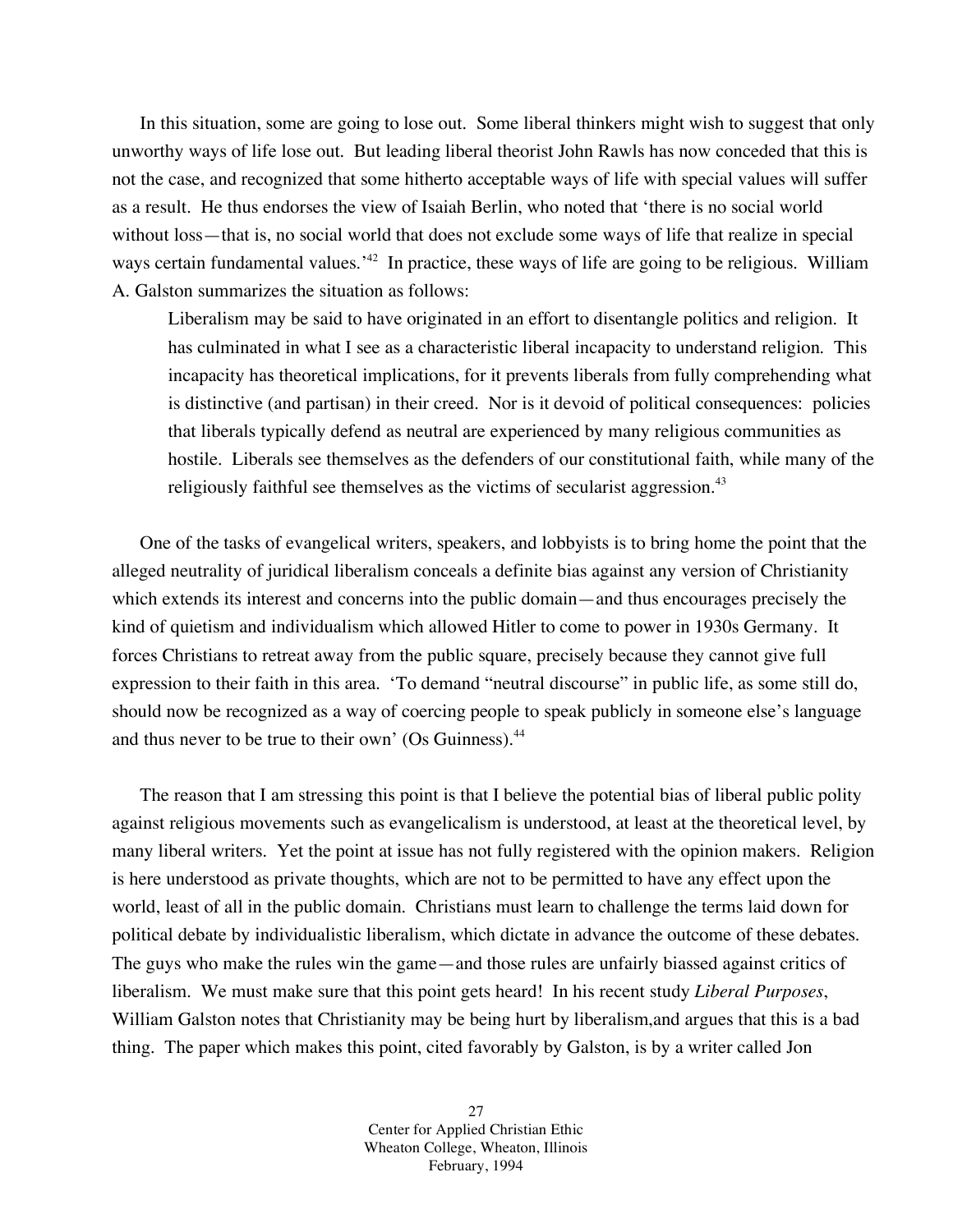In this situation, some are going to lose out. Some liberal thinkers might wish to suggest that only unworthy ways of life lose out. But leading liberal theorist John Rawls has now conceded that this is not the case, and recognized that some hitherto acceptable ways of life with special values will suffer as a result. He thus endorses the view of Isaiah Berlin, who noted that 'there is no social world without loss—that is, no social world that does not exclude some ways of life that realize in special ways certain fundamental values.'[42] In practice, these ways of life are going to be religious. William A. Galston summarizes the situation as follows:

> Liberalism may be said to have originated in an effort to disentangle politics and religion. It has culminated in what I see as a characteristic liberal incapacity to understand religion. This incapacity has theoretical implications, for it prevents liberals from fully comprehending what is distinctive (and partisan) in their creed. Nor is it devoid of political consequences: policies that liberals typically defend as neutral are experienced by many religious communities as hostile. Liberals see themselves as the defenders of our constitutional faith, while many of the religiously faithful see themselves as the victims of secularist aggression.[43]

One of the tasks of evangelical writers, speakers, and lobbyists is to bring home the point that the alleged neutrality of juridical liberalism conceals a definite bias against any version of Christianity which extends its interest and concerns into the public domain—and thus encourages precisely the kind of quietism and individualism which allowed Hitler to come to power in 1930s Germany. It forces Christians to retreat away from the public square, precisely because they cannot give full expression to their faith in this area. 'To demand "neutral discourse" in public life, as some still do, should now be recognized as a way of coercing people to speak publicly in someone else's language and thus never to be true to their own' (Os Guinness).[44]

The reason that I am stressing this point is that I believe the potential bias of liberal public polity against religious movements such as evangelicalism is understood, at least at the theoretical level, by many liberal writers. Yet the point at issue has not fully registered with the opinion makers. Religion is here understood as private thoughts, which are not to be permitted to have any effect upon the world, least of all in the public domain. Christians must learn to challenge the terms laid down for political debate by individualistic liberalism, which dictate in advance the outcome of these debates. The guys who make the rules win the game—and those rules are unfairly biassed against critics of liberalism. We must make sure that this point gets heard! In his recent study *Liberal Purposes*, William Galston notes that Christianity may be being hurt by liberalism,and argues that this is a bad thing. The paper which makes this point, cited favorably by Galston, is by a writer called Jon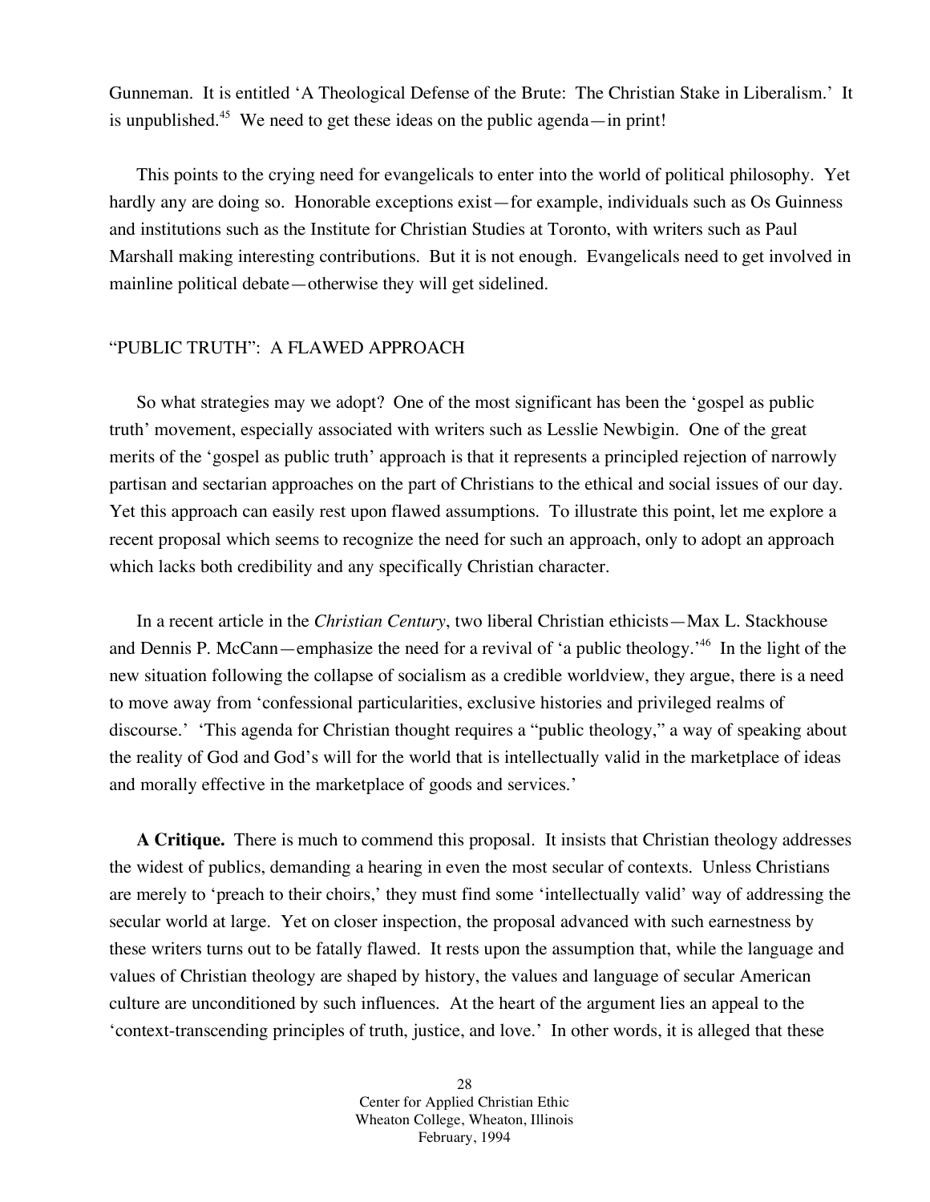Gunneman. It is entitled 'A Theological Defense of the Brute: The Christian Stake in Liberalism.' It is unpublished.[45] We need to get these ideas on the public agenda—in print!

This points to the crying need for evangelicals to enter into the world of political philosophy. Yet hardly any are doing so. Honorable exceptions exist—for example, individuals such as Os Guinness and institutions such as the Institute for Christian Studies at Toronto, with writers such as Paul Marshall making interesting contributions. But it is not enough. Evangelicals need to get involved in mainline political debate—otherwise they will get sidelined.

## "PUBLIC TRUTH": A FLAWED APPROACH

So what strategies may we adopt? One of the most significant has been the 'gospel as public truth' movement, especially associated with writers such as Lesslie Newbigin. One of the great merits of the 'gospel as public truth' approach is that it represents a principled rejection of narrowly partisan and sectarian approaches on the part of Christians to the ethical and social issues of our day. Yet this approach can easily rest upon flawed assumptions. To illustrate this point, let me explore a recent proposal which seems to recognize the need for such an approach, only to adopt an approach which lacks both credibility and any specifically Christian character.

In a recent article in the *Christian Century*, two liberal Christian ethicists—Max L. Stackhouse and Dennis P. McCann—emphasize the need for a revival of 'a public theology.'[46] In the light of the new situation following the collapse of socialism as a credible worldview, they argue, there is a need to move away from 'confessional particularities, exclusive histories and privileged realms of discourse.' 'This agenda for Christian thought requires a "public theology," a way of speaking about the reality of God and God's will for the world that is intellectually valid in the marketplace of ideas and morally effective in the marketplace of goods and services.'

**A Critique.** There is much to commend this proposal. It insists that Christian theology addresses the widest of publics, demanding a hearing in even the most secular of contexts. Unless Christians are merely to 'preach to their choirs,' they must find some 'intellectually valid' way of addressing the secular world at large. Yet on closer inspection, the proposal advanced with such earnestness by these writers turns out to be fatally flawed. It rests upon the assumption that, while the language and values of Christian theology are shaped by history, the values and language of secular American culture are unconditioned by such influences. At the heart of the argument lies an appeal to the 'context-transcending principles of truth, justice, and love.' In other words, it is alleged that these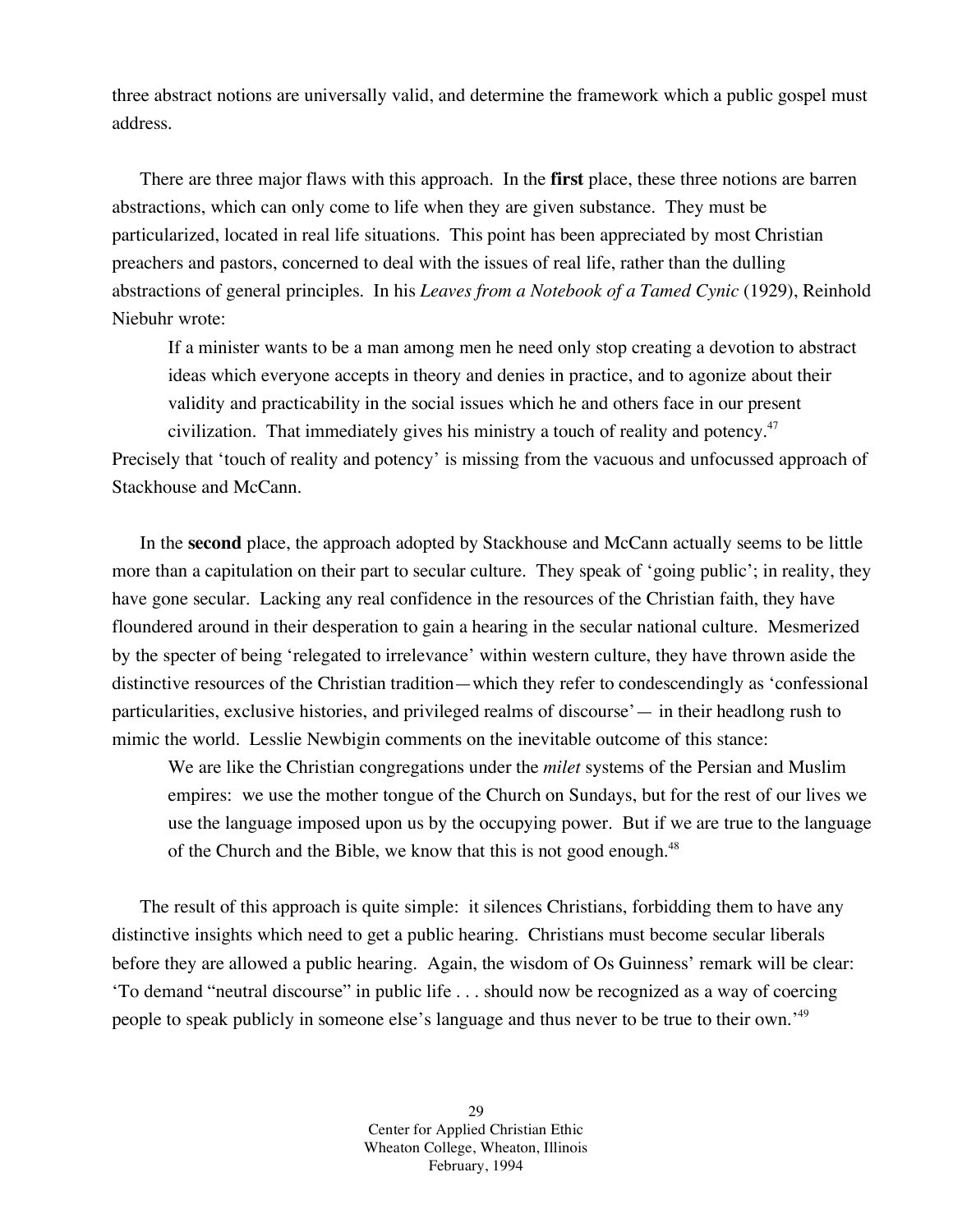three abstract notions are universally valid, and determine the framework which a public gospel must address.

There are three major flaws with this approach. In the **first** place, these three notions are barren abstractions, which can only come to life when they are given substance. They must be particularized, located in real life situations. This point has been appreciated by most Christian preachers and pastors, concerned to deal with the issues of real life, rather than the dulling abstractions of general principles. In his *Leaves from a Notebook of a Tamed Cynic* (1929), Reinhold Niebuhr wrote:

> If a minister wants to be a man among men he need only stop creating a devotion to abstract ideas which everyone accepts in theory and denies in practice, and to agonize about their validity and practicability in the social issues which he and others face in our present civilization. That immediately gives his ministry a touch of reality and potency.[47]

Precisely that 'touch of reality and potency' is missing from the vacuous and unfocussed approach of Stackhouse and McCann.

In the **second** place, the approach adopted by Stackhouse and McCann actually seems to be little more than a capitulation on their part to secular culture. They speak of 'going public'; in reality, they have gone secular. Lacking any real confidence in the resources of the Christian faith, they have floundered around in their desperation to gain a hearing in the secular national culture. Mesmerized by the specter of being 'relegated to irrelevance' within western culture, they have thrown aside the distinctive resources of the Christian tradition—which they refer to condescendingly as 'confessional particularities, exclusive histories, and privileged realms of discourse'— in their headlong rush to mimic the world. Lesslie Newbigin comments on the inevitable outcome of this stance:

> We are like the Christian congregations under the *milet* systems of the Persian and Muslim empires: we use the mother tongue of the Church on Sundays, but for the rest of our lives we use the language imposed upon us by the occupying power. But if we are true to the language of the Church and the Bible, we know that this is not good enough.[48]

The result of this approach is quite simple: it silences Christians, forbidding them to have any distinctive insights which need to get a public hearing. Christians must become secular liberals before they are allowed a public hearing. Again, the wisdom of Os Guinness' remark will be clear: 'To demand "neutral discourse" in public life . . . should now be recognized as a way of coercing people to speak publicly in someone else's language and thus never to be true to their own.'[49]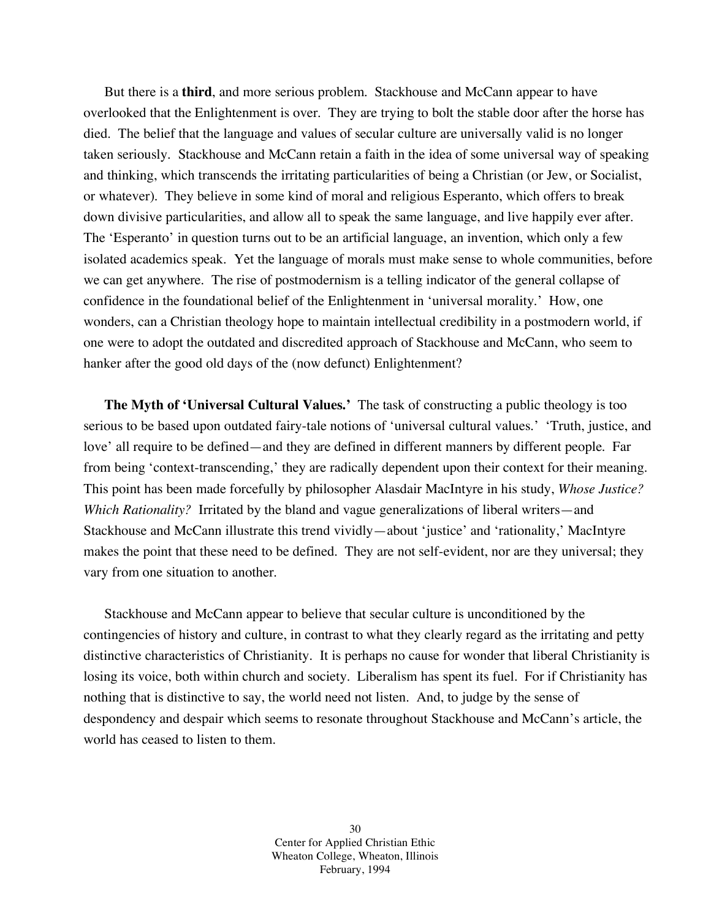But there is a **third**, and more serious problem. Stackhouse and McCann appear to have overlooked that the Enlightenment is over. They are trying to bolt the stable door after the horse has died. The belief that the language and values of secular culture are universally valid is no longer taken seriously. Stackhouse and McCann retain a faith in the idea of some universal way of speaking and thinking, which transcends the irritating particularities of being a Christian (or Jew, or Socialist, or whatever). They believe in some kind of moral and religious Esperanto, which offers to break down divisive particularities, and allow all to speak the same language, and live happily ever after. The 'Esperanto' in question turns out to be an artificial language, an invention, which only a few isolated academics speak. Yet the language of morals must make sense to whole communities, before we can get anywhere. The rise of postmodernism is a telling indicator of the general collapse of confidence in the foundational belief of the Enlightenment in 'universal morality.' How, one wonders, can a Christian theology hope to maintain intellectual credibility in a postmodern world, if one were to adopt the outdated and discredited approach of Stackhouse and McCann, who seem to hanker after the good old days of the (now defunct) Enlightenment?

**The Myth of 'Universal Cultural Values.'** The task of constructing a public theology is too serious to be based upon outdated fairy-tale notions of 'universal cultural values.' 'Truth, justice, and love' all require to be defined—and they are defined in different manners by different people. Far from being 'context-transcending,' they are radically dependent upon their context for their meaning. This point has been made forcefully by philosopher Alasdair MacIntyre in his study, *Whose Justice? Which Rationality?* Irritated by the bland and vague generalizations of liberal writers—and Stackhouse and McCann illustrate this trend vividly—about 'justice' and 'rationality,' MacIntyre makes the point that these need to be defined. They are not self-evident, nor are they universal; they vary from one situation to another.

Stackhouse and McCann appear to believe that secular culture is unconditioned by the contingencies of history and culture, in contrast to what they clearly regard as the irritating and petty distinctive characteristics of Christianity. It is perhaps no cause for wonder that liberal Christianity is losing its voice, both within church and society. Liberalism has spent its fuel. For if Christianity has nothing that is distinctive to say, the world need not listen. And, to judge by the sense of despondency and despair which seems to resonate throughout Stackhouse and McCann's article, the world has ceased to listen to them.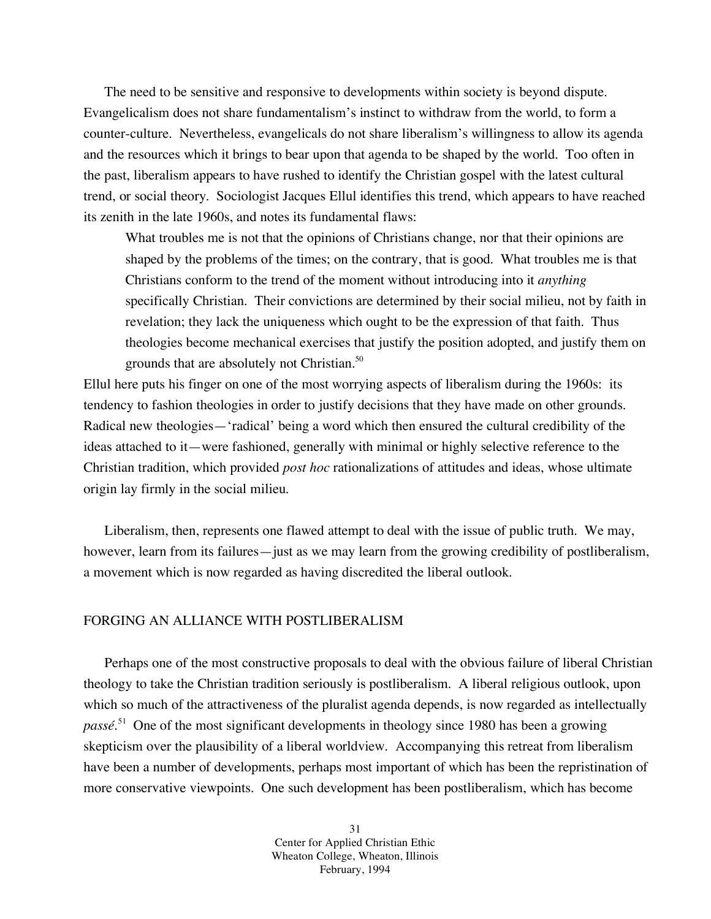The need to be sensitive and responsive to developments within society is beyond dispute. Evangelicalism does not share fundamentalism's instinct to withdraw from the world, to form a counter-culture. Nevertheless, evangelicals do not share liberalism's willingness to allow its agenda and the resources which it brings to bear upon that agenda to be shaped by the world. Too often in the past, liberalism appears to have rushed to identify the Christian gospel with the latest cultural trend, or social theory. Sociologist Jacques Ellul identifies this trend, which appears to have reached its zenith in the late 1960s, and notes its fundamental flaws:

> What troubles me is not that the opinions of Christians change, nor that their opinions are shaped by the problems of the times; on the contrary, that is good. What troubles me is that Christians conform to the trend of the moment without introducing into it *anything* specifically Christian. Their convictions are determined by their social milieu, not by faith in revelation; they lack the uniqueness which ought to be the expression of that faith. Thus theologies become mechanical exercises that justify the position adopted, and justify them on grounds that are absolutely not Christian.[50]

Ellul here puts his finger on one of the most worrying aspects of liberalism during the 1960s: its tendency to fashion theologies in order to justify decisions that they have made on other grounds. Radical new theologies—'radical' being a word which then ensured the cultural credibility of the ideas attached to it—were fashioned, generally with minimal or highly selective reference to the Christian tradition, which provided *post hoc* rationalizations of attitudes and ideas, whose ultimate origin lay firmly in the social milieu.

Liberalism, then, represents one flawed attempt to deal with the issue of public truth. We may, however, learn from its failures—just as we may learn from the growing credibility of postliberalism, a movement which is now regarded as having discredited the liberal outlook.

## FORGING AN ALLIANCE WITH POSTLIBERALISM

Perhaps one of the most constructive proposals to deal with the obvious failure of liberal Christian theology to take the Christian tradition seriously is postliberalism. A liberal religious outlook, upon which so much of the attractiveness of the pluralist agenda depends, is now regarded as intellectually *passé*.[51] One of the most significant developments in theology since 1980 has been a growing skepticism over the plausibility of a liberal worldview. Accompanying this retreat from liberalism have been a number of developments, perhaps most important of which has been the repristination of more conservative viewpoints. One such development has been postliberalism, which has become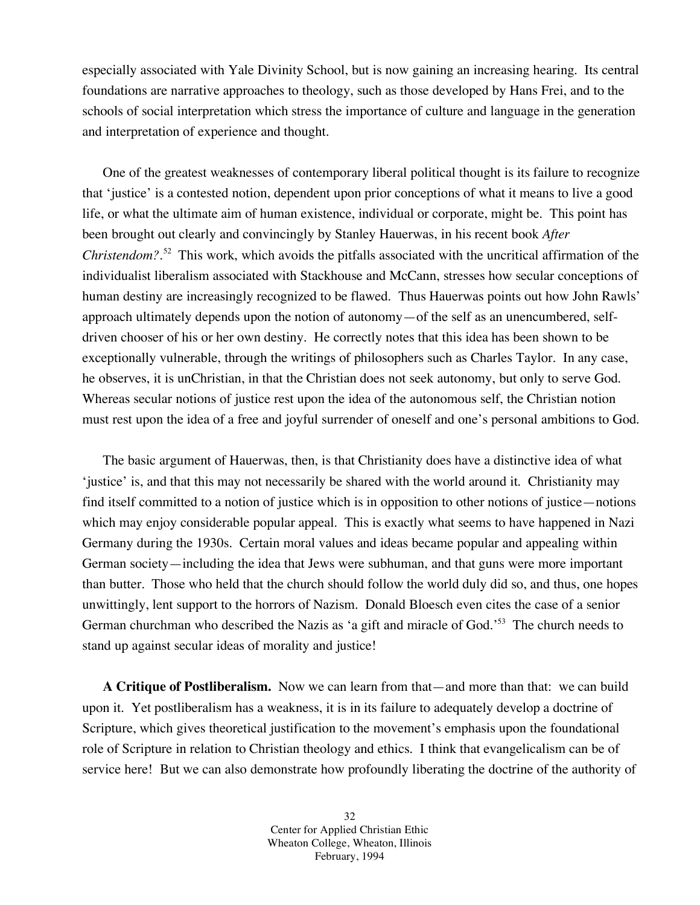especially associated with Yale Divinity School, but is now gaining an increasing hearing. Its central foundations are narrative approaches to theology, such as those developed by Hans Frei, and to the schools of social interpretation which stress the importance of culture and language in the generation and interpretation of experience and thought.

One of the greatest weaknesses of contemporary liberal political thought is its failure to recognize that 'justice' is a contested notion, dependent upon prior conceptions of what it means to live a good life, or what the ultimate aim of human existence, individual or corporate, might be. This point has been brought out clearly and convincingly by Stanley Hauerwas, in his recent book *After Christendom?*.[52] This work, which avoids the pitfalls associated with the uncritical affirmation of the individualist liberalism associated with Stackhouse and McCann, stresses how secular conceptions of human destiny are increasingly recognized to be flawed. Thus Hauerwas points out how John Rawls' approach ultimately depends upon the notion of autonomy—of the self as an unencumbered, self-driven chooser of his or her own destiny. He correctly notes that this idea has been shown to be exceptionally vulnerable, through the writings of philosophers such as Charles Taylor. In any case, he observes, it is unChristian, in that the Christian does not seek autonomy, but only to serve God. Whereas secular notions of justice rest upon the idea of the autonomous self, the Christian notion must rest upon the idea of a free and joyful surrender of oneself and one's personal ambitions to God.

The basic argument of Hauerwas, then, is that Christianity does have a distinctive idea of what 'justice' is, and that this may not necessarily be shared with the world around it. Christianity may find itself committed to a notion of justice which is in opposition to other notions of justice—notions which may enjoy considerable popular appeal. This is exactly what seems to have happened in Nazi Germany during the 1930s. Certain moral values and ideas became popular and appealing within German society—including the idea that Jews were subhuman, and that guns were more important than butter. Those who held that the church should follow the world duly did so, and thus, one hopes unwittingly, lent support to the horrors of Nazism. Donald Bloesch even cites the case of a senior German churchman who described the Nazis as 'a gift and miracle of God.'[53] The church needs to stand up against secular ideas of morality and justice!

**A Critique of Postliberalism.** Now we can learn from that—and more than that: we can build upon it. Yet postliberalism has a weakness, it is in its failure to adequately develop a doctrine of Scripture, which gives theoretical justification to the movement's emphasis upon the foundational role of Scripture in relation to Christian theology and ethics. I think that evangelicalism can be of service here! But we can also demonstrate how profoundly liberating the doctrine of the authority of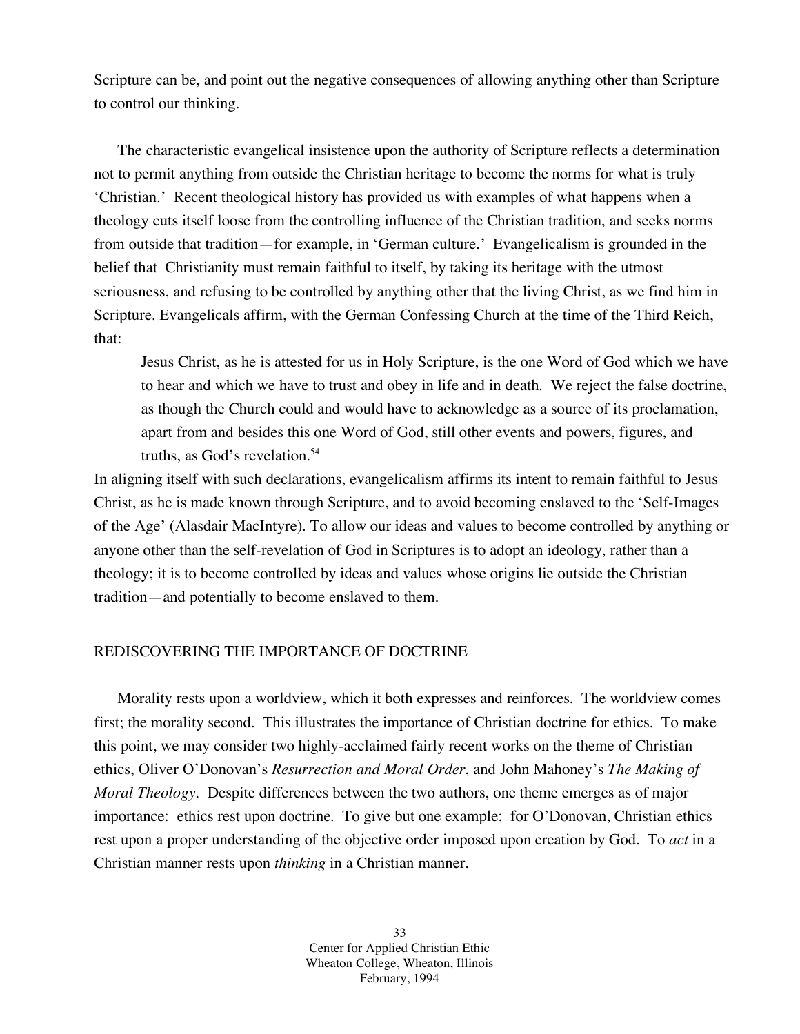Scripture can be, and point out the negative consequences of allowing anything other than Scripture to control our thinking.

The characteristic evangelical insistence upon the authority of Scripture reflects a determination not to permit anything from outside the Christian heritage to become the norms for what is truly 'Christian.' Recent theological history has provided us with examples of what happens when a theology cuts itself loose from the controlling influence of the Christian tradition, and seeks norms from outside that tradition—for example, in 'German culture.' Evangelicalism is grounded in the belief that Christianity must remain faithful to itself, by taking its heritage with the utmost seriousness, and refusing to be controlled by anything other that the living Christ, as we find him in Scripture. Evangelicals affirm, with the German Confessing Church at the time of the Third Reich, that:

> Jesus Christ, as he is attested for us in Holy Scripture, is the one Word of God which we have to hear and which we have to trust and obey in life and in death. We reject the false doctrine, as though the Church could and would have to acknowledge as a source of its proclamation, apart from and besides this one Word of God, still other events and powers, figures, and truths, as God's revelation.[54]

In aligning itself with such declarations, evangelicalism affirms its intent to remain faithful to Jesus Christ, as he is made known through Scripture, and to avoid becoming enslaved to the 'Self-Images of the Age' (Alasdair MacIntyre). To allow our ideas and values to become controlled by anything or anyone other than the self-revelation of God in Scriptures is to adopt an ideology, rather than a theology; it is to become controlled by ideas and values whose origins lie outside the Christian tradition—and potentially to become enslaved to them.

## REDISCOVERING THE IMPORTANCE OF DOCTRINE

Morality rests upon a worldview, which it both expresses and reinforces. The worldview comes first; the morality second. This illustrates the importance of Christian doctrine for ethics. To make this point, we may consider two highly-acclaimed fairly recent works on the theme of Christian ethics, Oliver O'Donovan's *Resurrection and Moral Order*, and John Mahoney's *The Making of Moral Theology*. Despite differences between the two authors, one theme emerges as of major importance: ethics rest upon doctrine. To give but one example: for O'Donovan, Christian ethics rest upon a proper understanding of the objective order imposed upon creation by God. To *act* in a Christian manner rests upon *thinking* in a Christian manner.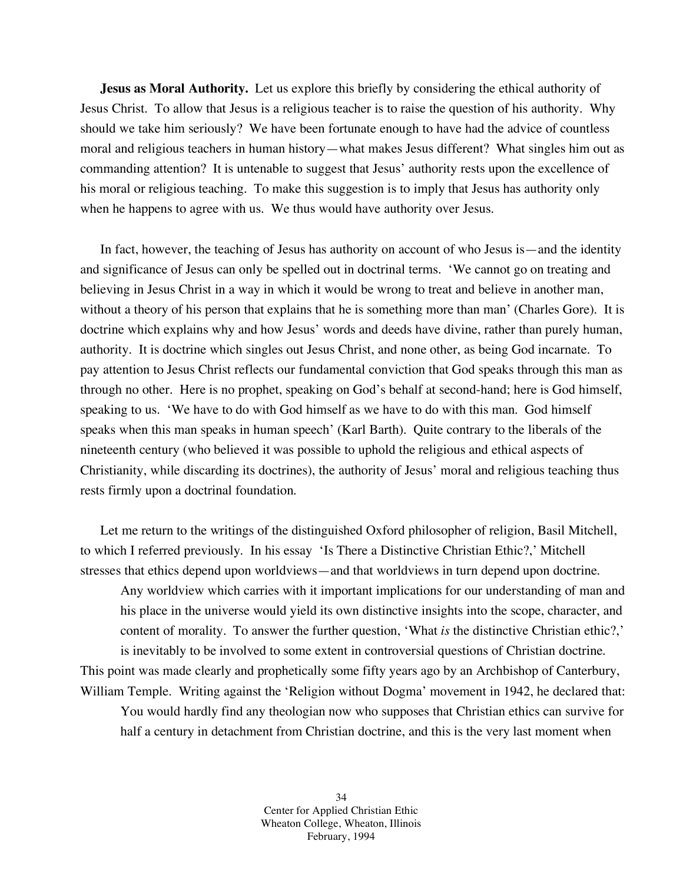**Jesus as Moral Authority.** Let us explore this briefly by considering the ethical authority of Jesus Christ. To allow that Jesus is a religious teacher is to raise the question of his authority. Why should we take him seriously? We have been fortunate enough to have had the advice of countless moral and religious teachers in human history—what makes Jesus different? What singles him out as commanding attention? It is untenable to suggest that Jesus' authority rests upon the excellence of his moral or religious teaching. To make this suggestion is to imply that Jesus has authority only when he happens to agree with us. We thus would have authority over Jesus.

In fact, however, the teaching of Jesus has authority on account of who Jesus is—and the identity and significance of Jesus can only be spelled out in doctrinal terms. 'We cannot go on treating and believing in Jesus Christ in a way in which it would be wrong to treat and believe in another man, without a theory of his person that explains that he is something more than man' (Charles Gore). It is doctrine which explains why and how Jesus' words and deeds have divine, rather than purely human, authority. It is doctrine which singles out Jesus Christ, and none other, as being God incarnate. To pay attention to Jesus Christ reflects our fundamental conviction that God speaks through this man as through no other. Here is no prophet, speaking on God's behalf at second-hand; here is God himself, speaking to us. 'We have to do with God himself as we have to do with this man. God himself speaks when this man speaks in human speech' (Karl Barth). Quite contrary to the liberals of the nineteenth century (who believed it was possible to uphold the religious and ethical aspects of Christianity, while discarding its doctrines), the authority of Jesus' moral and religious teaching thus rests firmly upon a doctrinal foundation.

Let me return to the writings of the distinguished Oxford philosopher of religion, Basil Mitchell, to which I referred previously. In his essay 'Is There a Distinctive Christian Ethic?,' Mitchell stresses that ethics depend upon worldviews—and that worldviews in turn depend upon doctrine.

> Any worldview which carries with it important implications for our understanding of man and his place in the universe would yield its own distinctive insights into the scope, character, and content of morality. To answer the further question, 'What *is* the distinctive Christian ethic?,' is inevitably to be involved to some extent in controversial questions of Christian doctrine.

This point was made clearly and prophetically some fifty years ago by an Archbishop of Canterbury, William Temple. Writing against the 'Religion without Dogma' movement in 1942, he declared that:

> You would hardly find any theologian now who supposes that Christian ethics can survive for half a century in detachment from Christian doctrine, and this is the very last moment when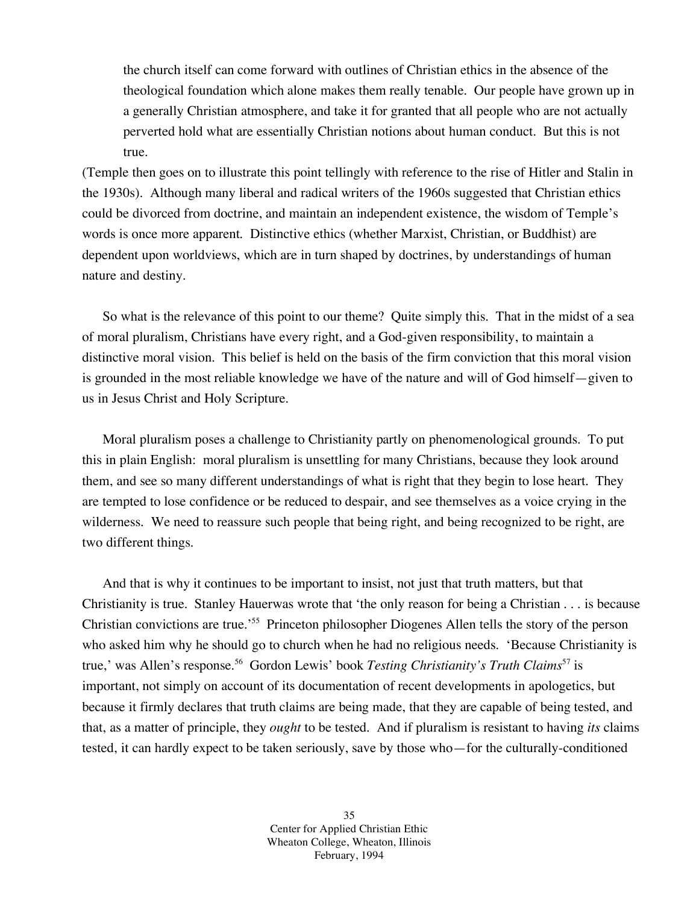> the church itself can come forward with outlines of Christian ethics in the absence of the theological foundation which alone makes them really tenable. Our people have grown up in a generally Christian atmosphere, and take it for granted that all people who are not actually perverted hold what are essentially Christian notions about human conduct. But this is not true.

(Temple then goes on to illustrate this point tellingly with reference to the rise of Hitler and Stalin in the 1930s). Although many liberal and radical writers of the 1960s suggested that Christian ethics could be divorced from doctrine, and maintain an independent existence, the wisdom of Temple's words is once more apparent. Distinctive ethics (whether Marxist, Christian, or Buddhist) are dependent upon worldviews, which are in turn shaped by doctrines, by understandings of human nature and destiny.

So what is the relevance of this point to our theme? Quite simply this. That in the midst of a sea of moral pluralism, Christians have every right, and a God-given responsibility, to maintain a distinctive moral vision. This belief is held on the basis of the firm conviction that this moral vision is grounded in the most reliable knowledge we have of the nature and will of God himself—given to us in Jesus Christ and Holy Scripture.

Moral pluralism poses a challenge to Christianity partly on phenomenological grounds. To put this in plain English: moral pluralism is unsettling for many Christians, because they look around them, and see so many different understandings of what is right that they begin to lose heart. They are tempted to lose confidence or be reduced to despair, and see themselves as a voice crying in the wilderness. We need to reassure such people that being right, and being recognized to be right, are two different things.

And that is why it continues to be important to insist, not just that truth matters, but that Christianity is true. Stanley Hauerwas wrote that 'the only reason for being a Christian . . . is because Christian convictions are true.'[55] Princeton philosopher Diogenes Allen tells the story of the person who asked him why he should go to church when he had no religious needs. 'Because Christianity is true,' was Allen's response.[56] Gordon Lewis' book *Testing Christianity's Truth Claims*[57] is important, not simply on account of its documentation of recent developments in apologetics, but because it firmly declares that truth claims are being made, that they are capable of being tested, and that, as a matter of principle, they *ought* to be tested. And if pluralism is resistant to having *its* claims tested, it can hardly expect to be taken seriously, save by those who—for the culturally-conditioned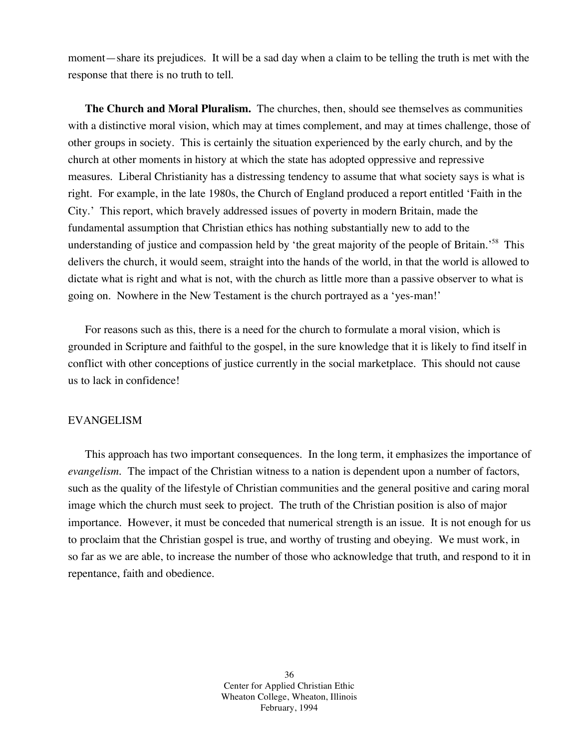moment—share its prejudices. It will be a sad day when a claim to be telling the truth is met with the response that there is no truth to tell.

**The Church and Moral Pluralism.** The churches, then, should see themselves as communities with a distinctive moral vision, which may at times complement, and may at times challenge, those of other groups in society. This is certainly the situation experienced by the early church, and by the church at other moments in history at which the state has adopted oppressive and repressive measures. Liberal Christianity has a distressing tendency to assume that what society says is what is right. For example, in the late 1980s, the Church of England produced a report entitled 'Faith in the City.' This report, which bravely addressed issues of poverty in modern Britain, made the fundamental assumption that Christian ethics has nothing substantially new to add to the understanding of justice and compassion held by 'the great majority of the people of Britain.'[58] This delivers the church, it would seem, straight into the hands of the world, in that the world is allowed to dictate what is right and what is not, with the church as little more than a passive observer to what is going on. Nowhere in the New Testament is the church portrayed as a 'yes-man!'

For reasons such as this, there is a need for the church to formulate a moral vision, which is grounded in Scripture and faithful to the gospel, in the sure knowledge that it is likely to find itself in conflict with other conceptions of justice currently in the social marketplace. This should not cause us to lack in confidence!

## EVANGELISM

This approach has two important consequences. In the long term, it emphasizes the importance of *evangelism.* The impact of the Christian witness to a nation is dependent upon a number of factors, such as the quality of the lifestyle of Christian communities and the general positive and caring moral image which the church must seek to project. The truth of the Christian position is also of major importance. However, it must be conceded that numerical strength is an issue. It is not enough for us to proclaim that the Christian gospel is true, and worthy of trusting and obeying. We must work, in so far as we are able, to increase the number of those who acknowledge that truth, and respond to it in repentance, faith and obedience.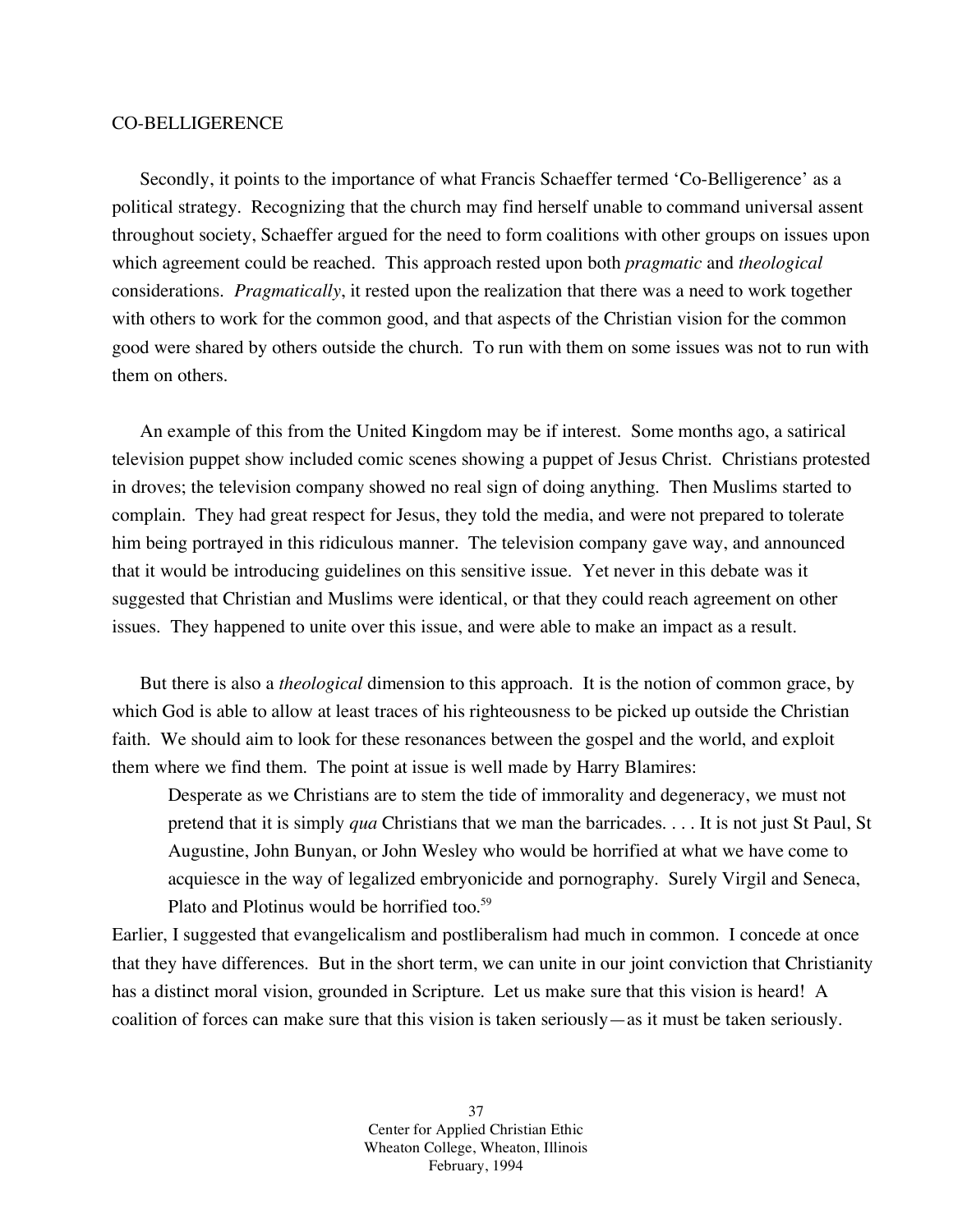CO-BELLIGERENCE

Secondly, it points to the importance of what Francis Schaeffer termed 'Co-Belligerence' as a political strategy. Recognizing that the church may find herself unable to command universal assent throughout society, Schaeffer argued for the need to form coalitions with other groups on issues upon which agreement could be reached. This approach rested upon both *pragmatic* and *theological* considerations. *Pragmatically*, it rested upon the realization that there was a need to work together with others to work for the common good, and that aspects of the Christian vision for the common good were shared by others outside the church. To run with them on some issues was not to run with them on others.

An example of this from the United Kingdom may be if interest. Some months ago, a satirical television puppet show included comic scenes showing a puppet of Jesus Christ. Christians protested in droves; the television company showed no real sign of doing anything. Then Muslims started to complain. They had great respect for Jesus, they told the media, and were not prepared to tolerate him being portrayed in this ridiculous manner. The television company gave way, and announced that it would be introducing guidelines on this sensitive issue. Yet never in this debate was it suggested that Christian and Muslims were identical, or that they could reach agreement on other issues. They happened to unite over this issue, and were able to make an impact as a result.

But there is also a *theological* dimension to this approach. It is the notion of common grace, by which God is able to allow at least traces of his righteousness to be picked up outside the Christian faith. We should aim to look for these resonances between the gospel and the world, and exploit them where we find them. The point at issue is well made by Harry Blamires:

> Desperate as we Christians are to stem the tide of immorality and degeneracy, we must not pretend that it is simply *qua* Christians that we man the barricades. . . . It is not just St Paul, St Augustine, John Bunyan, or John Wesley who would be horrified at what we have come to acquiesce in the way of legalized embryonicide and pornography. Surely Virgil and Seneca, Plato and Plotinus would be horrified too.[59]

Earlier, I suggested that evangelicalism and postliberalism had much in common. I concede at once that they have differences. But in the short term, we can unite in our joint conviction that Christianity has a distinct moral vision, grounded in Scripture. Let us make sure that this vision is heard! A coalition of forces can make sure that this vision is taken seriously—as it must be taken seriously.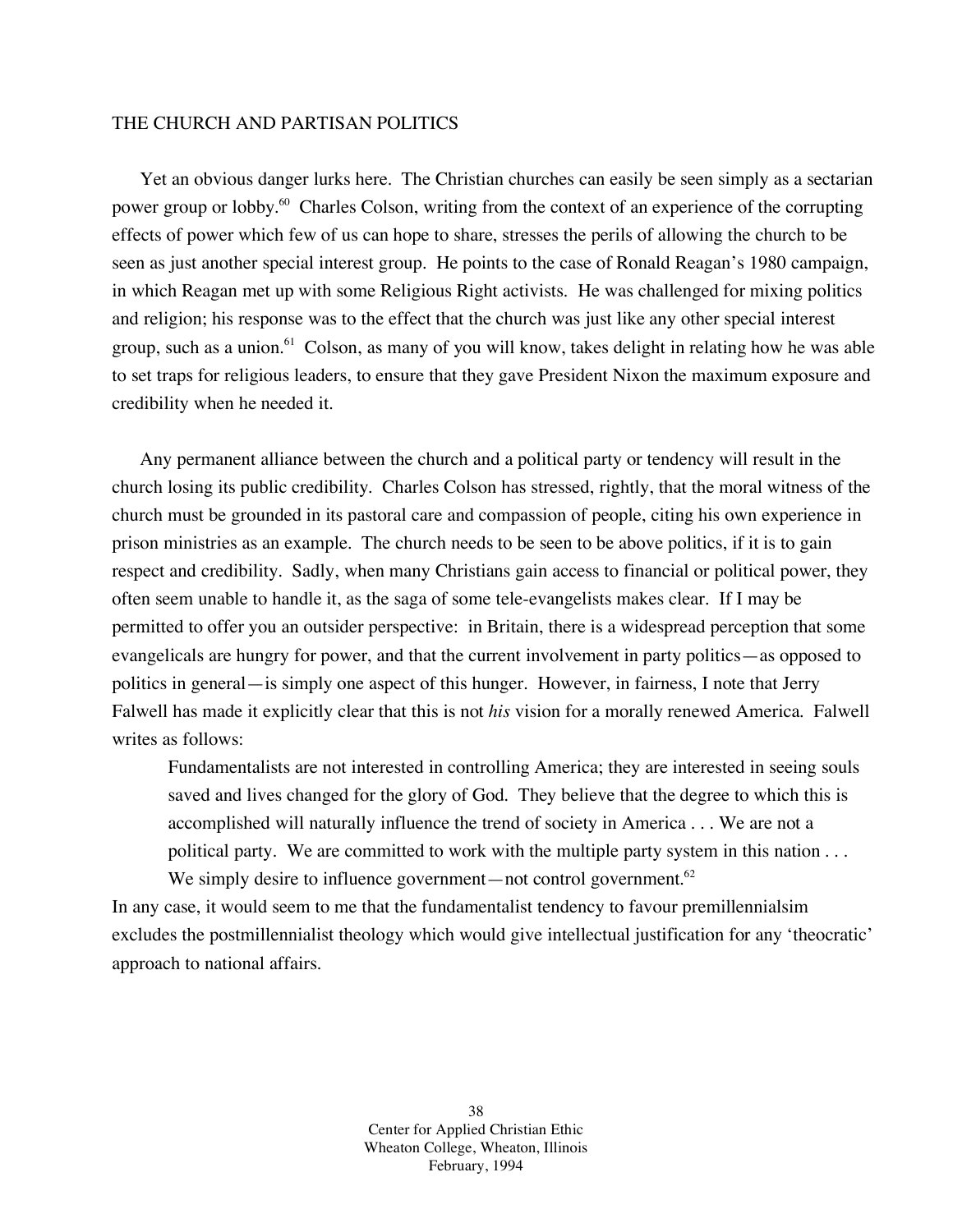## THE CHURCH AND PARTISAN POLITICS

Yet an obvious danger lurks here. The Christian churches can easily be seen simply as a sectarian power group or lobby.[60] Charles Colson, writing from the context of an experience of the corrupting effects of power which few of us can hope to share, stresses the perils of allowing the church to be seen as just another special interest group. He points to the case of Ronald Reagan's 1980 campaign, in which Reagan met up with some Religious Right activists. He was challenged for mixing politics and religion; his response was to the effect that the church was just like any other special interest group, such as a union.[61] Colson, as many of you will know, takes delight in relating how he was able to set traps for religious leaders, to ensure that they gave President Nixon the maximum exposure and credibility when he needed it.

Any permanent alliance between the church and a political party or tendency will result in the church losing its public credibility. Charles Colson has stressed, rightly, that the moral witness of the church must be grounded in its pastoral care and compassion of people, citing his own experience in prison ministries as an example. The church needs to be seen to be above politics, if it is to gain respect and credibility. Sadly, when many Christians gain access to financial or political power, they often seem unable to handle it, as the saga of some tele-evangelists makes clear. If I may be permitted to offer you an outsider perspective: in Britain, there is a widespread perception that some evangelicals are hungry for power, and that the current involvement in party politics—as opposed to politics in general—is simply one aspect of this hunger. However, in fairness, I note that Jerry Falwell has made it explicitly clear that this is not *his* vision for a morally renewed America. Falwell writes as follows:

> Fundamentalists are not interested in controlling America; they are interested in seeing souls saved and lives changed for the glory of God. They believe that the degree to which this is accomplished will naturally influence the trend of society in America . . . We are not a political party. We are committed to work with the multiple party system in this nation . . . We simply desire to influence government—not control government.[62]

In any case, it would seem to me that the fundamentalist tendency to favour premillennialsim excludes the postmillennialist theology which would give intellectual justification for any 'theocratic' approach to national affairs.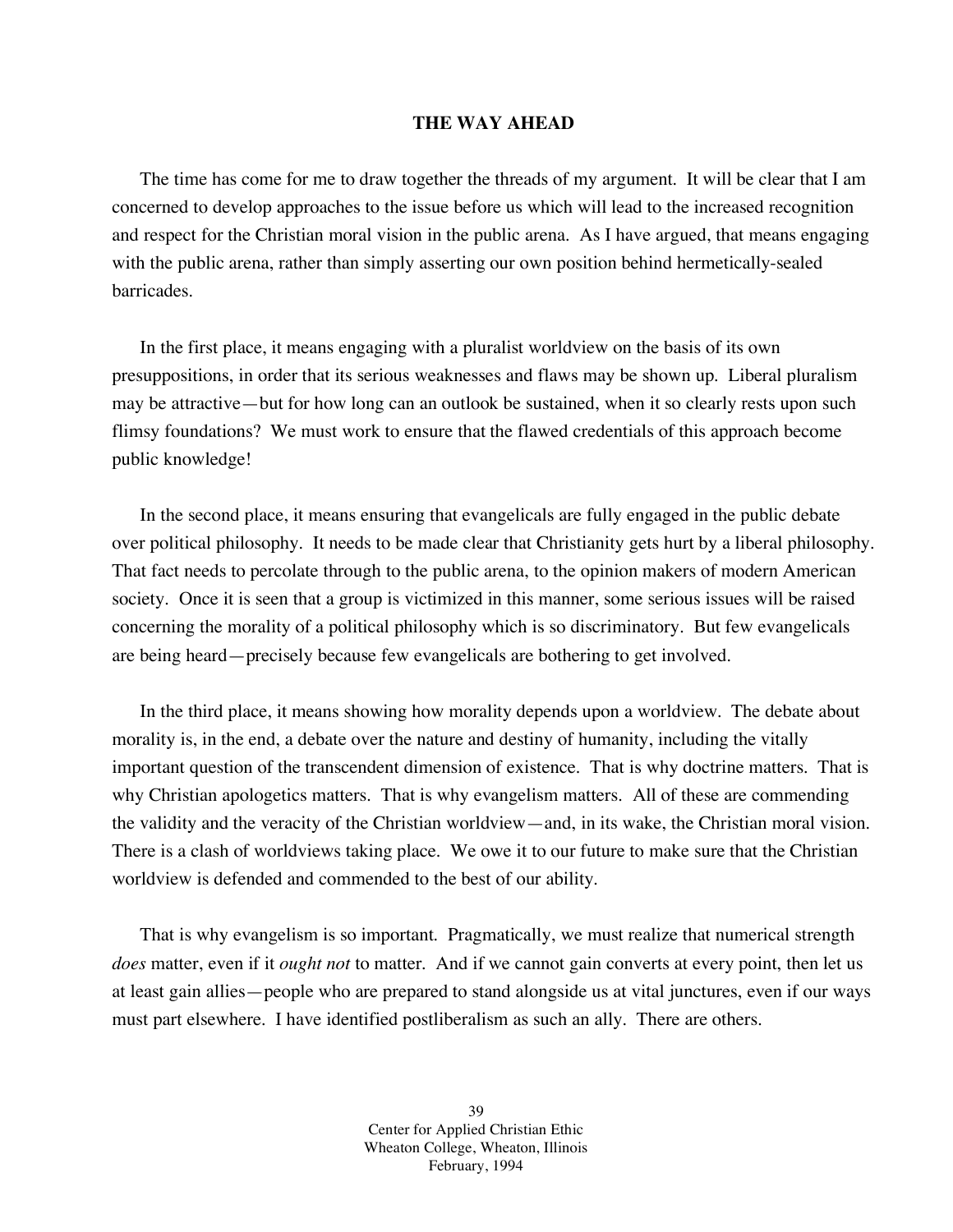## THE WAY AHEAD

The time has come for me to draw together the threads of my argument. It will be clear that I am concerned to develop approaches to the issue before us which will lead to the increased recognition and respect for the Christian moral vision in the public arena. As I have argued, that means engaging with the public arena, rather than simply asserting our own position behind hermetically-sealed barricades.

In the first place, it means engaging with a pluralist worldview on the basis of its own presuppositions, in order that its serious weaknesses and flaws may be shown up. Liberal pluralism may be attractive—but for how long can an outlook be sustained, when it so clearly rests upon such flimsy foundations? We must work to ensure that the flawed credentials of this approach become public knowledge!

In the second place, it means ensuring that evangelicals are fully engaged in the public debate over political philosophy. It needs to be made clear that Christianity gets hurt by a liberal philosophy. That fact needs to percolate through to the public arena, to the opinion makers of modern American society. Once it is seen that a group is victimized in this manner, some serious issues will be raised concerning the morality of a political philosophy which is so discriminatory. But few evangelicals are being heard—precisely because few evangelicals are bothering to get involved.

In the third place, it means showing how morality depends upon a worldview. The debate about morality is, in the end, a debate over the nature and destiny of humanity, including the vitally important question of the transcendent dimension of existence. That is why doctrine matters. That is why Christian apologetics matters. That is why evangelism matters. All of these are commending the validity and the veracity of the Christian worldview—and, in its wake, the Christian moral vision. There is a clash of worldviews taking place. We owe it to our future to make sure that the Christian worldview is defended and commended to the best of our ability.

That is why evangelism is so important. Pragmatically, we must realize that numerical strength *does* matter, even if it *ought not* to matter. And if we cannot gain converts at every point, then let us at least gain allies—people who are prepared to stand alongside us at vital junctures, even if our ways must part elsewhere. I have identified postliberalism as such an ally. There are others.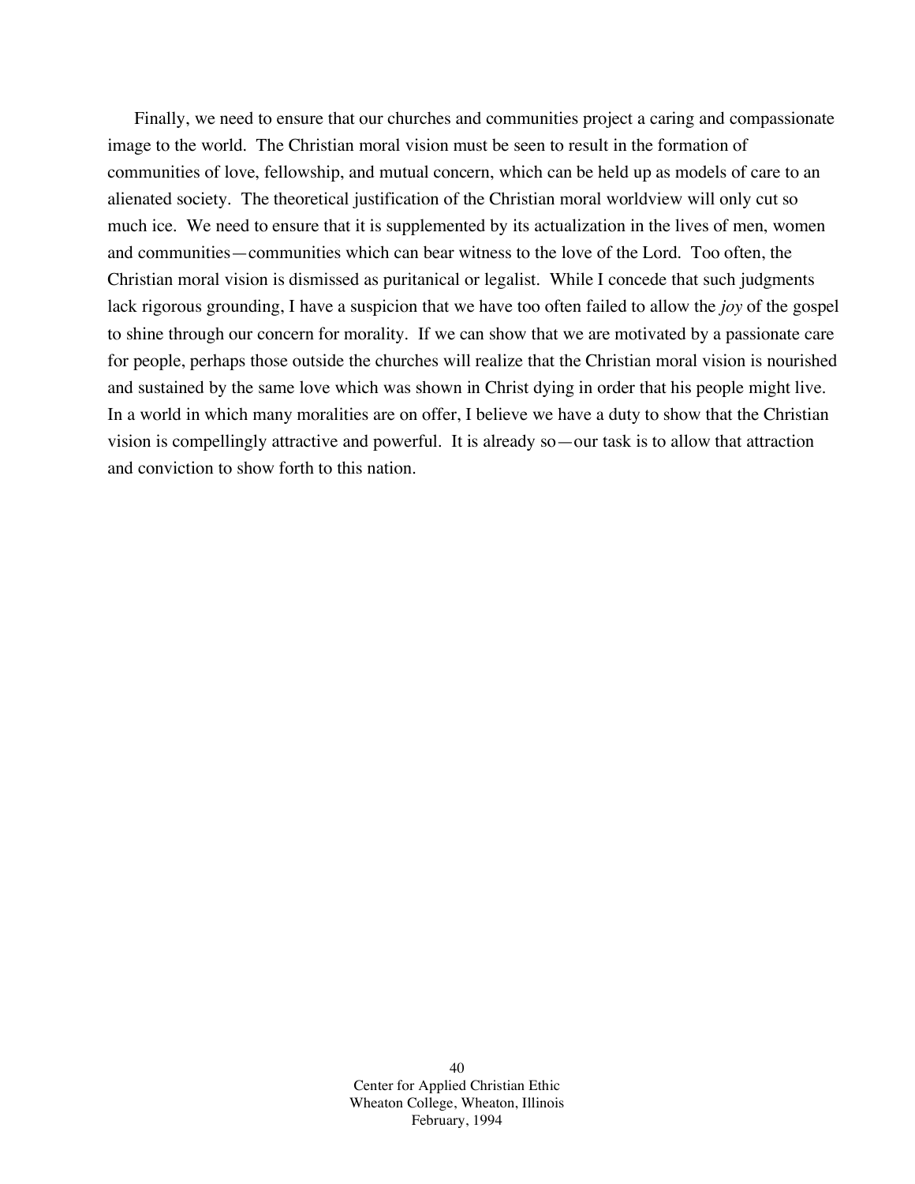Finally, we need to ensure that our churches and communities project a caring and compassionate image to the world. The Christian moral vision must be seen to result in the formation of communities of love, fellowship, and mutual concern, which can be held up as models of care to an alienated society. The theoretical justification of the Christian moral worldview will only cut so much ice. We need to ensure that it is supplemented by its actualization in the lives of men, women and communities—communities which can bear witness to the love of the Lord. Too often, the Christian moral vision is dismissed as puritanical or legalist. While I concede that such judgments lack rigorous grounding, I have a suspicion that we have too often failed to allow the *joy* of the gospel to shine through our concern for morality. If we can show that we are motivated by a passionate care for people, perhaps those outside the churches will realize that the Christian moral vision is nourished and sustained by the same love which was shown in Christ dying in order that his people might live. In a world in which many moralities are on offer, I believe we have a duty to show that the Christian vision is compellingly attractive and powerful. It is already so—our task is to allow that attraction and conviction to show forth to this nation.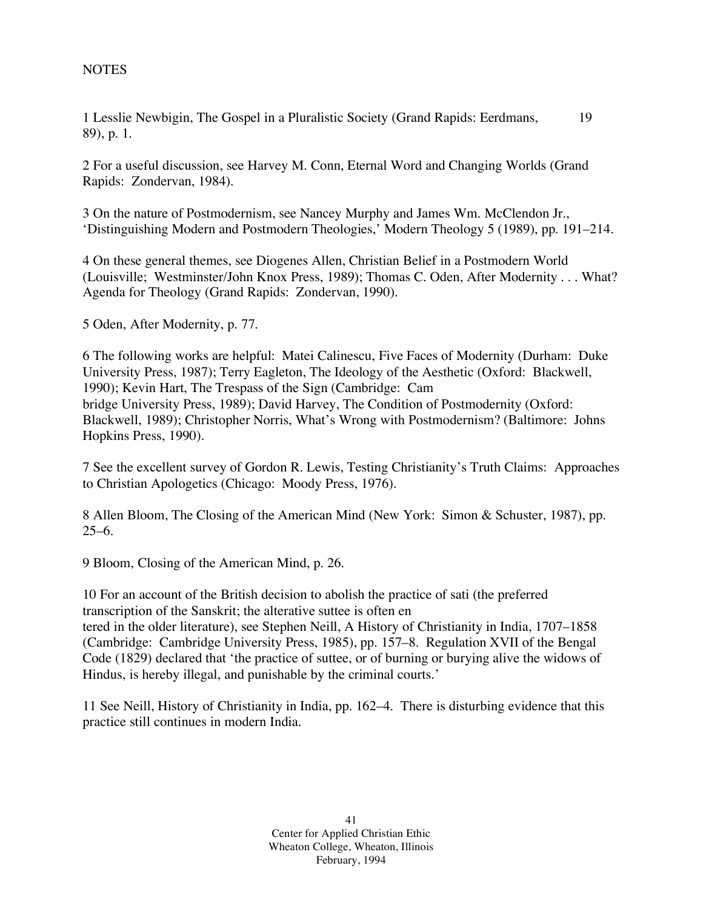NOTES

1 Lesslie Newbigin, The Gospel in a Pluralistic Society (Grand Rapids: Eerdmans, 1989), p. 1.

2 For a useful discussion, see Harvey M. Conn, Eternal Word and Changing Worlds (Grand Rapids: Zondervan, 1984).

3 On the nature of Postmodernism, see Nancey Murphy and James Wm. McClendon Jr., 'Distinguishing Modern and Postmodern Theologies,' Modern Theology 5 (1989), pp. 191–214.

4 On these general themes, see Diogenes Allen, Christian Belief in a Postmodern World (Louisville; Westminster/John Knox Press, 1989); Thomas C. Oden, After Modernity . . . What? Agenda for Theology (Grand Rapids: Zondervan, 1990).

5 Oden, After Modernity, p. 77.

6 The following works are helpful: Matei Calinescu, Five Faces of Modernity (Durham: Duke University Press, 1987); Terry Eagleton, The Ideology of the Aesthetic (Oxford: Blackwell, 1990); Kevin Hart, The Trespass of the Sign (Cambridge: Cambridge University Press, 1989); David Harvey, The Condition of Postmodernity (Oxford: Blackwell, 1989); Christopher Norris, What's Wrong with Postmodernism? (Baltimore: Johns Hopkins Press, 1990).

7 See the excellent survey of Gordon R. Lewis, Testing Christianity's Truth Claims: Approaches to Christian Apologetics (Chicago: Moody Press, 1976).

8 Allen Bloom, The Closing of the American Mind (New York: Simon & Schuster, 1987), pp. 25–6.

9 Bloom, Closing of the American Mind, p. 26.

10 For an account of the British decision to abolish the practice of sati (the preferred transcription of the Sanskrit; the alterative suttee is often entered in the older literature), see Stephen Neill, A History of Christianity in India, 1707–1858 (Cambridge: Cambridge University Press, 1985), pp. 157–8. Regulation XVII of the Bengal Code (1829) declared that 'the practice of suttee, or of burning or burying alive the widows of Hindus, is hereby illegal, and punishable by the criminal courts.'

11 See Neill, History of Christianity in India, pp. 162–4. There is disturbing evidence that this practice still continues in modern India.

Center for Applied Christian Ethic
Wheaton College, Wheaton, Illinois
February, 1994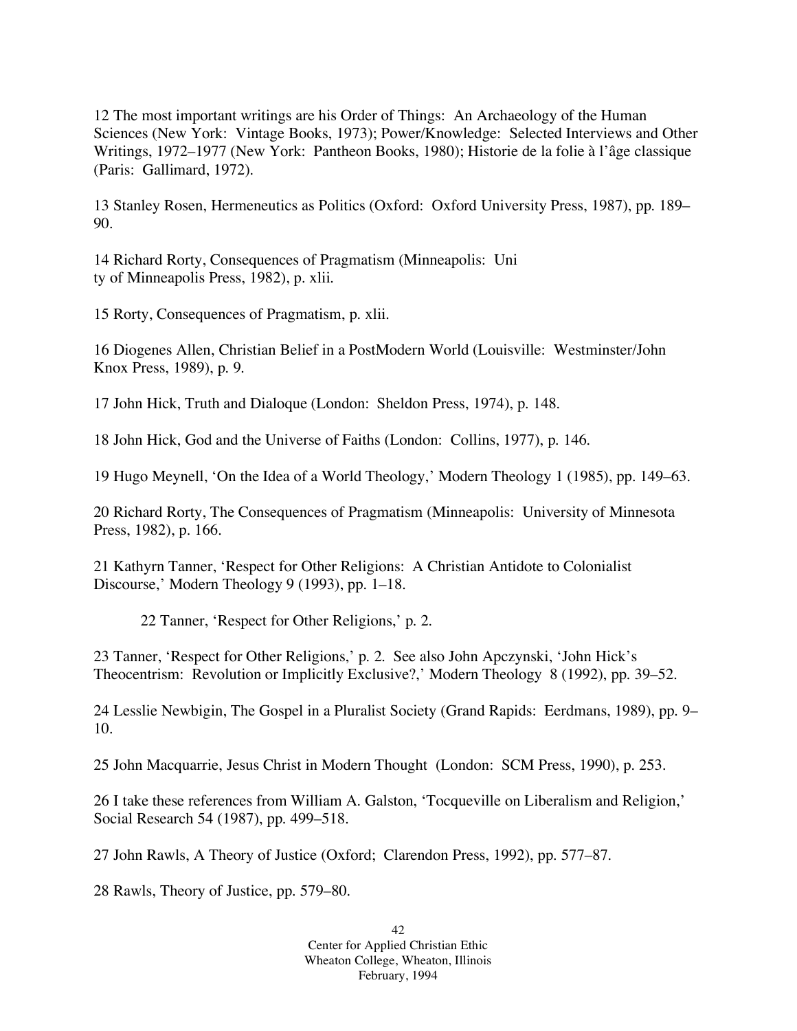12 The most important writings are his Order of Things: An Archaeology of the Human Sciences (New York: Vintage Books, 1973); Power/Knowledge: Selected Interviews and Other Writings, 1972–1977 (New York: Pantheon Books, 1980); Historie de la folie à l'âge classique (Paris: Gallimard, 1972).

13 Stanley Rosen, Hermeneutics as Politics (Oxford: Oxford University Press, 1987), pp. 189–90.

14 Richard Rorty, Consequences of Pragmatism (Minneapolis: Uni
ty of Minneapolis Press, 1982), p. xlii.

15 Rorty, Consequences of Pragmatism, p. xlii.

16 Diogenes Allen, Christian Belief in a PostModern World (Louisville: Westminster/John Knox Press, 1989), p. 9.

17 John Hick, Truth and Dialoque (London: Sheldon Press, 1974), p. 148.

18 John Hick, God and the Universe of Faiths (London: Collins, 1977), p. 146.

19 Hugo Meynell, 'On the Idea of a World Theology,' Modern Theology 1 (1985), pp. 149–63.

20 Richard Rorty, The Consequences of Pragmatism (Minneapolis: University of Minnesota Press, 1982), p. 166.

21 Kathyrn Tanner, 'Respect for Other Religions: A Christian Antidote to Colonialist Discourse,' Modern Theology 9 (1993), pp. 1–18.

22 Tanner, 'Respect for Other Religions,' p. 2.

23 Tanner, 'Respect for Other Religions,' p. 2. See also John Apczynski, 'John Hick's Theocentrism: Revolution or Implicitly Exclusive?,' Modern Theology 8 (1992), pp. 39–52.

24 Lesslie Newbigin, The Gospel in a Pluralist Society (Grand Rapids: Eerdmans, 1989), pp. 9–10.

25 John Macquarrie, Jesus Christ in Modern Thought (London: SCM Press, 1990), p. 253.

26 I take these references from William A. Galston, 'Tocqueville on Liberalism and Religion,' Social Research 54 (1987), pp. 499–518.

27 John Rawls, A Theory of Justice (Oxford; Clarendon Press, 1992), pp. 577–87.

28 Rawls, Theory of Justice, pp. 579–80.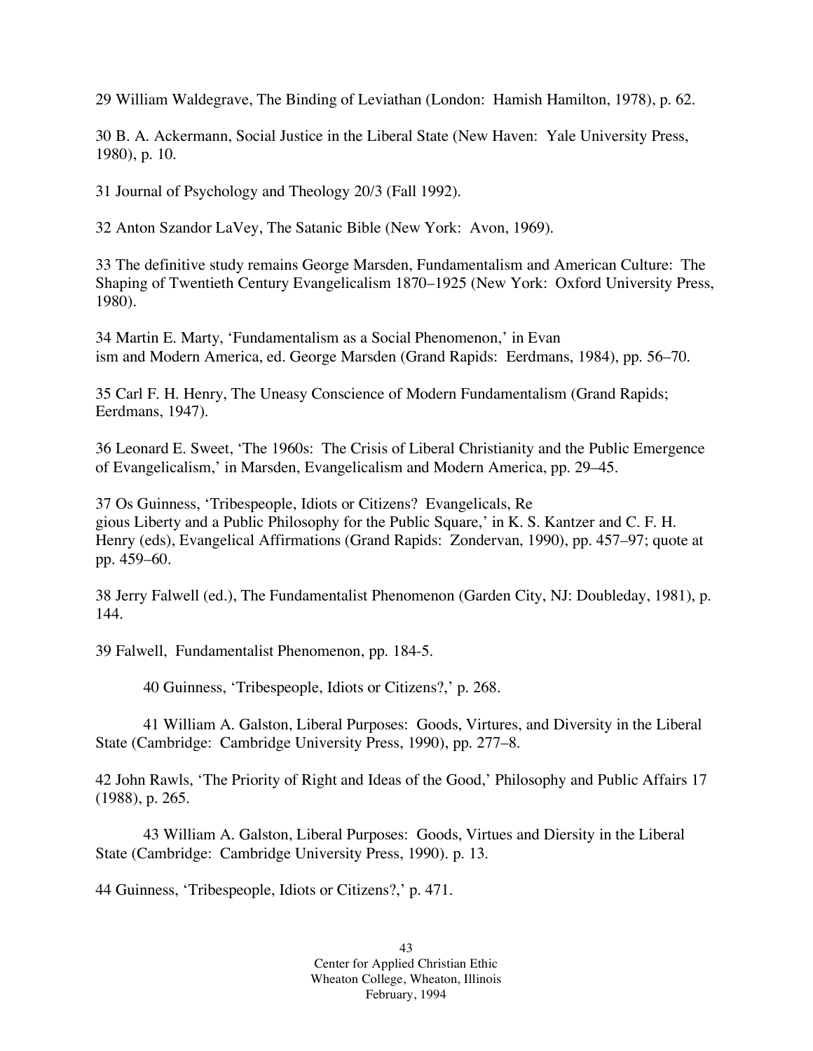29 William Waldegrave, The Binding of Leviathan (London: Hamish Hamilton, 1978), p. 62.

30 B. A. Ackermann, Social Justice in the Liberal State (New Haven: Yale University Press, 1980), p. 10.

31 Journal of Psychology and Theology 20/3 (Fall 1992).

32 Anton Szandor LaVey, The Satanic Bible (New York: Avon, 1969).

33 The definitive study remains George Marsden, Fundamentalism and American Culture: The Shaping of Twentieth Century Evangelicalism 1870–1925 (New York: Oxford University Press, 1980).

34 Martin E. Marty, 'Fundamentalism as a Social Phenomenon,' in Evan
ism and Modern America, ed. George Marsden (Grand Rapids: Eerdmans, 1984), pp. 56–70.

35 Carl F. H. Henry, The Uneasy Conscience of Modern Fundamentalism (Grand Rapids; Eerdmans, 1947).

36 Leonard E. Sweet, 'The 1960s: The Crisis of Liberal Christianity and the Public Emergence of Evangelicalism,' in Marsden, Evangelicalism and Modern America, pp. 29–45.

37 Os Guinness, 'Tribespeople, Idiots or Citizens? Evangelicals, Re
gious Liberty and a Public Philosophy for the Public Square,' in K. S. Kantzer and C. F. H. Henry (eds), Evangelical Affirmations (Grand Rapids: Zondervan, 1990), pp. 457–97; quote at pp. 459–60.

38 Jerry Falwell (ed.), The Fundamentalist Phenomenon (Garden City, NJ: Doubleday, 1981), p. 144.

39 Falwell, Fundamentalist Phenomenon, pp. 184-5.

40 Guinness, 'Tribespeople, Idiots or Citizens?,' p. 268.

41 William A. Galston, Liberal Purposes: Goods, Virtues, and Diversity in the Liberal State (Cambridge: Cambridge University Press, 1990), pp. 277–8.

42 John Rawls, 'The Priority of Right and Ideas of the Good,' Philosophy and Public Affairs 17 (1988), p. 265.

43 William A. Galston, Liberal Purposes: Goods, Virtues and Diersity in the Liberal State (Cambridge: Cambridge University Press, 1990). p. 13.

44 Guinness, 'Tribespeople, Idiots or Citizens?,' p. 471.

Center for Applied Christian Ethic
Wheaton College, Wheaton, Illinois
February, 1994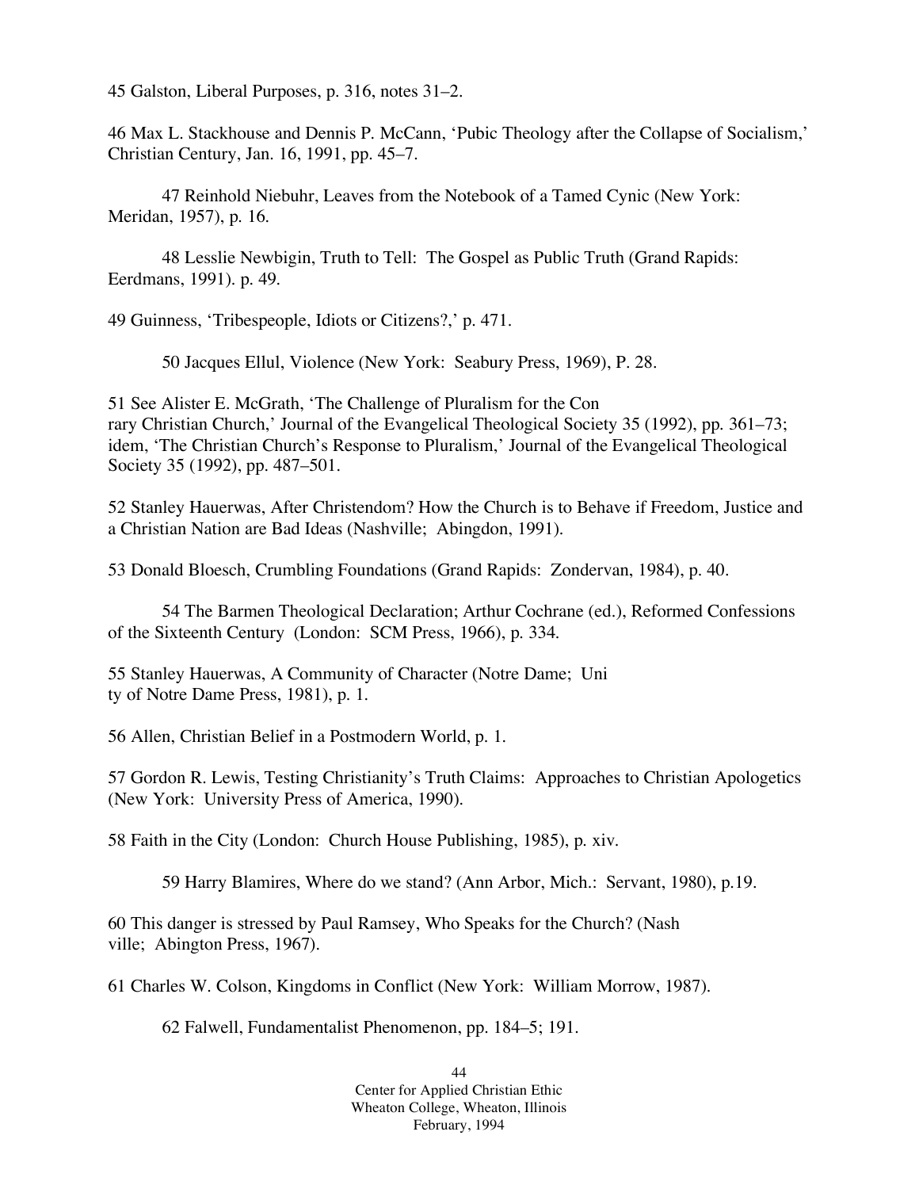45 Galston, Liberal Purposes, p. 316, notes 31–2.

46 Max L. Stackhouse and Dennis P. McCann, 'Pubic Theology after the Collapse of Socialism,' Christian Century, Jan. 16, 1991, pp. 45–7.

47 Reinhold Niebuhr, Leaves from the Notebook of a Tamed Cynic (New York: Meridan, 1957), p. 16.

48 Lesslie Newbigin, Truth to Tell: The Gospel as Public Truth (Grand Rapids: Eerdmans, 1991). p. 49.

49 Guinness, 'Tribespeople, Idiots or Citizens?,' p. 471.

50 Jacques Ellul, Violence (New York: Seabury Press, 1969), P. 28.

51 See Alister E. McGrath, 'The Challenge of Pluralism for the Con
rary Christian Church,' Journal of the Evangelical Theological Society 35 (1992), pp. 361–73; idem, 'The Christian Church's Response to Pluralism,' Journal of the Evangelical Theological Society 35 (1992), pp. 487–501.

52 Stanley Hauerwas, After Christendom? How the Church is to Behave if Freedom, Justice and a Christian Nation are Bad Ideas (Nashville; Abingdon, 1991).

53 Donald Bloesch, Crumbling Foundations (Grand Rapids: Zondervan, 1984), p. 40.

54 The Barmen Theological Declaration; Arthur Cochrane (ed.), Reformed Confessions of the Sixteenth Century (London: SCM Press, 1966), p. 334.

55 Stanley Hauerwas, A Community of Character (Notre Dame; Uni
ty of Notre Dame Press, 1981), p. 1.

56 Allen, Christian Belief in a Postmodern World, p. 1.

57 Gordon R. Lewis, Testing Christianity's Truth Claims: Approaches to Christian Apologetics (New York: University Press of America, 1990).

58 Faith in the City (London: Church House Publishing, 1985), p. xiv.

59 Harry Blamires, Where do we stand? (Ann Arbor, Mich.: Servant, 1980), p.19.

60 This danger is stressed by Paul Ramsey, Who Speaks for the Church? (Nash
ville; Abington Press, 1967).

61 Charles W. Colson, Kingdoms in Conflict (New York: William Morrow, 1987).

62 Falwell, Fundamentalist Phenomenon, pp. 184–5; 191.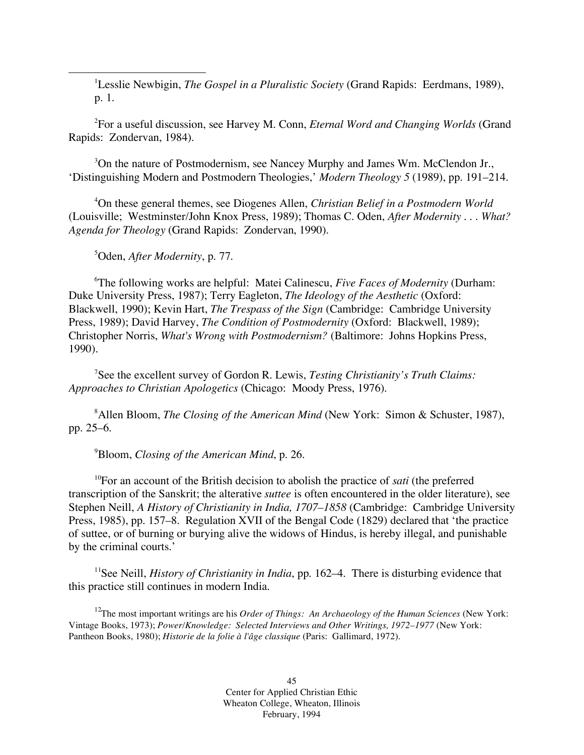[1]Lesslie Newbigin, *The Gospel in a Pluralistic Society* (Grand Rapids: Eerdmans, 1989), p. 1.

[2]For a useful discussion, see Harvey M. Conn, *Eternal Word and Changing Worlds* (Grand Rapids: Zondervan, 1984).

[3]On the nature of Postmodernism, see Nancey Murphy and James Wm. McClendon Jr., 'Distinguishing Modern and Postmodern Theologies,' *Modern Theology 5* (1989), pp. 191–214.

[4]On these general themes, see Diogenes Allen, *Christian Belief in a Postmodern World* (Louisville; Westminster/John Knox Press, 1989); Thomas C. Oden, *After Modernity . . . What? Agenda for Theology* (Grand Rapids: Zondervan, 1990).

[5]Oden, *After Modernity*, p. 77.

[6]The following works are helpful: Matei Calinescu, *Five Faces of Modernity* (Durham: Duke University Press, 1987); Terry Eagleton, *The Ideology of the Aesthetic* (Oxford: Blackwell, 1990); Kevin Hart, *The Trespass of the Sign* (Cambridge: Cambridge University Press, 1989); David Harvey, *The Condition of Postmodernity* (Oxford: Blackwell, 1989); Christopher Norris, *What's Wrong with Postmodernism?* (Baltimore: Johns Hopkins Press, 1990).

[7]See the excellent survey of Gordon R. Lewis, *Testing Christianity's Truth Claims: Approaches to Christian Apologetics* (Chicago: Moody Press, 1976).

[8]Allen Bloom, *The Closing of the American Mind* (New York: Simon & Schuster, 1987), pp. 25–6.

[9]Bloom, *Closing of the American Mind*, p. 26.

[10]For an account of the British decision to abolish the practice of *sati* (the preferred transcription of the Sanskrit; the alterative *suttee* is often encountered in the older literature), see Stephen Neill, *A History of Christianity in India, 1707–1858* (Cambridge: Cambridge University Press, 1985), pp. 157–8. Regulation XVII of the Bengal Code (1829) declared that 'the practice of suttee, or of burning or burying alive the widows of Hindus, is hereby illegal, and punishable by the criminal courts.'

[11]See Neill, *History of Christianity in India*, pp. 162–4. There is disturbing evidence that this practice still continues in modern India.

[12]The most important writings are his *Order of Things: An Archaeology of the Human Sciences* (New York: Vintage Books, 1973); *Power/Knowledge: Selected Interviews and Other Writings, 1972–1977* (New York: Pantheon Books, 1980); *Historie de la folie à l'âge classique* (Paris: Gallimard, 1972).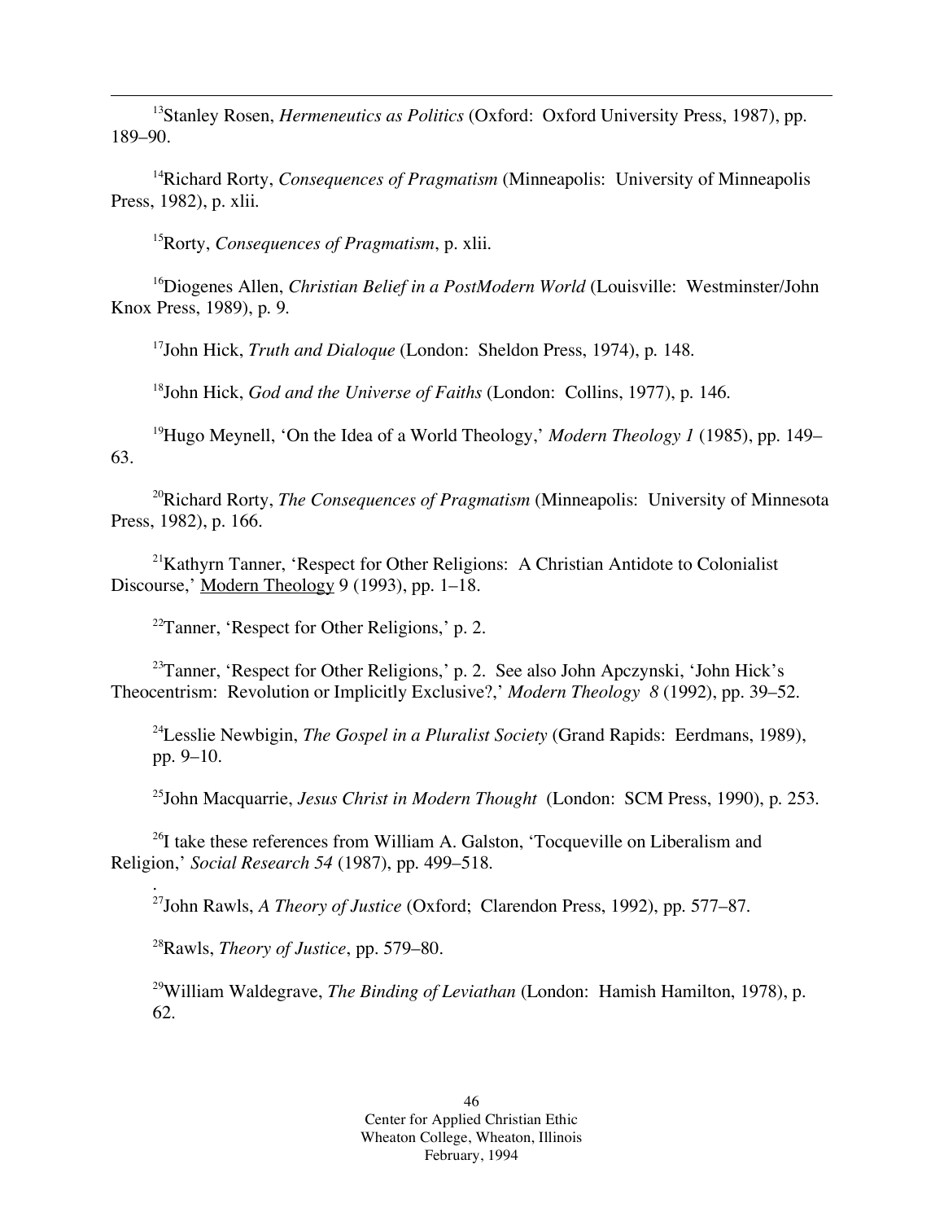[13]Stanley Rosen, *Hermeneutics as Politics* (Oxford: Oxford University Press, 1987), pp. 189–90.

[14]Richard Rorty, *Consequences of Pragmatism* (Minneapolis: University of Minneapolis Press, 1982), p. xlii.

[15]Rorty, *Consequences of Pragmatism*, p. xlii.

[16]Diogenes Allen, *Christian Belief in a PostModern World* (Louisville: Westminster/John Knox Press, 1989), p. 9.

[17]John Hick, *Truth and Dialoque* (London: Sheldon Press, 1974), p. 148.

[18]John Hick, *God and the Universe of Faiths* (London: Collins, 1977), p. 146.

[19]Hugo Meynell, 'On the Idea of a World Theology,' *Modern Theology 1* (1985), pp. 149–63.

[20]Richard Rorty, *The Consequences of Pragmatism* (Minneapolis: University of Minnesota Press, 1982), p. 166.

[21]Kathyrn Tanner, 'Respect for Other Religions: A Christian Antidote to Colonialist Discourse,' Modern Theology 9 (1993), pp. 1–18.

[22]Tanner, 'Respect for Other Religions,' p. 2.

[23]Tanner, 'Respect for Other Religions,' p. 2. See also John Apczynski, 'John Hick's Theocentrism: Revolution or Implicitly Exclusive?,' *Modern Theology 8* (1992), pp. 39–52.

[24]Lesslie Newbigin, *The Gospel in a Pluralist Society* (Grand Rapids: Eerdmans, 1989), pp. 9–10.

[25]John Macquarrie, *Jesus Christ in Modern Thought* (London: SCM Press, 1990), p. 253.

[26]I take these references from William A. Galston, 'Tocqueville on Liberalism and Religion,' *Social Research 54* (1987), pp. 499–518.

[27]John Rawls, *A Theory of Justice* (Oxford; Clarendon Press, 1992), pp. 577–87.

[28]Rawls, *Theory of Justice*, pp. 579–80.

[29]William Waldegrave, *The Binding of Leviathan* (London: Hamish Hamilton, 1978), p. 62.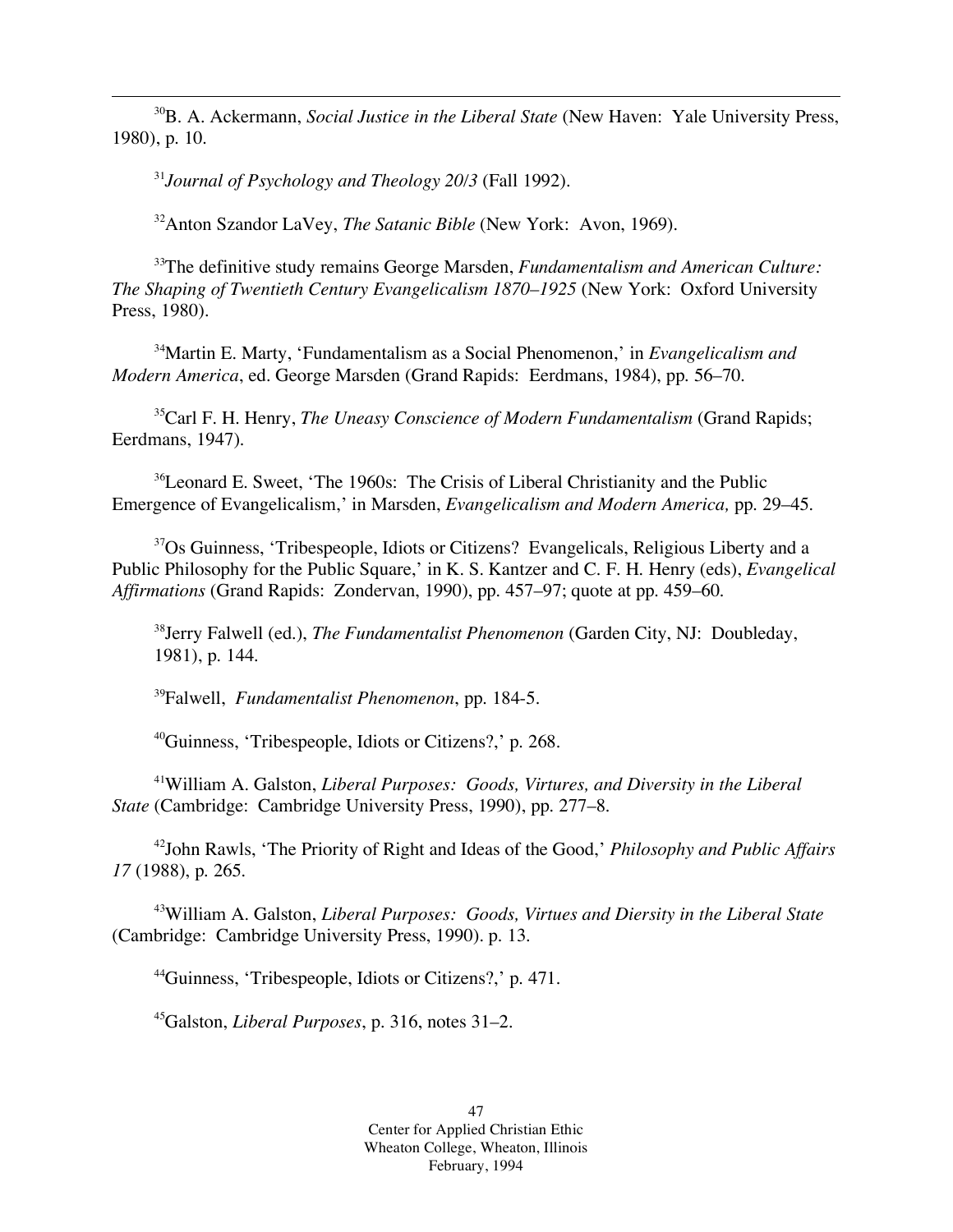[30]B. A. Ackermann, *Social Justice in the Liberal State* (New Haven: Yale University Press, 1980), p. 10.

[31]*Journal of Psychology and Theology 20/3* (Fall 1992).

[32]Anton Szandor LaVey, *The Satanic Bible* (New York: Avon, 1969).

[33]The definitive study remains George Marsden, *Fundamentalism and American Culture: The Shaping of Twentieth Century Evangelicalism 1870–1925* (New York: Oxford University Press, 1980).

[34]Martin E. Marty, 'Fundamentalism as a Social Phenomenon,' in *Evangelicalism and Modern America*, ed. George Marsden (Grand Rapids: Eerdmans, 1984), pp. 56–70.

[35]Carl F. H. Henry, *The Uneasy Conscience of Modern Fundamentalism* (Grand Rapids; Eerdmans, 1947).

[36]Leonard E. Sweet, 'The 1960s: The Crisis of Liberal Christianity and the Public Emergence of Evangelicalism,' in Marsden, *Evangelicalism and Modern America,* pp. 29–45.

[37]Os Guinness, 'Tribespeople, Idiots or Citizens? Evangelicals, Religious Liberty and a Public Philosophy for the Public Square,' in K. S. Kantzer and C. F. H. Henry (eds), *Evangelical Affirmations* (Grand Rapids: Zondervan, 1990), pp. 457–97; quote at pp. 459–60.

[38]Jerry Falwell (ed.), *The Fundamentalist Phenomenon* (Garden City, NJ: Doubleday, 1981), p. 144.

[39]Falwell, *Fundamentalist Phenomenon*, pp. 184-5.

[40]Guinness, 'Tribespeople, Idiots or Citizens?,' p. 268.

[41]William A. Galston, *Liberal Purposes: Goods, Virtures, and Diversity in the Liberal State* (Cambridge: Cambridge University Press, 1990), pp. 277–8.

[42]John Rawls, 'The Priority of Right and Ideas of the Good,' *Philosophy and Public Affairs 17* (1988), p. 265.

[43]William A. Galston, *Liberal Purposes: Goods, Virtues and Diersity in the Liberal State* (Cambridge: Cambridge University Press, 1990). p. 13.

[44]Guinness, 'Tribespeople, Idiots or Citizens?,' p. 471.

[45]Galston, *Liberal Purposes*, p. 316, notes 31–2.

Center for Applied Christian Ethic
Wheaton College, Wheaton, Illinois
February, 1994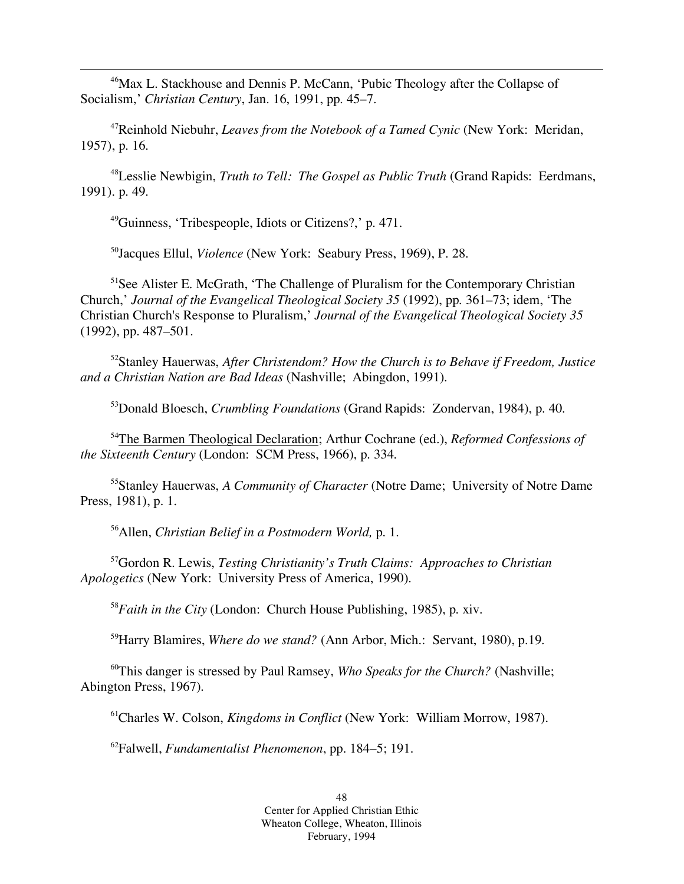[46]Max L. Stackhouse and Dennis P. McCann, 'Pubic Theology after the Collapse of Socialism,' *Christian Century*, Jan. 16, 1991, pp. 45–7.

[47]Reinhold Niebuhr, *Leaves from the Notebook of a Tamed Cynic* (New York: Meridan, 1957), p. 16.

[48]Lesslie Newbigin, *Truth to Tell: The Gospel as Public Truth* (Grand Rapids: Eerdmans, 1991). p. 49.

[49]Guinness, 'Tribespeople, Idiots or Citizens?,' p. 471.

[50]Jacques Ellul, *Violence* (New York: Seabury Press, 1969), P. 28.

[51]See Alister E. McGrath, 'The Challenge of Pluralism for the Contemporary Christian Church,' *Journal of the Evangelical Theological Society 35* (1992), pp. 361–73; idem, 'The Christian Church's Response to Pluralism,' *Journal of the Evangelical Theological Society 35* (1992), pp. 487–501.

[52]Stanley Hauerwas, *After Christendom? How the Church is to Behave if Freedom, Justice and a Christian Nation are Bad Ideas* (Nashville; Abingdon, 1991).

[53]Donald Bloesch, *Crumbling Foundations* (Grand Rapids: Zondervan, 1984), p. 40.

[54]The Barmen Theological Declaration; Arthur Cochrane (ed.), *Reformed Confessions of the Sixteenth Century* (London: SCM Press, 1966), p. 334.

[55]Stanley Hauerwas, *A Community of Character* (Notre Dame; University of Notre Dame Press, 1981), p. 1.

[56]Allen, *Christian Belief in a Postmodern World,* p. 1.

[57]Gordon R. Lewis, *Testing Christianity's Truth Claims: Approaches to Christian Apologetics* (New York: University Press of America, 1990).

[58]*Faith in the City* (London: Church House Publishing, 1985), p. xiv.

[59]Harry Blamires, *Where do we stand?* (Ann Arbor, Mich.: Servant, 1980), p.19.

[60]This danger is stressed by Paul Ramsey, *Who Speaks for the Church?* (Nashville; Abington Press, 1967).

[61]Charles W. Colson, *Kingdoms in Conflict* (New York: William Morrow, 1987).

[62]Falwell, *Fundamentalist Phenomenon*, pp. 184–5; 191.